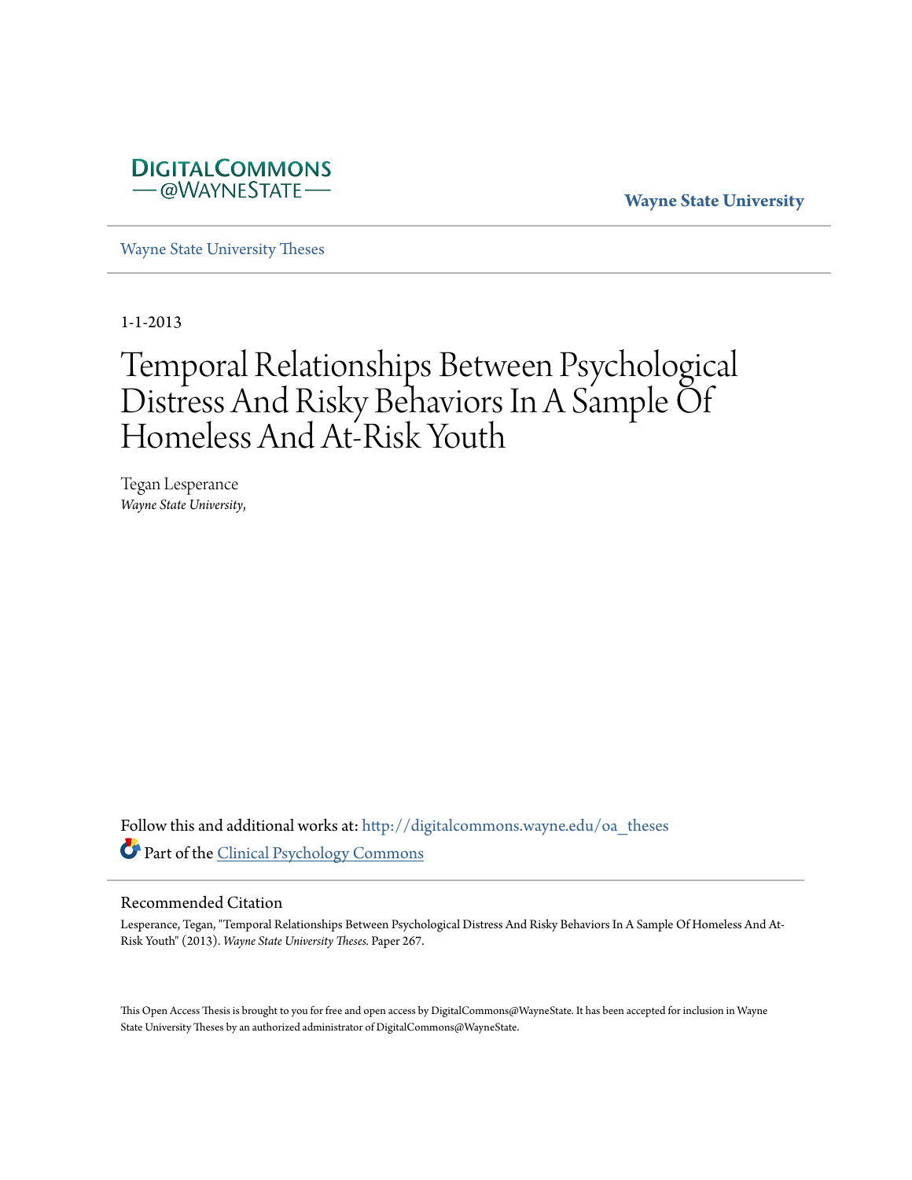DigitalCommons @WayneState

Wayne State University

Wayne State University Theses

1-1-2013

# Temporal Relationships Between Psychological Distress And Risky Behaviors In A Sample Of Homeless And At-Risk Youth

Tegan Lesperance
*Wayne State University,*

Follow this and additional works at: http://digitalcommons.wayne.edu/oa_theses

Part of the Clinical Psychology Commons

## Recommended Citation

Lesperance, Tegan, "Temporal Relationships Between Psychological Distress And Risky Behaviors In A Sample Of Homeless And At-Risk Youth" (2013). *Wayne State University Theses.* Paper 267.

This Open Access Thesis is brought to you for free and open access by DigitalCommons@WayneState. It has been accepted for inclusion in Wayne State University Theses by an authorized administrator of DigitalCommons@WayneState.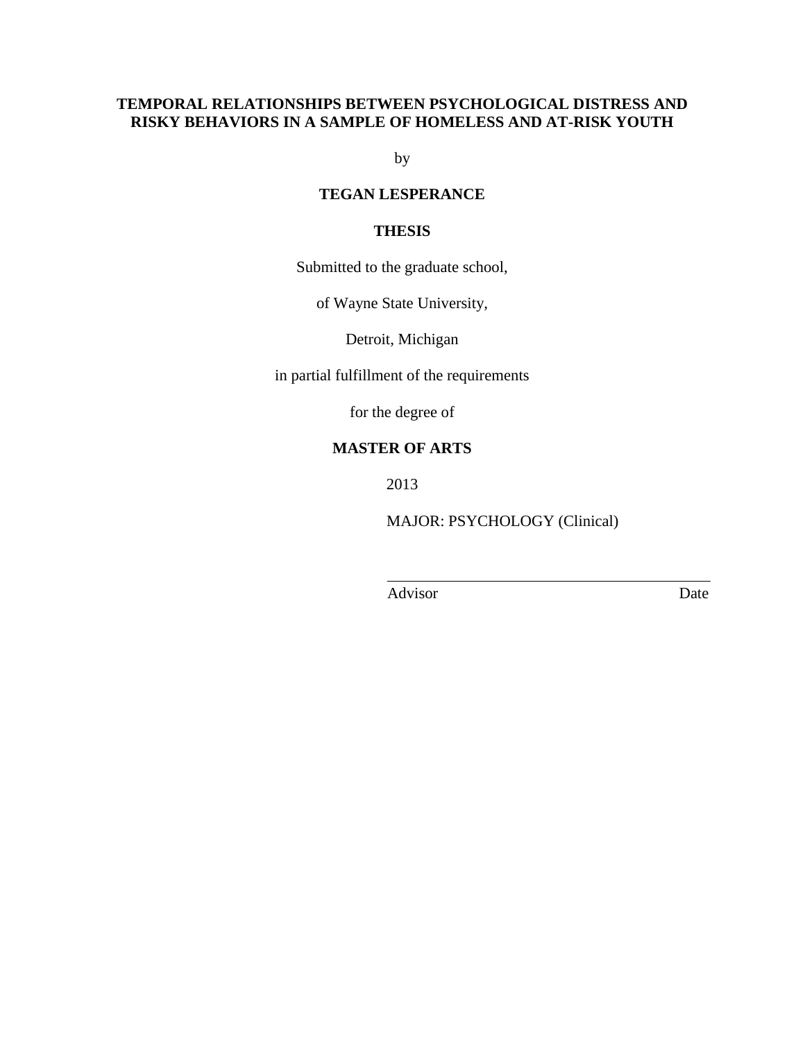**TEMPORAL RELATIONSHIPS BETWEEN PSYCHOLOGICAL DISTRESS AND RISKY BEHAVIORS IN A SAMPLE OF HOMELESS AND AT-RISK YOUTH**

by

**TEGAN LESPERANCE**

**THESIS**

Submitted to the graduate school,

of Wayne State University,

Detroit, Michigan

in partial fulfillment of the requirements

for the degree of

**MASTER OF ARTS**

2013

MAJOR: PSYCHOLOGY (Clinical)

Advisor Date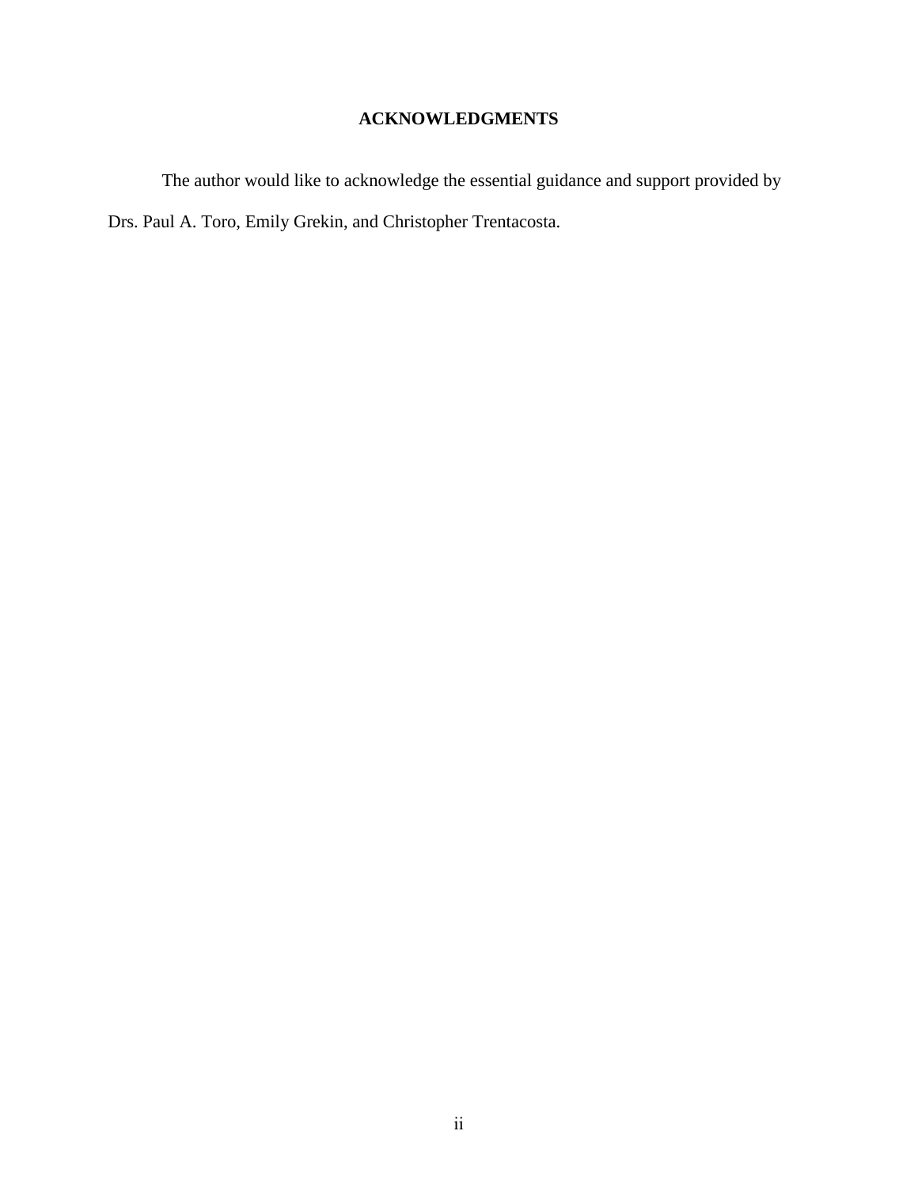## ACKNOWLEDGMENTS

The author would like to acknowledge the essential guidance and support provided by Drs. Paul A. Toro, Emily Grekin, and Christopher Trentacosta.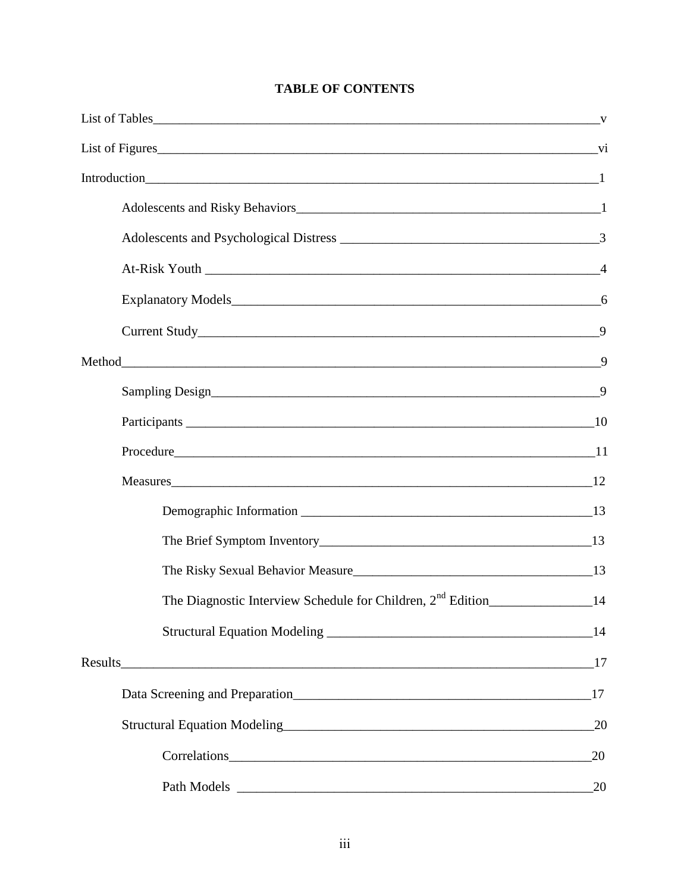# TABLE OF CONTENTS

List of Tables ______________________________________________________________ v

List of Figures _____________________________________________________________ vi

Introduction ________________________________________________________________ 1

- Adolescents and Risky Behaviors _________________________________________ 1
- Adolescents and Psychological Distress ____________________________________ 3
- At-Risk Youth ______________________________________________________ 4
- Explanatory Models ___________________________________________________ 6
- Current Study ______________________________________________________ 9

Method _____________________________________________________________________ 9

- Sampling Design ____________________________________________________ 9
- Participants _______________________________________________________ 10
- Procedure ________________________________________________________ 11
- Measures _________________________________________________________ 12
    - Demographic Information ____________________________________________ 13
    - The Brief Symptom Inventory _________________________________________ 13
    - The Risky Sexual Behavior Measure ____________________________________ 13
    - The Diagnostic Interview Schedule for Children, 2nd Edition _______________ 14
    - Structural Equation Modeling _________________________________________ 14

Results ____________________________________________________________________ 17

- Data Screening and Preparation _________________________________________ 17
- Structural Equation Modeling __________________________________________ 20
    - Correlations ______________________________________________________ 20
    - Path Models _______________________________________________________ 20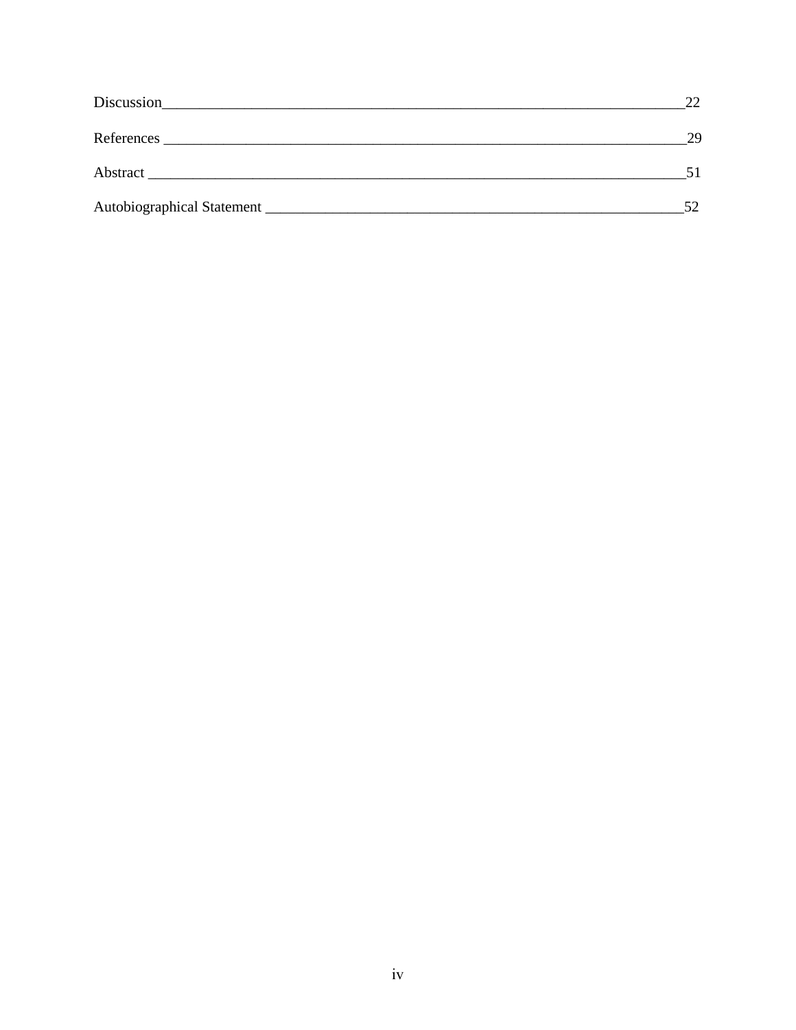Discussion ____________________________________________________________________ 22

References ____________________________________________________________________ 29

Abstract ______________________________________________________________________ 51

Autobiographical Statement ____________________________________________________ 52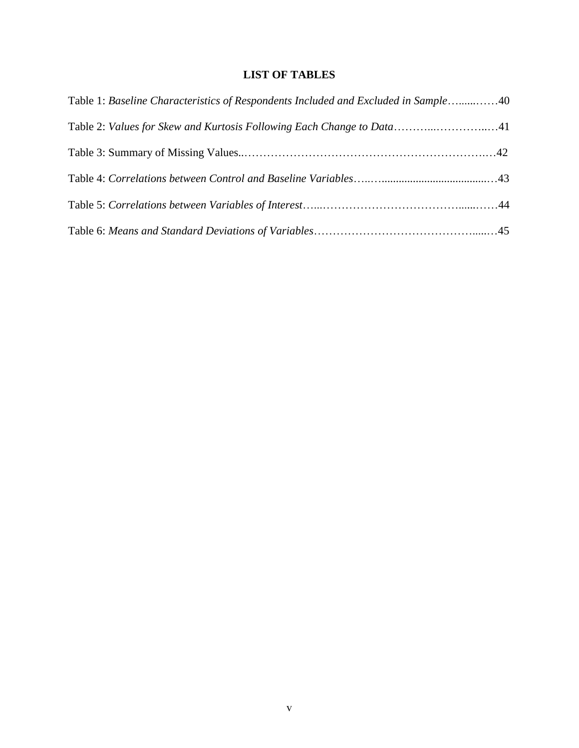## LIST OF TABLES

Table 1: *Baseline Characteristics of Respondents Included and Excluded in Sample*……...……40

Table 2: *Values for Skew and Kurtosis Following Each Change to Data*………..…………..…41

Table 3: Summary of Missing Values..……………………………………………………….…42

Table 4: *Correlations between Control and Baseline Variables*…..…......................................…43

Table 5: *Correlations between Variables of Interest*…..………………………………......……44

Table 6: *Means and Standard Deviations of Variables*……………………………………......…45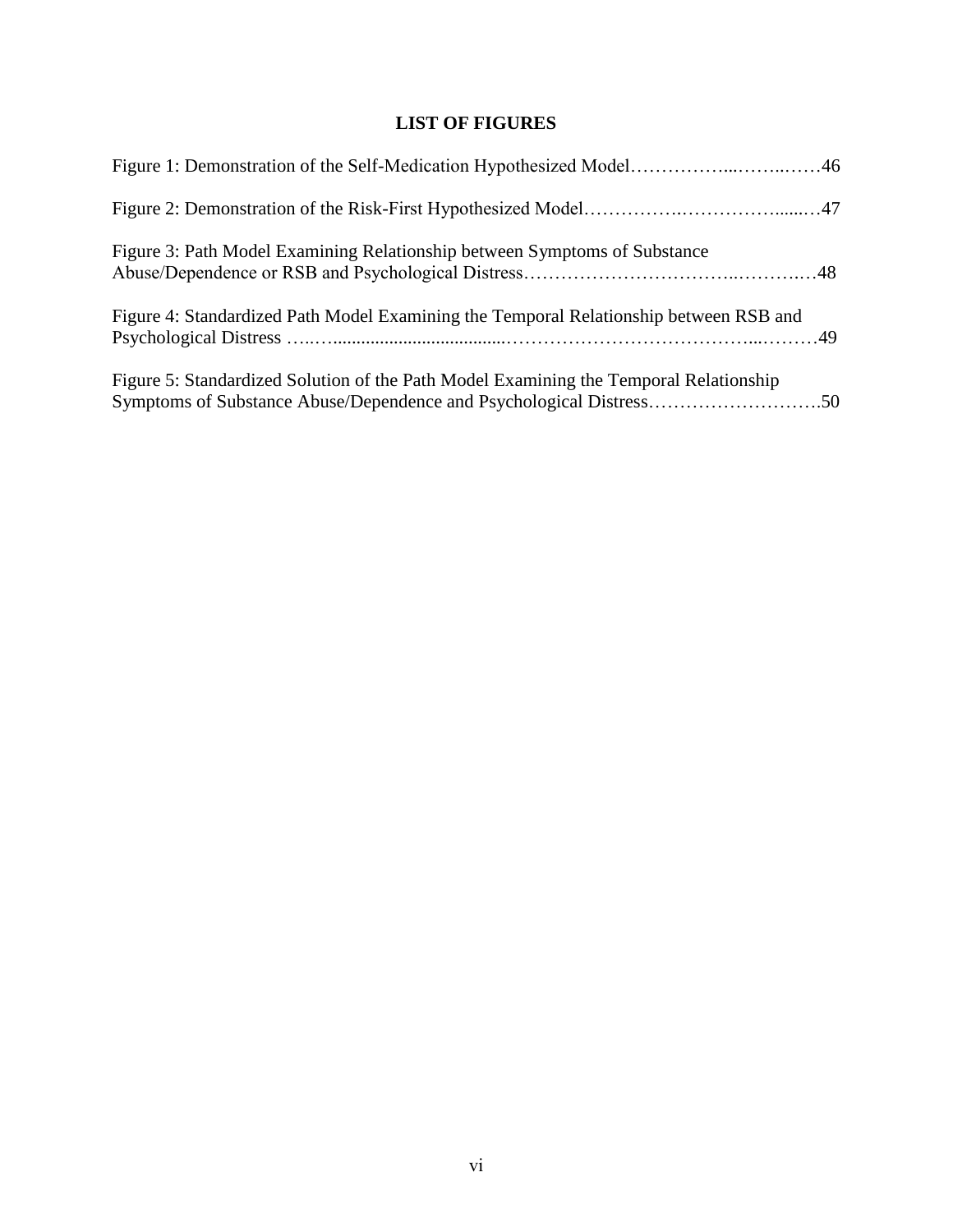# LIST OF FIGURES

Figure 1: Demonstration of the Self-Medication Hypothesized Model……………...……..……46

Figure 2: Demonstration of the Risk-First Hypothesized Model…………….……………......…47

Figure 3: Path Model Examining Relationship between Symptoms of Substance Abuse/Dependence or RSB and Psychological Distress……………………………..……….…48

Figure 4: Standardized Path Model Examining the Temporal Relationship between RSB and Psychological Distress …..….....................................………………………………...………49

Figure 5: Standardized Solution of the Path Model Examining the Temporal Relationship Symptoms of Substance Abuse/Dependence and Psychological Distress……………………….50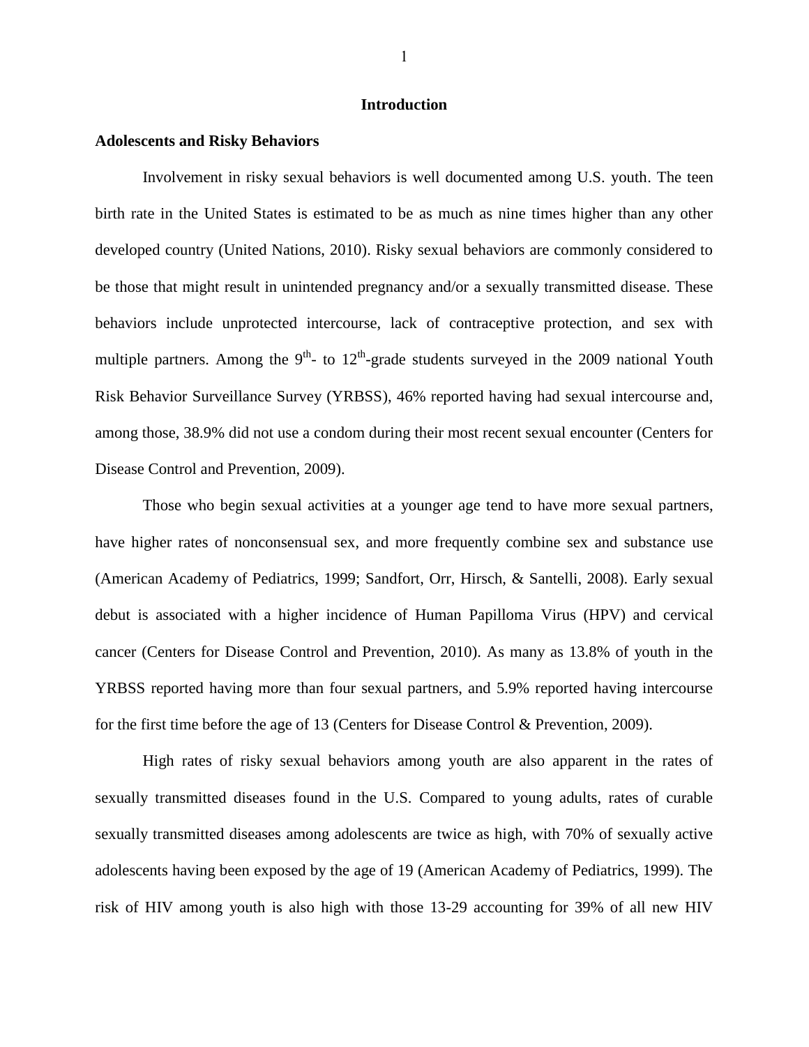# Introduction

## Adolescents and Risky Behaviors

Involvement in risky sexual behaviors is well documented among U.S. youth. The teen birth rate in the United States is estimated to be as much as nine times higher than any other developed country (United Nations, 2010). Risky sexual behaviors are commonly considered to be those that might result in unintended pregnancy and/or a sexually transmitted disease. These behaviors include unprotected intercourse, lack of contraceptive protection, and sex with multiple partners. Among the 9th- to 12th-grade students surveyed in the 2009 national Youth Risk Behavior Surveillance Survey (YRBSS), 46% reported having had sexual intercourse and, among those, 38.9% did not use a condom during their most recent sexual encounter (Centers for Disease Control and Prevention, 2009).

Those who begin sexual activities at a younger age tend to have more sexual partners, have higher rates of nonconsensual sex, and more frequently combine sex and substance use (American Academy of Pediatrics, 1999; Sandfort, Orr, Hirsch, & Santelli, 2008). Early sexual debut is associated with a higher incidence of Human Papilloma Virus (HPV) and cervical cancer (Centers for Disease Control and Prevention, 2010). As many as 13.8% of youth in the YRBSS reported having more than four sexual partners, and 5.9% reported having intercourse for the first time before the age of 13 (Centers for Disease Control & Prevention, 2009).

High rates of risky sexual behaviors among youth are also apparent in the rates of sexually transmitted diseases found in the U.S. Compared to young adults, rates of curable sexually transmitted diseases among adolescents are twice as high, with 70% of sexually active adolescents having been exposed by the age of 19 (American Academy of Pediatrics, 1999). The risk of HIV among youth is also high with those 13-29 accounting for 39% of all new HIV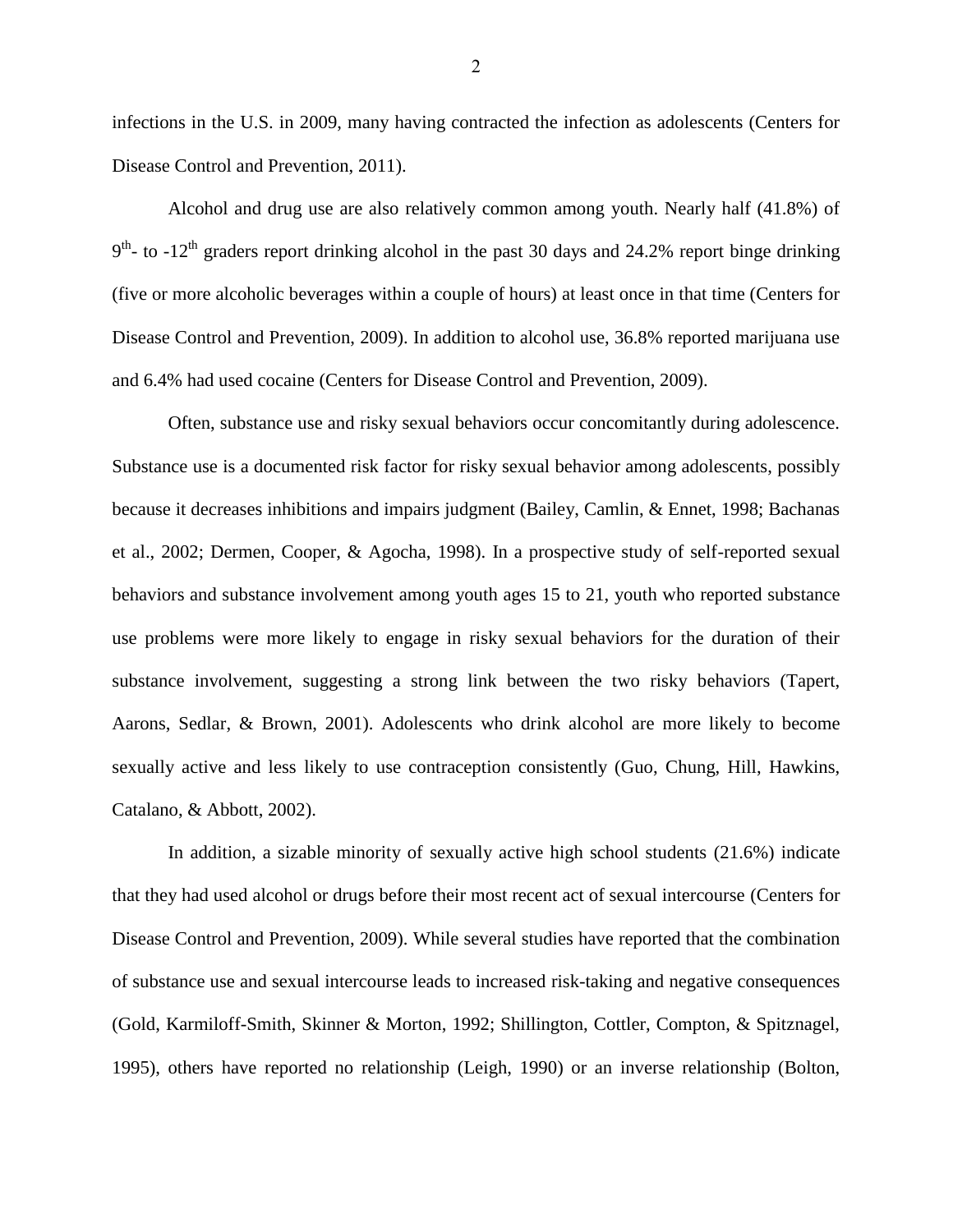infections in the U.S. in 2009, many having contracted the infection as adolescents (Centers for Disease Control and Prevention, 2011).

Alcohol and drug use are also relatively common among youth. Nearly half (41.8%) of 9th- to -12th graders report drinking alcohol in the past 30 days and 24.2% report binge drinking (five or more alcoholic beverages within a couple of hours) at least once in that time (Centers for Disease Control and Prevention, 2009). In addition to alcohol use, 36.8% reported marijuana use and 6.4% had used cocaine (Centers for Disease Control and Prevention, 2009).

Often, substance use and risky sexual behaviors occur concomitantly during adolescence. Substance use is a documented risk factor for risky sexual behavior among adolescents, possibly because it decreases inhibitions and impairs judgment (Bailey, Camlin, & Ennet, 1998; Bachanas et al., 2002; Dermen, Cooper, & Agocha, 1998). In a prospective study of self-reported sexual behaviors and substance involvement among youth ages 15 to 21, youth who reported substance use problems were more likely to engage in risky sexual behaviors for the duration of their substance involvement, suggesting a strong link between the two risky behaviors (Tapert, Aarons, Sedlar, & Brown, 2001). Adolescents who drink alcohol are more likely to become sexually active and less likely to use contraception consistently (Guo, Chung, Hill, Hawkins, Catalano, & Abbott, 2002).

In addition, a sizable minority of sexually active high school students (21.6%) indicate that they had used alcohol or drugs before their most recent act of sexual intercourse (Centers for Disease Control and Prevention, 2009). While several studies have reported that the combination of substance use and sexual intercourse leads to increased risk-taking and negative consequences (Gold, Karmiloff-Smith, Skinner & Morton, 1992; Shillington, Cottler, Compton, & Spitznagel, 1995), others have reported no relationship (Leigh, 1990) or an inverse relationship (Bolton,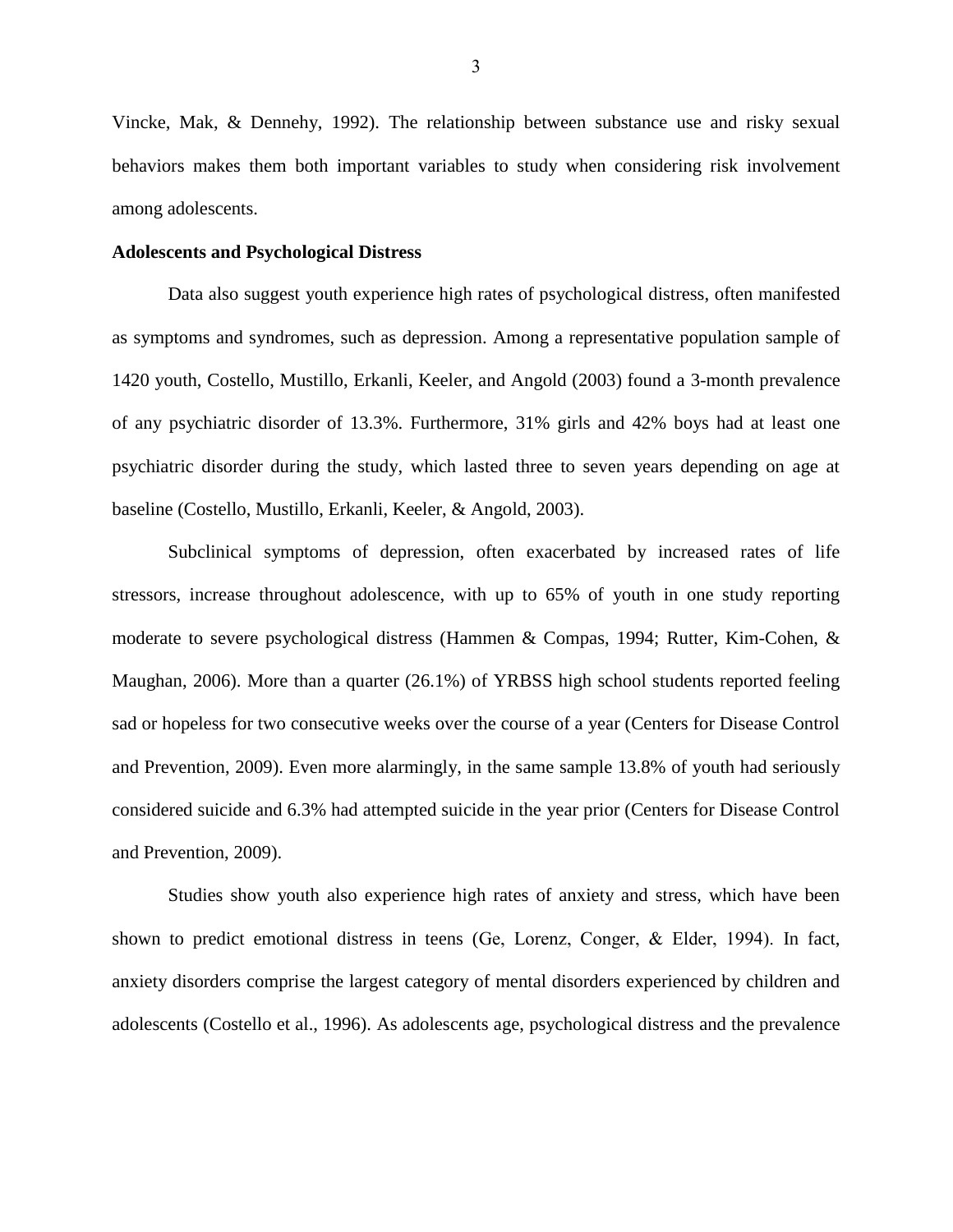Vincke, Mak, & Dennehy, 1992). The relationship between substance use and risky sexual behaviors makes them both important variables to study when considering risk involvement among adolescents.

**Adolescents and Psychological Distress**

Data also suggest youth experience high rates of psychological distress, often manifested as symptoms and syndromes, such as depression. Among a representative population sample of 1420 youth, Costello, Mustillo, Erkanli, Keeler, and Angold (2003) found a 3-month prevalence of any psychiatric disorder of 13.3%. Furthermore, 31% girls and 42% boys had at least one psychiatric disorder during the study, which lasted three to seven years depending on age at baseline (Costello, Mustillo, Erkanli, Keeler, & Angold, 2003).

Subclinical symptoms of depression, often exacerbated by increased rates of life stressors, increase throughout adolescence, with up to 65% of youth in one study reporting moderate to severe psychological distress (Hammen & Compas, 1994; Rutter, Kim-Cohen, & Maughan, 2006). More than a quarter (26.1%) of YRBSS high school students reported feeling sad or hopeless for two consecutive weeks over the course of a year (Centers for Disease Control and Prevention, 2009). Even more alarmingly, in the same sample 13.8% of youth had seriously considered suicide and 6.3% had attempted suicide in the year prior (Centers for Disease Control and Prevention, 2009).

Studies show youth also experience high rates of anxiety and stress, which have been shown to predict emotional distress in teens (Ge, Lorenz, Conger, & Elder, 1994). In fact, anxiety disorders comprise the largest category of mental disorders experienced by children and adolescents (Costello et al., 1996). As adolescents age, psychological distress and the prevalence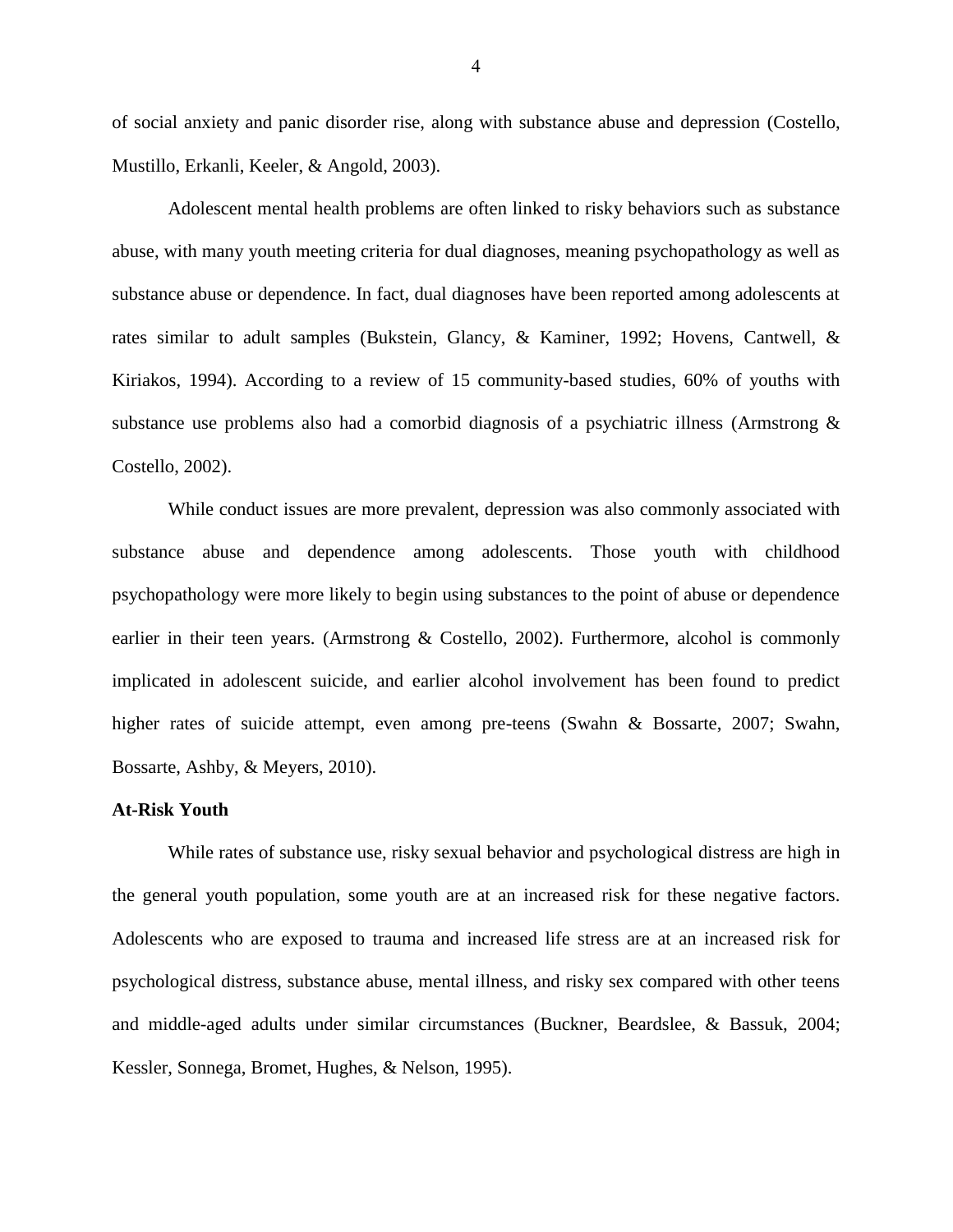of social anxiety and panic disorder rise, along with substance abuse and depression (Costello, Mustillo, Erkanli, Keeler, & Angold, 2003).

Adolescent mental health problems are often linked to risky behaviors such as substance abuse, with many youth meeting criteria for dual diagnoses, meaning psychopathology as well as substance abuse or dependence. In fact, dual diagnoses have been reported among adolescents at rates similar to adult samples (Bukstein, Glancy, & Kaminer, 1992; Hovens, Cantwell, & Kiriakos, 1994). According to a review of 15 community-based studies, 60% of youths with substance use problems also had a comorbid diagnosis of a psychiatric illness (Armstrong & Costello, 2002).

While conduct issues are more prevalent, depression was also commonly associated with substance abuse and dependence among adolescents. Those youth with childhood psychopathology were more likely to begin using substances to the point of abuse or dependence earlier in their teen years. (Armstrong & Costello, 2002). Furthermore, alcohol is commonly implicated in adolescent suicide, and earlier alcohol involvement has been found to predict higher rates of suicide attempt, even among pre-teens (Swahn & Bossarte, 2007; Swahn, Bossarte, Ashby, & Meyers, 2010).

**At-Risk Youth**

While rates of substance use, risky sexual behavior and psychological distress are high in the general youth population, some youth are at an increased risk for these negative factors. Adolescents who are exposed to trauma and increased life stress are at an increased risk for psychological distress, substance abuse, mental illness, and risky sex compared with other teens and middle-aged adults under similar circumstances (Buckner, Beardslee, & Bassuk, 2004; Kessler, Sonnega, Bromet, Hughes, & Nelson, 1995).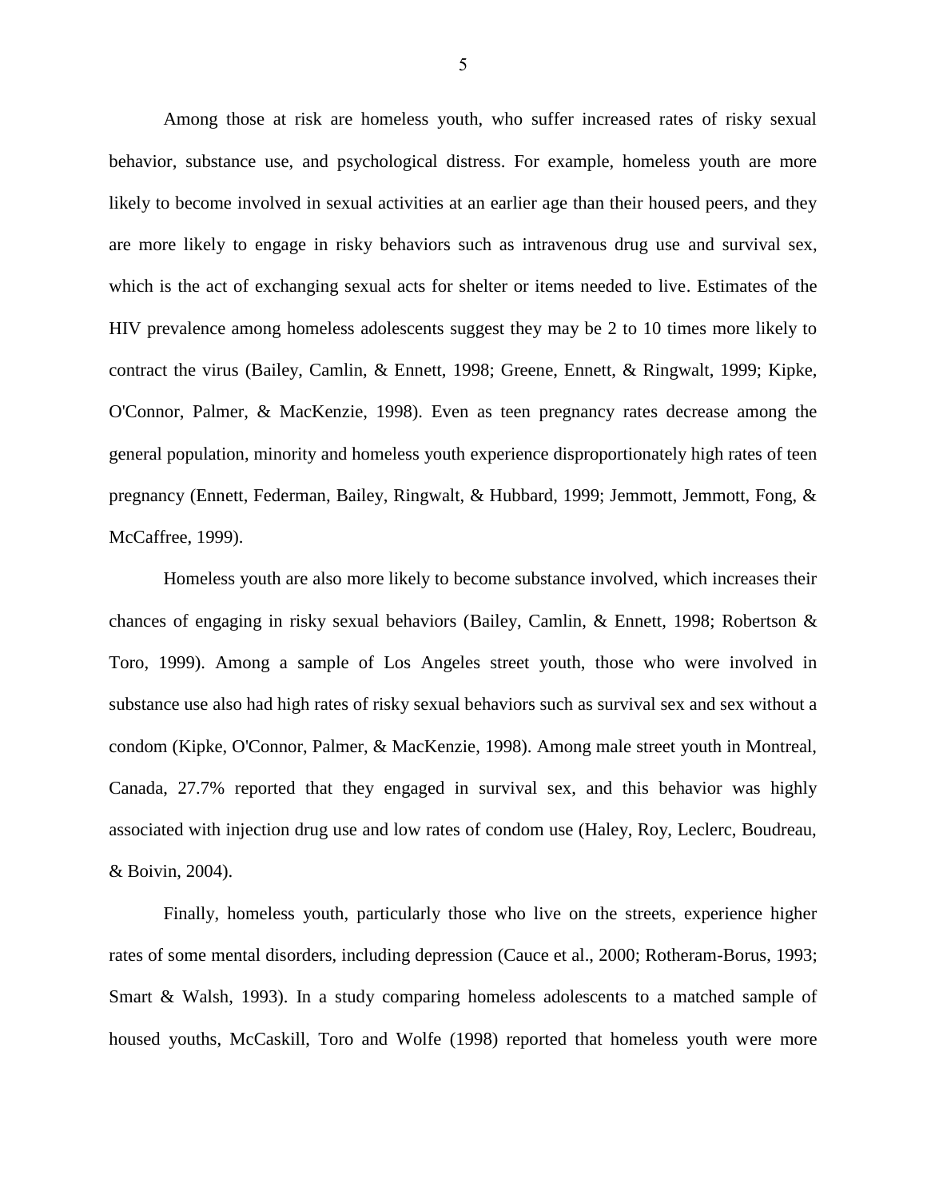Among those at risk are homeless youth, who suffer increased rates of risky sexual behavior, substance use, and psychological distress. For example, homeless youth are more likely to become involved in sexual activities at an earlier age than their housed peers, and they are more likely to engage in risky behaviors such as intravenous drug use and survival sex, which is the act of exchanging sexual acts for shelter or items needed to live. Estimates of the HIV prevalence among homeless adolescents suggest they may be 2 to 10 times more likely to contract the virus (Bailey, Camlin, & Ennett, 1998; Greene, Ennett, & Ringwalt, 1999; Kipke, O'Connor, Palmer, & MacKenzie, 1998). Even as teen pregnancy rates decrease among the general population, minority and homeless youth experience disproportionately high rates of teen pregnancy (Ennett, Federman, Bailey, Ringwalt, & Hubbard, 1999; Jemmott, Jemmott, Fong, & McCaffree, 1999).

Homeless youth are also more likely to become substance involved, which increases their chances of engaging in risky sexual behaviors (Bailey, Camlin, & Ennett, 1998; Robertson & Toro, 1999). Among a sample of Los Angeles street youth, those who were involved in substance use also had high rates of risky sexual behaviors such as survival sex and sex without a condom (Kipke, O'Connor, Palmer, & MacKenzie, 1998). Among male street youth in Montreal, Canada, 27.7% reported that they engaged in survival sex, and this behavior was highly associated with injection drug use and low rates of condom use (Haley, Roy, Leclerc, Boudreau, & Boivin, 2004).

Finally, homeless youth, particularly those who live on the streets, experience higher rates of some mental disorders, including depression (Cauce et al., 2000; Rotheram-Borus, 1993; Smart & Walsh, 1993). In a study comparing homeless adolescents to a matched sample of housed youths, McCaskill, Toro and Wolfe (1998) reported that homeless youth were more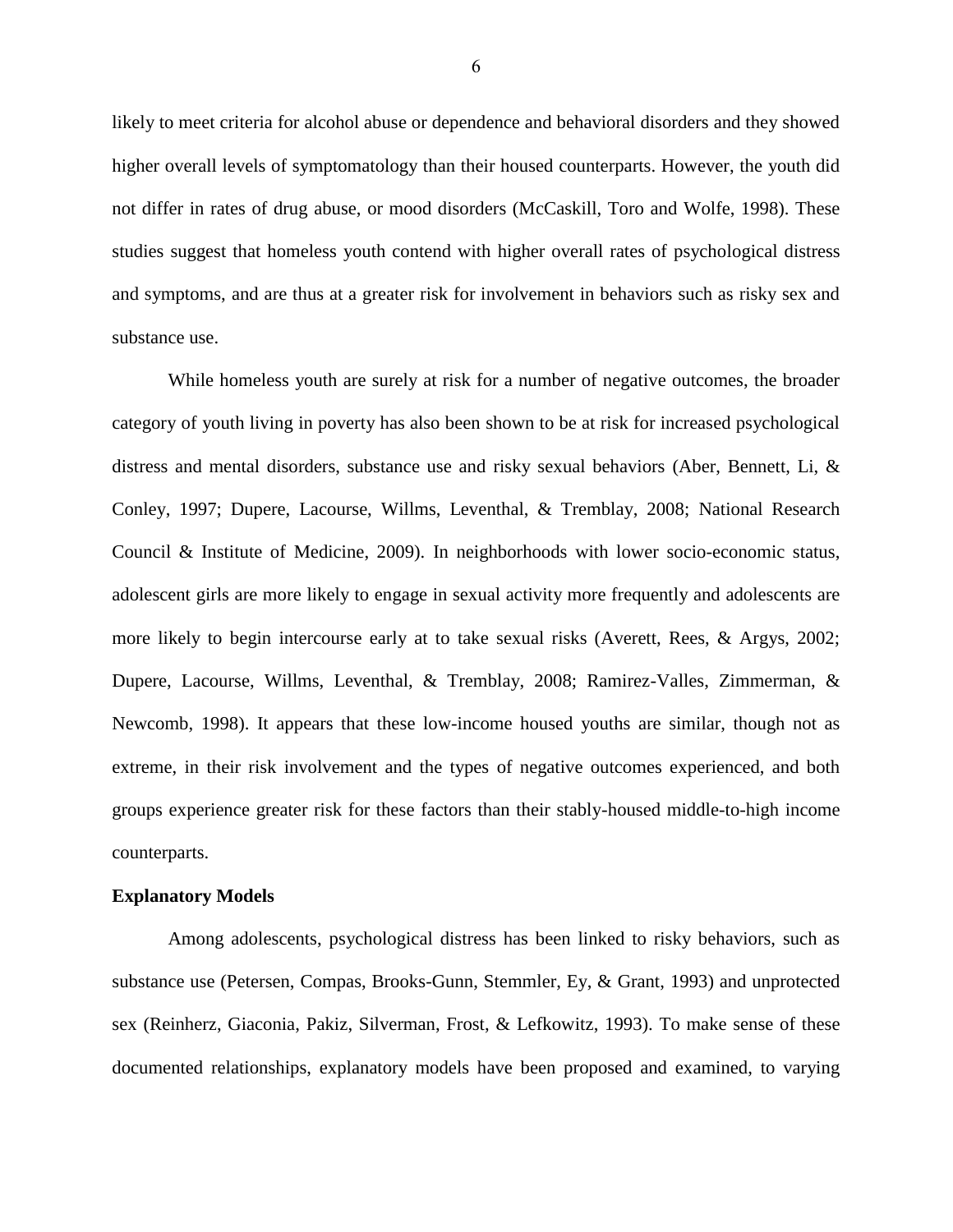likely to meet criteria for alcohol abuse or dependence and behavioral disorders and they showed higher overall levels of symptomatology than their housed counterparts. However, the youth did not differ in rates of drug abuse, or mood disorders (McCaskill, Toro and Wolfe, 1998). These studies suggest that homeless youth contend with higher overall rates of psychological distress and symptoms, and are thus at a greater risk for involvement in behaviors such as risky sex and substance use.

While homeless youth are surely at risk for a number of negative outcomes, the broader category of youth living in poverty has also been shown to be at risk for increased psychological distress and mental disorders, substance use and risky sexual behaviors (Aber, Bennett, Li, & Conley, 1997; Dupere, Lacourse, Willms, Leventhal, & Tremblay, 2008; National Research Council & Institute of Medicine, 2009). In neighborhoods with lower socio-economic status, adolescent girls are more likely to engage in sexual activity more frequently and adolescents are more likely to begin intercourse early at to take sexual risks (Averett, Rees, & Argys, 2002; Dupere, Lacourse, Willms, Leventhal, & Tremblay, 2008; Ramirez-Valles, Zimmerman, & Newcomb, 1998). It appears that these low-income housed youths are similar, though not as extreme, in their risk involvement and the types of negative outcomes experienced, and both groups experience greater risk for these factors than their stably-housed middle-to-high income counterparts.

**Explanatory Models**

Among adolescents, psychological distress has been linked to risky behaviors, such as substance use (Petersen, Compas, Brooks-Gunn, Stemmler, Ey, & Grant, 1993) and unprotected sex (Reinherz, Giaconia, Pakiz, Silverman, Frost, & Lefkowitz, 1993). To make sense of these documented relationships, explanatory models have been proposed and examined, to varying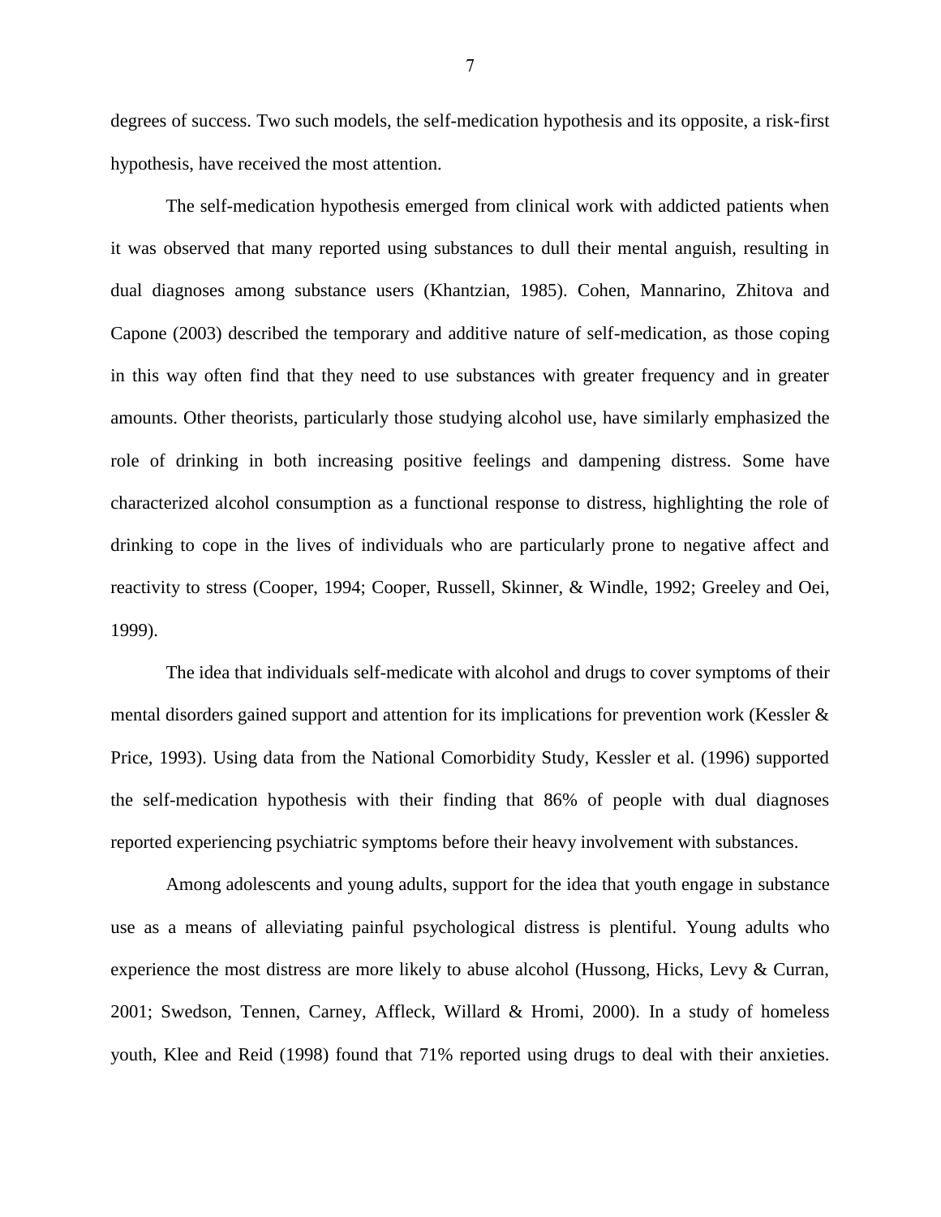degrees of success. Two such models, the self-medication hypothesis and its opposite, a risk-first hypothesis, have received the most attention.

The self-medication hypothesis emerged from clinical work with addicted patients when it was observed that many reported using substances to dull their mental anguish, resulting in dual diagnoses among substance users (Khantzian, 1985). Cohen, Mannarino, Zhitova and Capone (2003) described the temporary and additive nature of self-medication, as those coping in this way often find that they need to use substances with greater frequency and in greater amounts. Other theorists, particularly those studying alcohol use, have similarly emphasized the role of drinking in both increasing positive feelings and dampening distress. Some have characterized alcohol consumption as a functional response to distress, highlighting the role of drinking to cope in the lives of individuals who are particularly prone to negative affect and reactivity to stress (Cooper, 1994; Cooper, Russell, Skinner, & Windle, 1992; Greeley and Oei, 1999).

The idea that individuals self-medicate with alcohol and drugs to cover symptoms of their mental disorders gained support and attention for its implications for prevention work (Kessler & Price, 1993). Using data from the National Comorbidity Study, Kessler et al. (1996) supported the self-medication hypothesis with their finding that 86% of people with dual diagnoses reported experiencing psychiatric symptoms before their heavy involvement with substances.

Among adolescents and young adults, support for the idea that youth engage in substance use as a means of alleviating painful psychological distress is plentiful. Young adults who experience the most distress are more likely to abuse alcohol (Hussong, Hicks, Levy & Curran, 2001; Swedson, Tennen, Carney, Affleck, Willard & Hromi, 2000). In a study of homeless youth, Klee and Reid (1998) found that 71% reported using drugs to deal with their anxieties.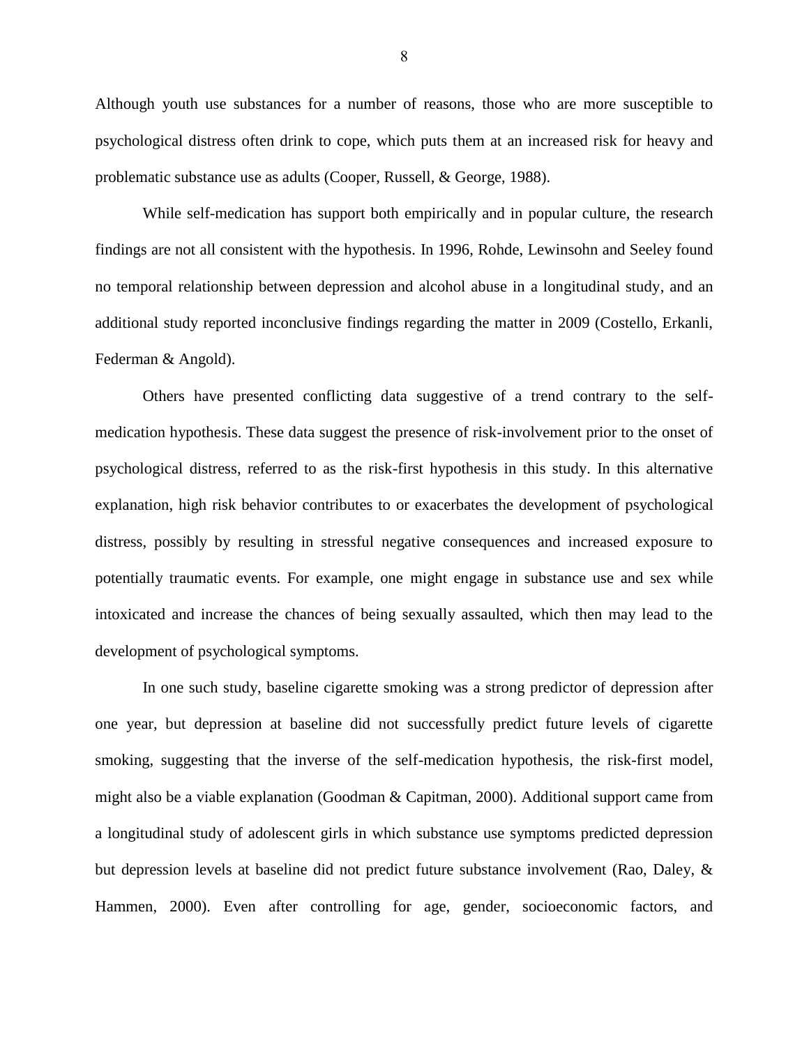Although youth use substances for a number of reasons, those who are more susceptible to psychological distress often drink to cope, which puts them at an increased risk for heavy and problematic substance use as adults (Cooper, Russell, & George, 1988).

While self-medication has support both empirically and in popular culture, the research findings are not all consistent with the hypothesis. In 1996, Rohde, Lewinsohn and Seeley found no temporal relationship between depression and alcohol abuse in a longitudinal study, and an additional study reported inconclusive findings regarding the matter in 2009 (Costello, Erkanli, Federman & Angold).

Others have presented conflicting data suggestive of a trend contrary to the self-medication hypothesis. These data suggest the presence of risk-involvement prior to the onset of psychological distress, referred to as the risk-first hypothesis in this study. In this alternative explanation, high risk behavior contributes to or exacerbates the development of psychological distress, possibly by resulting in stressful negative consequences and increased exposure to potentially traumatic events. For example, one might engage in substance use and sex while intoxicated and increase the chances of being sexually assaulted, which then may lead to the development of psychological symptoms.

In one such study, baseline cigarette smoking was a strong predictor of depression after one year, but depression at baseline did not successfully predict future levels of cigarette smoking, suggesting that the inverse of the self-medication hypothesis, the risk-first model, might also be a viable explanation (Goodman & Capitman, 2000). Additional support came from a longitudinal study of adolescent girls in which substance use symptoms predicted depression but depression levels at baseline did not predict future substance involvement (Rao, Daley, & Hammen, 2000). Even after controlling for age, gender, socioeconomic factors, and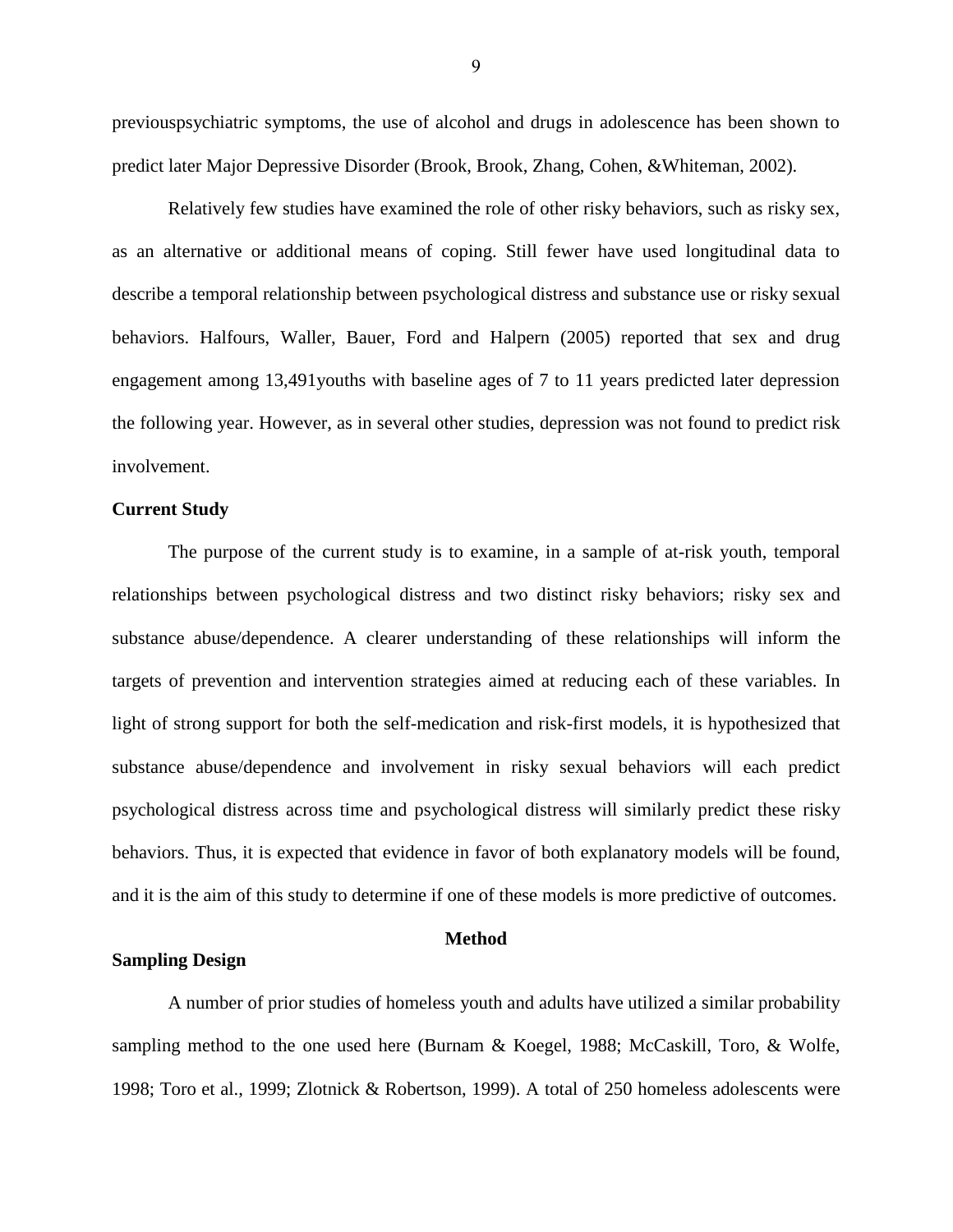previouspsychiatric symptoms, the use of alcohol and drugs in adolescence has been shown to predict later Major Depressive Disorder (Brook, Brook, Zhang, Cohen, &Whiteman, 2002).

Relatively few studies have examined the role of other risky behaviors, such as risky sex, as an alternative or additional means of coping. Still fewer have used longitudinal data to describe a temporal relationship between psychological distress and substance use or risky sexual behaviors. Halfours, Waller, Bauer, Ford and Halpern (2005) reported that sex and drug engagement among 13,491youths with baseline ages of 7 to 11 years predicted later depression the following year. However, as in several other studies, depression was not found to predict risk involvement.

**Current Study**

The purpose of the current study is to examine, in a sample of at-risk youth, temporal relationships between psychological distress and two distinct risky behaviors; risky sex and substance abuse/dependence. A clearer understanding of these relationships will inform the targets of prevention and intervention strategies aimed at reducing each of these variables. In light of strong support for both the self-medication and risk-first models, it is hypothesized that substance abuse/dependence and involvement in risky sexual behaviors will each predict psychological distress across time and psychological distress will similarly predict these risky behaviors. Thus, it is expected that evidence in favor of both explanatory models will be found, and it is the aim of this study to determine if one of these models is more predictive of outcomes.

## Method

**Sampling Design**

A number of prior studies of homeless youth and adults have utilized a similar probability sampling method to the one used here (Burnam & Koegel, 1988; McCaskill, Toro, & Wolfe, 1998; Toro et al., 1999; Zlotnick & Robertson, 1999). A total of 250 homeless adolescents were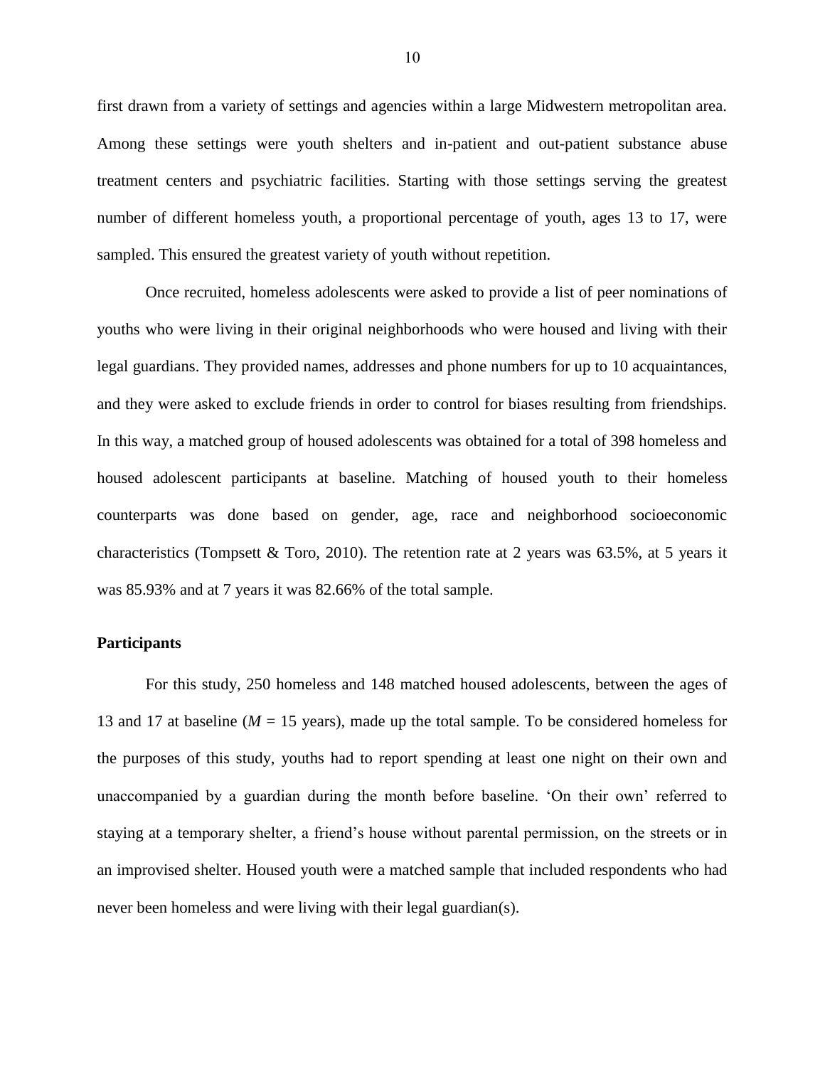first drawn from a variety of settings and agencies within a large Midwestern metropolitan area. Among these settings were youth shelters and in-patient and out-patient substance abuse treatment centers and psychiatric facilities. Starting with those settings serving the greatest number of different homeless youth, a proportional percentage of youth, ages 13 to 17, were sampled. This ensured the greatest variety of youth without repetition.

Once recruited, homeless adolescents were asked to provide a list of peer nominations of youths who were living in their original neighborhoods who were housed and living with their legal guardians. They provided names, addresses and phone numbers for up to 10 acquaintances, and they were asked to exclude friends in order to control for biases resulting from friendships. In this way, a matched group of housed adolescents was obtained for a total of 398 homeless and housed adolescent participants at baseline. Matching of housed youth to their homeless counterparts was done based on gender, age, race and neighborhood socioeconomic characteristics (Tompsett & Toro, 2010). The retention rate at 2 years was 63.5%, at 5 years it was 85.93% and at 7 years it was 82.66% of the total sample.

### Participants

For this study, 250 homeless and 148 matched housed adolescents, between the ages of 13 and 17 at baseline ($M$ = 15 years), made up the total sample. To be considered homeless for the purposes of this study, youths had to report spending at least one night on their own and unaccompanied by a guardian during the month before baseline. 'On their own' referred to staying at a temporary shelter, a friend's house without parental permission, on the streets or in an improvised shelter. Housed youth were a matched sample that included respondents who had never been homeless and were living with their legal guardian(s).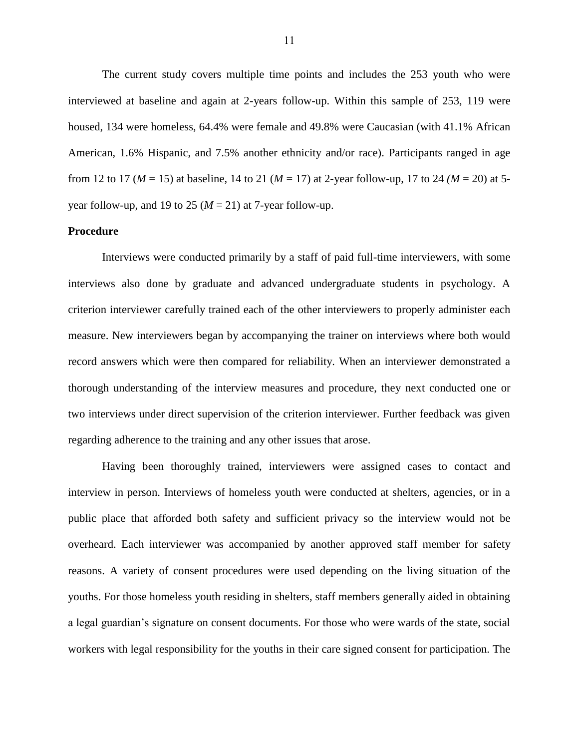The current study covers multiple time points and includes the 253 youth who were interviewed at baseline and again at 2-years follow-up. Within this sample of 253, 119 were housed, 134 were homeless, 64.4% were female and 49.8% were Caucasian (with 41.1% African American, 1.6% Hispanic, and 7.5% another ethnicity and/or race). Participants ranged in age from 12 to 17 ($M$ = 15) at baseline, 14 to 21 ($M$ = 17) at 2-year follow-up, 17 to 24 ($M$ = 20) at 5-year follow-up, and 19 to 25 ($M$ = 21) at 7-year follow-up.

**Procedure**

Interviews were conducted primarily by a staff of paid full-time interviewers, with some interviews also done by graduate and advanced undergraduate students in psychology. A criterion interviewer carefully trained each of the other interviewers to properly administer each measure. New interviewers began by accompanying the trainer on interviews where both would record answers which were then compared for reliability. When an interviewer demonstrated a thorough understanding of the interview measures and procedure, they next conducted one or two interviews under direct supervision of the criterion interviewer. Further feedback was given regarding adherence to the training and any other issues that arose.

Having been thoroughly trained, interviewers were assigned cases to contact and interview in person. Interviews of homeless youth were conducted at shelters, agencies, or in a public place that afforded both safety and sufficient privacy so the interview would not be overheard. Each interviewer was accompanied by another approved staff member for safety reasons. A variety of consent procedures were used depending on the living situation of the youths. For those homeless youth residing in shelters, staff members generally aided in obtaining a legal guardian's signature on consent documents. For those who were wards of the state, social workers with legal responsibility for the youths in their care signed consent for participation. The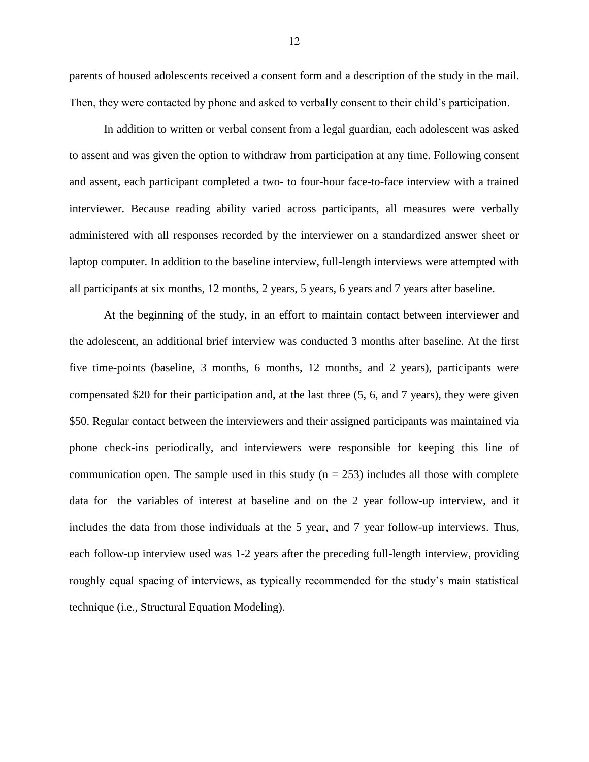parents of housed adolescents received a consent form and a description of the study in the mail. Then, they were contacted by phone and asked to verbally consent to their child's participation.

In addition to written or verbal consent from a legal guardian, each adolescent was asked to assent and was given the option to withdraw from participation at any time. Following consent and assent, each participant completed a two- to four-hour face-to-face interview with a trained interviewer. Because reading ability varied across participants, all measures were verbally administered with all responses recorded by the interviewer on a standardized answer sheet or laptop computer. In addition to the baseline interview, full-length interviews were attempted with all participants at six months, 12 months, 2 years, 5 years, 6 years and 7 years after baseline.

At the beginning of the study, in an effort to maintain contact between interviewer and the adolescent, an additional brief interview was conducted 3 months after baseline. At the first five time-points (baseline, 3 months, 6 months, 12 months, and 2 years), participants were compensated $20 for their participation and, at the last three (5, 6, and 7 years), they were given $50. Regular contact between the interviewers and their assigned participants was maintained via phone check-ins periodically, and interviewers were responsible for keeping this line of communication open. The sample used in this study ($n = 253$) includes all those with complete data for the variables of interest at baseline and on the 2 year follow-up interview, and it includes the data from those individuals at the 5 year, and 7 year follow-up interviews. Thus, each follow-up interview used was 1-2 years after the preceding full-length interview, providing roughly equal spacing of interviews, as typically recommended for the study's main statistical technique (i.e., Structural Equation Modeling).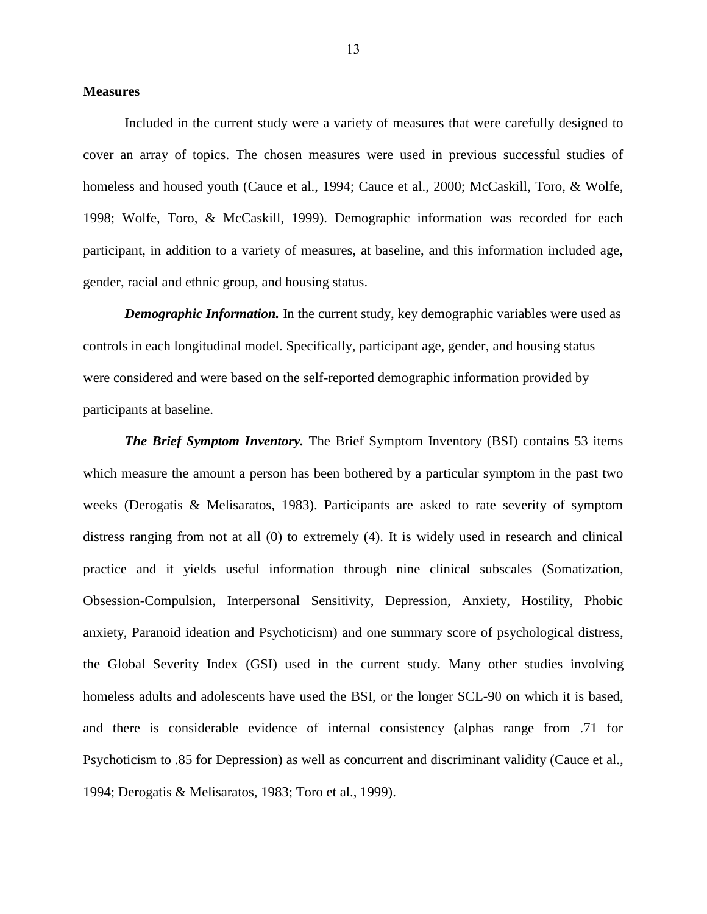## Measures

Included in the current study were a variety of measures that were carefully designed to cover an array of topics. The chosen measures were used in previous successful studies of homeless and housed youth (Cauce et al., 1994; Cauce et al., 2000; McCaskill, Toro, & Wolfe, 1998; Wolfe, Toro, & McCaskill, 1999). Demographic information was recorded for each participant, in addition to a variety of measures, at baseline, and this information included age, gender, racial and ethnic group, and housing status.

***Demographic Information.*** In the current study, key demographic variables were used as controls in each longitudinal model. Specifically, participant age, gender, and housing status were considered and were based on the self-reported demographic information provided by participants at baseline.

***The Brief Symptom Inventory.*** The Brief Symptom Inventory (BSI) contains 53 items which measure the amount a person has been bothered by a particular symptom in the past two weeks (Derogatis & Melisaratos, 1983). Participants are asked to rate severity of symptom distress ranging from not at all (0) to extremely (4). It is widely used in research and clinical practice and it yields useful information through nine clinical subscales (Somatization, Obsession-Compulsion, Interpersonal Sensitivity, Depression, Anxiety, Hostility, Phobic anxiety, Paranoid ideation and Psychoticism) and one summary score of psychological distress, the Global Severity Index (GSI) used in the current study. Many other studies involving homeless adults and adolescents have used the BSI, or the longer SCL-90 on which it is based, and there is considerable evidence of internal consistency (alphas range from .71 for Psychoticism to .85 for Depression) as well as concurrent and discriminant validity (Cauce et al., 1994; Derogatis & Melisaratos, 1983; Toro et al., 1999).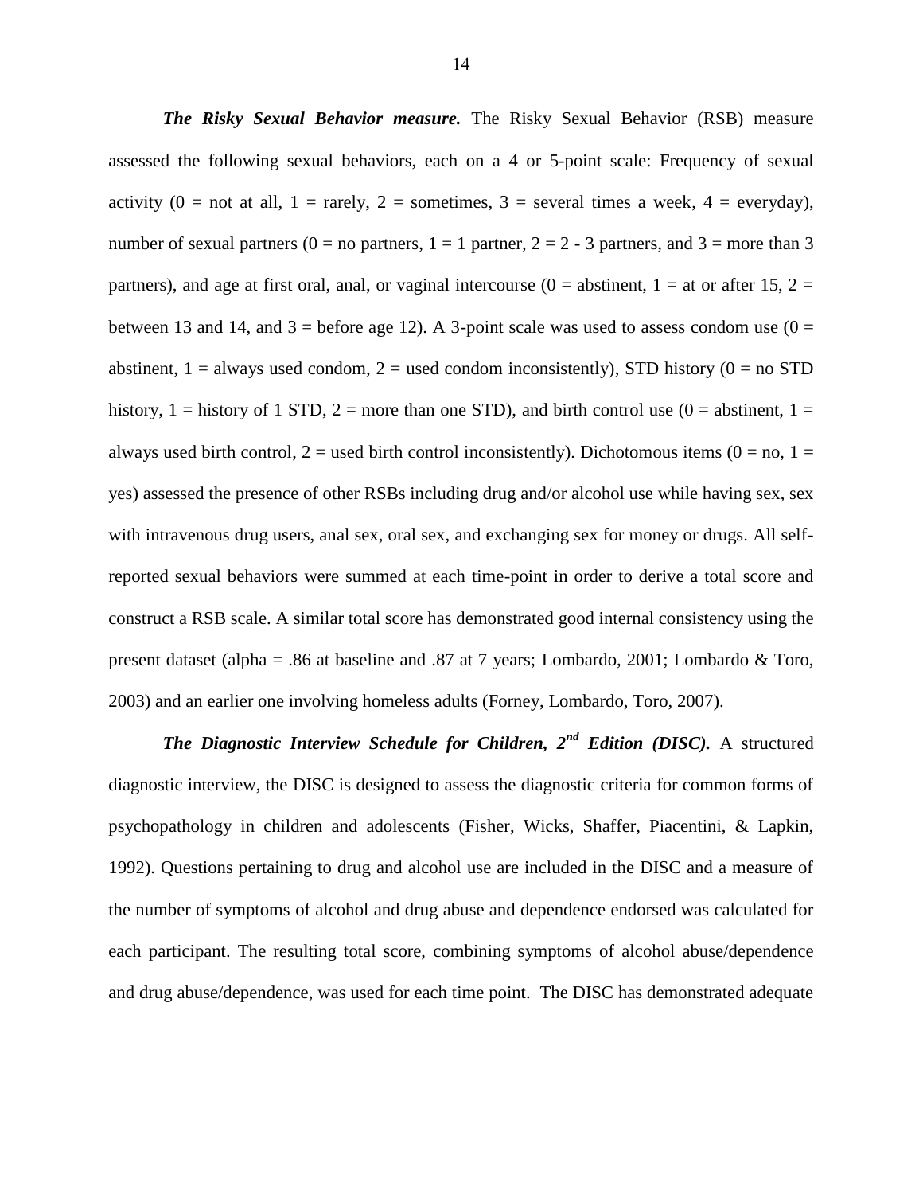***The Risky Sexual Behavior measure.*** The Risky Sexual Behavior (RSB) measure assessed the following sexual behaviors, each on a 4 or 5-point scale: Frequency of sexual activity (0 = not at all, 1 = rarely, 2 = sometimes, 3 = several times a week, 4 = everyday), number of sexual partners (0 = no partners, 1 = 1 partner, 2 = 2 - 3 partners, and 3 = more than 3 partners), and age at first oral, anal, or vaginal intercourse (0 = abstinent, 1 = at or after 15, 2 = between 13 and 14, and 3 = before age 12). A 3-point scale was used to assess condom use (0 = abstinent, 1 = always used condom, 2 = used condom inconsistently), STD history (0 = no STD history, 1 = history of 1 STD, 2 = more than one STD), and birth control use (0 = abstinent, 1 = always used birth control, 2 = used birth control inconsistently). Dichotomous items (0 = no, 1 = yes) assessed the presence of other RSBs including drug and/or alcohol use while having sex, sex with intravenous drug users, anal sex, oral sex, and exchanging sex for money or drugs. All self-reported sexual behaviors were summed at each time-point in order to derive a total score and construct a RSB scale. A similar total score has demonstrated good internal consistency using the present dataset (alpha = .86 at baseline and .87 at 7 years; Lombardo, 2001; Lombardo & Toro, 2003) and an earlier one involving homeless adults (Forney, Lombardo, Toro, 2007).

***The Diagnostic Interview Schedule for Children, 2nd Edition (DISC).*** A structured diagnostic interview, the DISC is designed to assess the diagnostic criteria for common forms of psychopathology in children and adolescents (Fisher, Wicks, Shaffer, Piacentini, & Lapkin, 1992). Questions pertaining to drug and alcohol use are included in the DISC and a measure of the number of symptoms of alcohol and drug abuse and dependence endorsed was calculated for each participant. The resulting total score, combining symptoms of alcohol abuse/dependence and drug abuse/dependence, was used for each time point. The DISC has demonstrated adequate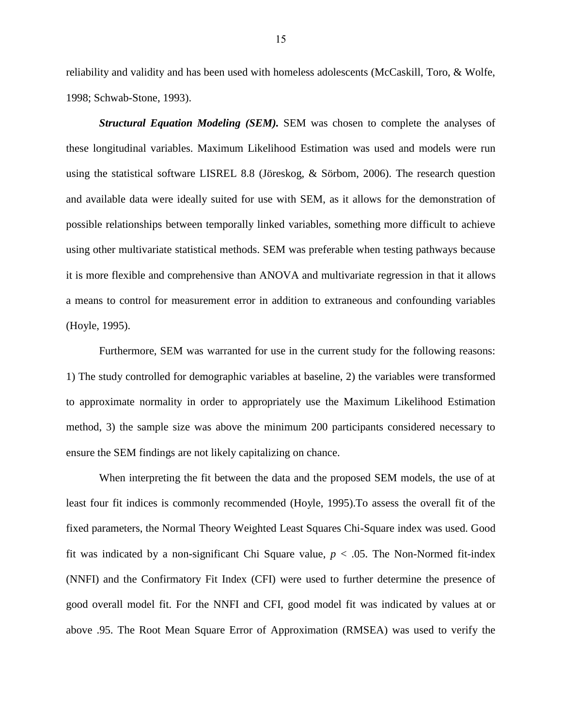reliability and validity and has been used with homeless adolescents (McCaskill, Toro, & Wolfe, 1998; Schwab-Stone, 1993).

***Structural Equation Modeling (SEM).*** SEM was chosen to complete the analyses of these longitudinal variables. Maximum Likelihood Estimation was used and models were run using the statistical software LISREL 8.8 (Jöreskog, & Sörbom, 2006). The research question and available data were ideally suited for use with SEM, as it allows for the demonstration of possible relationships between temporally linked variables, something more difficult to achieve using other multivariate statistical methods. SEM was preferable when testing pathways because it is more flexible and comprehensive than ANOVA and multivariate regression in that it allows a means to control for measurement error in addition to extraneous and confounding variables (Hoyle, 1995).

Furthermore, SEM was warranted for use in the current study for the following reasons: 1) The study controlled for demographic variables at baseline, 2) the variables were transformed to approximate normality in order to appropriately use the Maximum Likelihood Estimation method, 3) the sample size was above the minimum 200 participants considered necessary to ensure the SEM findings are not likely capitalizing on chance.

When interpreting the fit between the data and the proposed SEM models, the use of at least four fit indices is commonly recommended (Hoyle, 1995).To assess the overall fit of the fixed parameters, the Normal Theory Weighted Least Squares Chi-Square index was used. Good fit was indicated by a non-significant Chi Square value, $p < .05$. The Non-Normed fit-index (NNFI) and the Confirmatory Fit Index (CFI) were used to further determine the presence of good overall model fit. For the NNFI and CFI, good model fit was indicated by values at or above .95. The Root Mean Square Error of Approximation (RMSEA) was used to verify the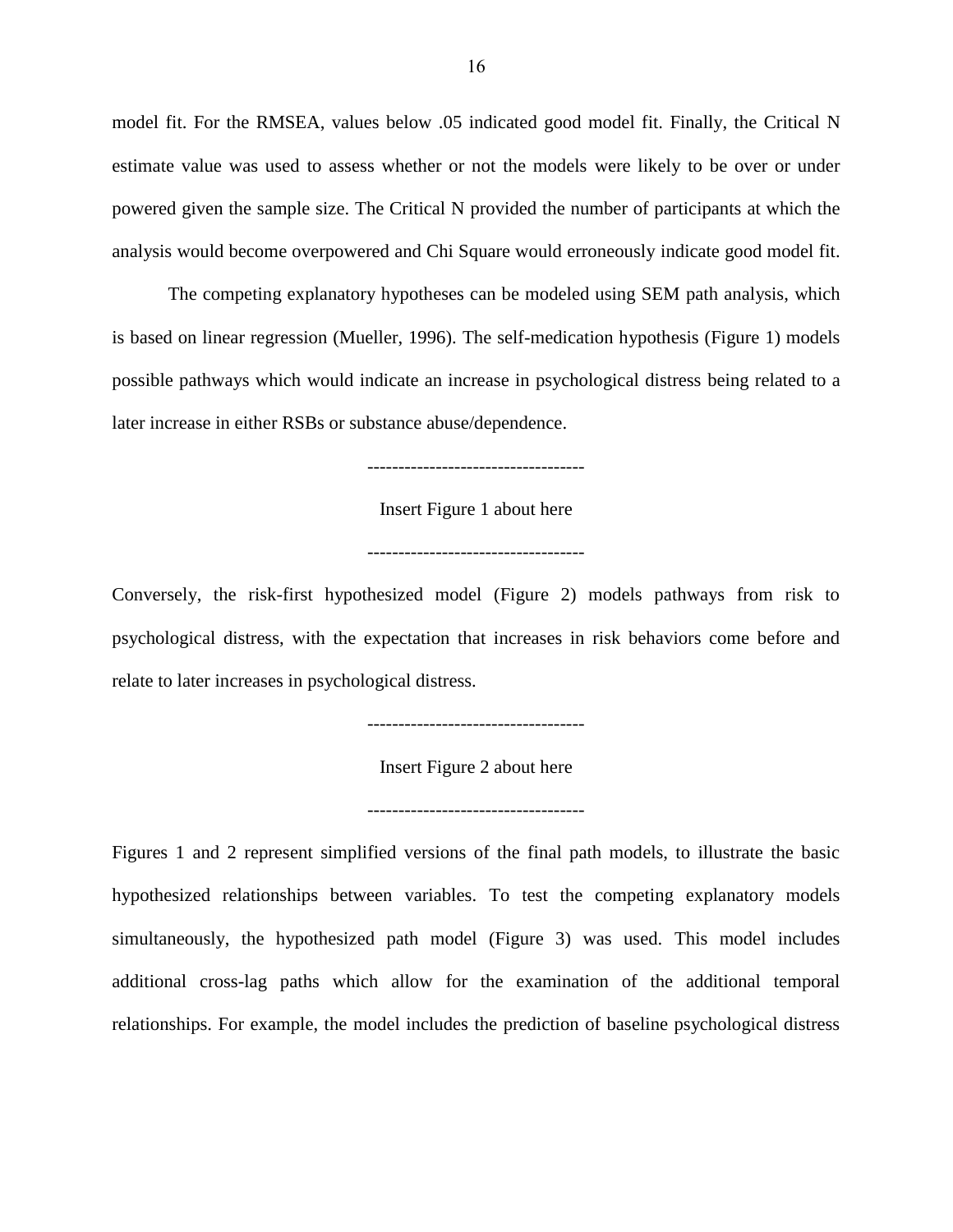model fit. For the RMSEA, values below .05 indicated good model fit. Finally, the Critical N estimate value was used to assess whether or not the models were likely to be over or under powered given the sample size. The Critical N provided the number of participants at which the analysis would become overpowered and Chi Square would erroneously indicate good model fit.

The competing explanatory hypotheses can be modeled using SEM path analysis, which is based on linear regression (Mueller, 1996). The self-medication hypothesis (Figure 1) models possible pathways which would indicate an increase in psychological distress being related to a later increase in either RSBs or substance abuse/dependence.

-----------------------------------

Insert Figure 1 about here

-----------------------------------

Conversely, the risk-first hypothesized model (Figure 2) models pathways from risk to psychological distress, with the expectation that increases in risk behaviors come before and relate to later increases in psychological distress.

-----------------------------------

Insert Figure 2 about here

-----------------------------------

Figures 1 and 2 represent simplified versions of the final path models, to illustrate the basic hypothesized relationships between variables. To test the competing explanatory models simultaneously, the hypothesized path model (Figure 3) was used. This model includes additional cross-lag paths which allow for the examination of the additional temporal relationships. For example, the model includes the prediction of baseline psychological distress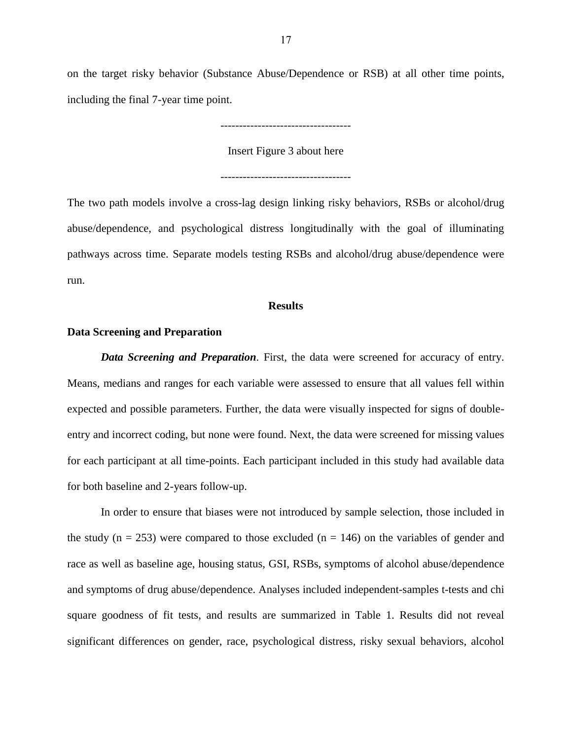on the target risky behavior (Substance Abuse/Dependence or RSB) at all other time points, including the final 7-year time point.

-----------------------------------

Insert Figure 3 about here

-----------------------------------

The two path models involve a cross-lag design linking risky behaviors, RSBs or alcohol/drug abuse/dependence, and psychological distress longitudinally with the goal of illuminating pathways across time. Separate models testing RSBs and alcohol/drug abuse/dependence were run.

## Results

### Data Screening and Preparation

***Data Screening and Preparation***. First, the data were screened for accuracy of entry. Means, medians and ranges for each variable were assessed to ensure that all values fell within expected and possible parameters. Further, the data were visually inspected for signs of double-entry and incorrect coding, but none were found. Next, the data were screened for missing values for each participant at all time-points. Each participant included in this study had available data for both baseline and 2-years follow-up.

In order to ensure that biases were not introduced by sample selection, those included in the study ($n = 253$) were compared to those excluded ($n = 146$) on the variables of gender and race as well as baseline age, housing status, GSI, RSBs, symptoms of alcohol abuse/dependence and symptoms of drug abuse/dependence. Analyses included independent-samples t-tests and chi square goodness of fit tests, and results are summarized in Table 1. Results did not reveal significant differences on gender, race, psychological distress, risky sexual behaviors, alcohol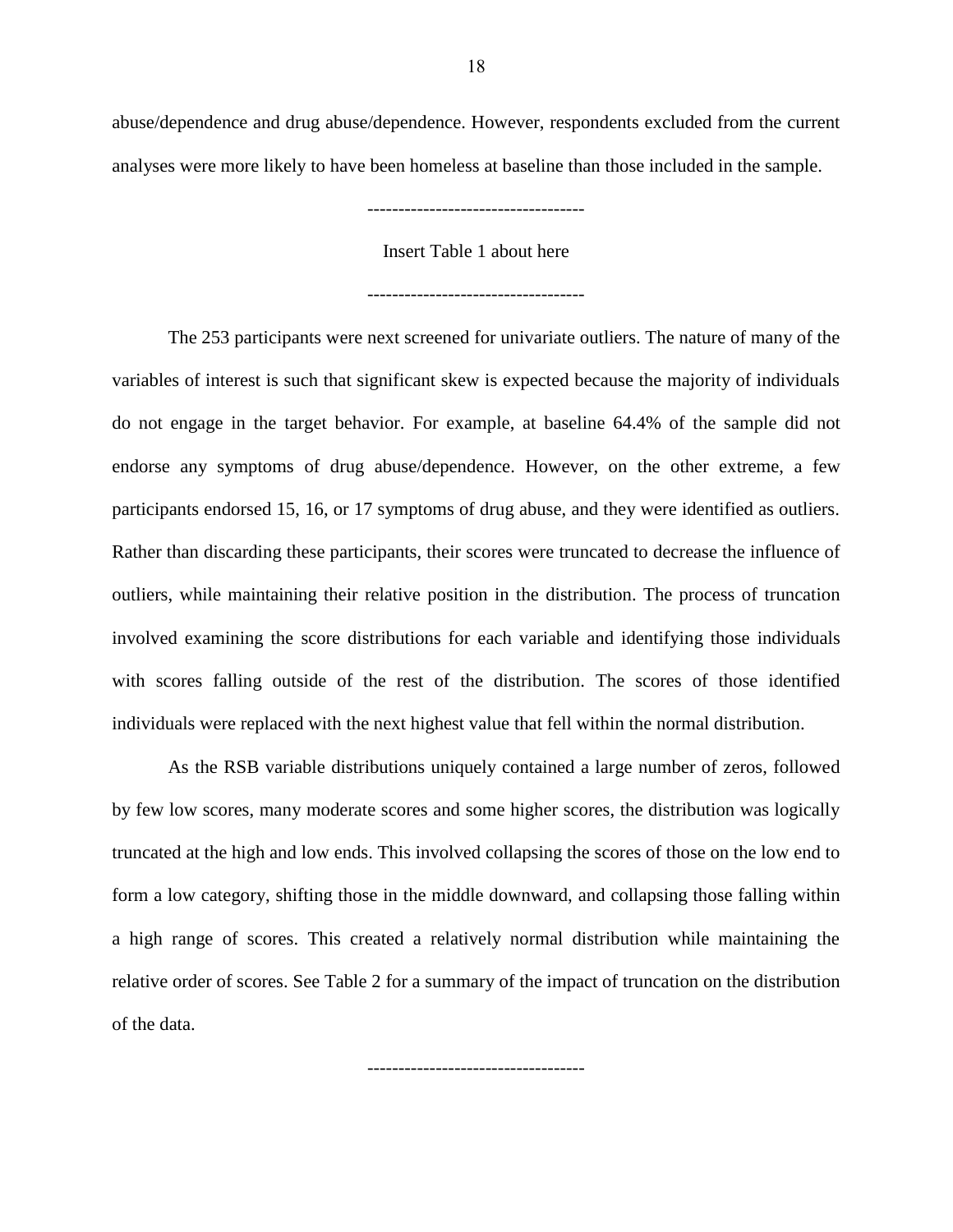abuse/dependence and drug abuse/dependence. However, respondents excluded from the current analyses were more likely to have been homeless at baseline than those included in the sample.

-----------------------------------

Insert Table 1 about here

-----------------------------------

The 253 participants were next screened for univariate outliers. The nature of many of the variables of interest is such that significant skew is expected because the majority of individuals do not engage in the target behavior. For example, at baseline 64.4% of the sample did not endorse any symptoms of drug abuse/dependence. However, on the other extreme, a few participants endorsed 15, 16, or 17 symptoms of drug abuse, and they were identified as outliers. Rather than discarding these participants, their scores were truncated to decrease the influence of outliers, while maintaining their relative position in the distribution. The process of truncation involved examining the score distributions for each variable and identifying those individuals with scores falling outside of the rest of the distribution. The scores of those identified individuals were replaced with the next highest value that fell within the normal distribution.

As the RSB variable distributions uniquely contained a large number of zeros, followed by few low scores, many moderate scores and some higher scores, the distribution was logically truncated at the high and low ends. This involved collapsing the scores of those on the low end to form a low category, shifting those in the middle downward, and collapsing those falling within a high range of scores. This created a relatively normal distribution while maintaining the relative order of scores. See Table 2 for a summary of the impact of truncation on the distribution of the data.

-----------------------------------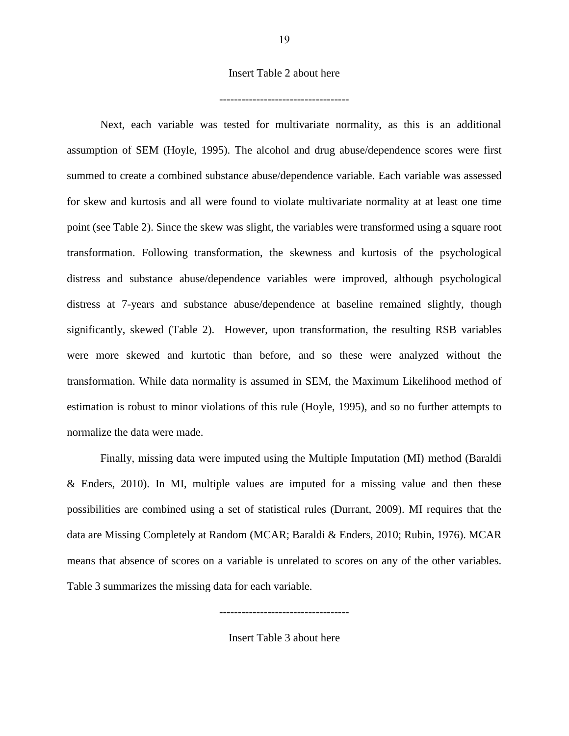Insert Table 2 about here

-----------------------------------

Next, each variable was tested for multivariate normality, as this is an additional assumption of SEM (Hoyle, 1995). The alcohol and drug abuse/dependence scores were first summed to create a combined substance abuse/dependence variable. Each variable was assessed for skew and kurtosis and all were found to violate multivariate normality at at least one time point (see Table 2). Since the skew was slight, the variables were transformed using a square root transformation. Following transformation, the skewness and kurtosis of the psychological distress and substance abuse/dependence variables were improved, although psychological distress at 7-years and substance abuse/dependence at baseline remained slightly, though significantly, skewed (Table 2). However, upon transformation, the resulting RSB variables were more skewed and kurtotic than before, and so these were analyzed without the transformation. While data normality is assumed in SEM, the Maximum Likelihood method of estimation is robust to minor violations of this rule (Hoyle, 1995), and so no further attempts to normalize the data were made.

Finally, missing data were imputed using the Multiple Imputation (MI) method (Baraldi & Enders, 2010). In MI, multiple values are imputed for a missing value and then these possibilities are combined using a set of statistical rules (Durrant, 2009). MI requires that the data are Missing Completely at Random (MCAR; Baraldi & Enders, 2010; Rubin, 1976). MCAR means that absence of scores on a variable is unrelated to scores on any of the other variables. Table 3 summarizes the missing data for each variable.

-----------------------------------

Insert Table 3 about here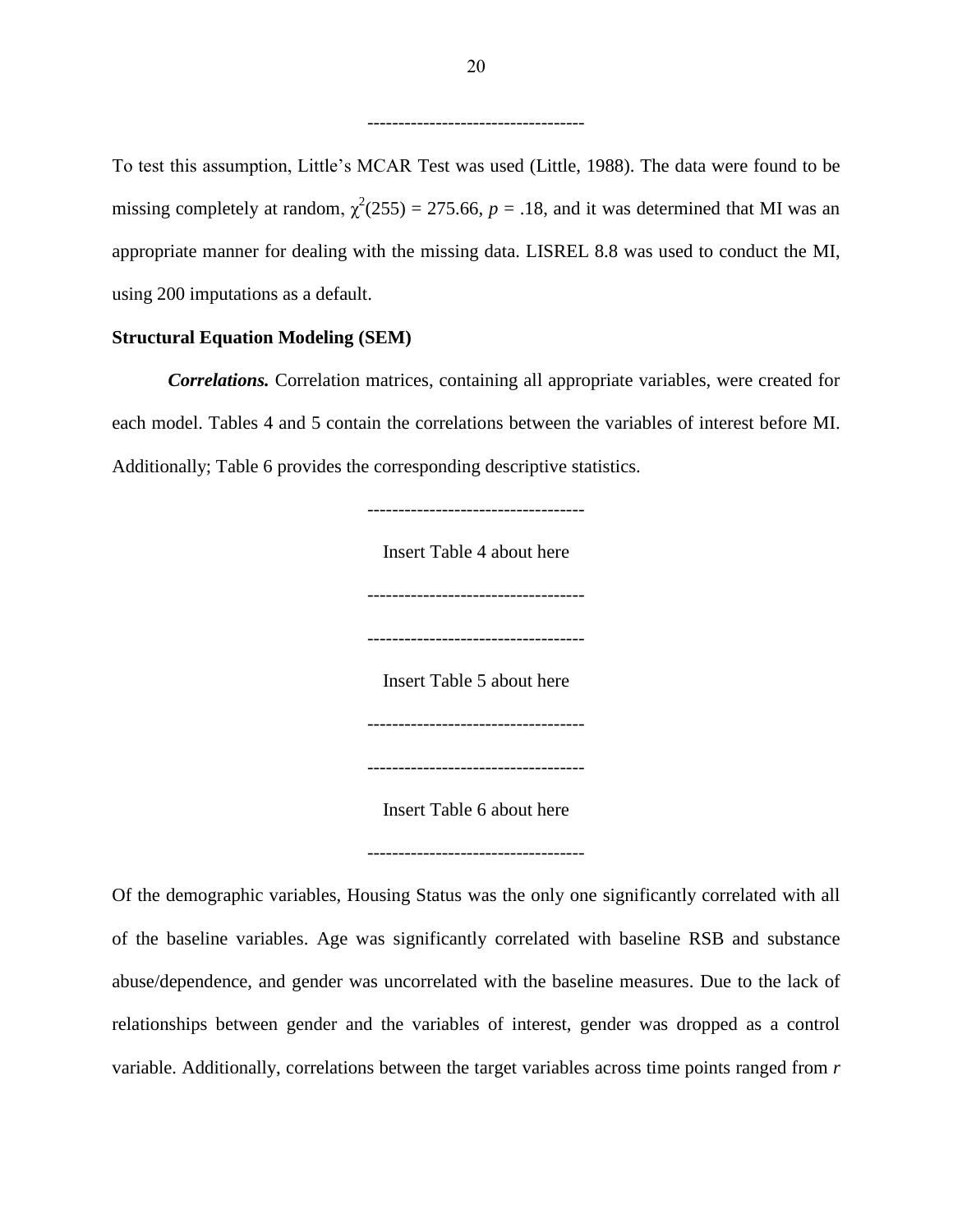-----------------------------------

To test this assumption, Little's MCAR Test was used (Little, 1988). The data were found to be missing completely at random, $\chi^2(255) = 275.66$, $p = .18$, and it was determined that MI was an appropriate manner for dealing with the missing data. LISREL 8.8 was used to conduct the MI, using 200 imputations as a default.

**Structural Equation Modeling (SEM)**

***Correlations.*** Correlation matrices, containing all appropriate variables, were created for each model. Tables 4 and 5 contain the correlations between the variables of interest before MI. Additionally; Table 6 provides the corresponding descriptive statistics.

-----------------------------------

Insert Table 4 about here

-----------------------------------

-----------------------------------

Insert Table 5 about here

-----------------------------------

-----------------------------------

Insert Table 6 about here

-----------------------------------

Of the demographic variables, Housing Status was the only one significantly correlated with all of the baseline variables. Age was significantly correlated with baseline RSB and substance abuse/dependence, and gender was uncorrelated with the baseline measures. Due to the lack of relationships between gender and the variables of interest, gender was dropped as a control variable. Additionally, correlations between the target variables across time points ranged from *r*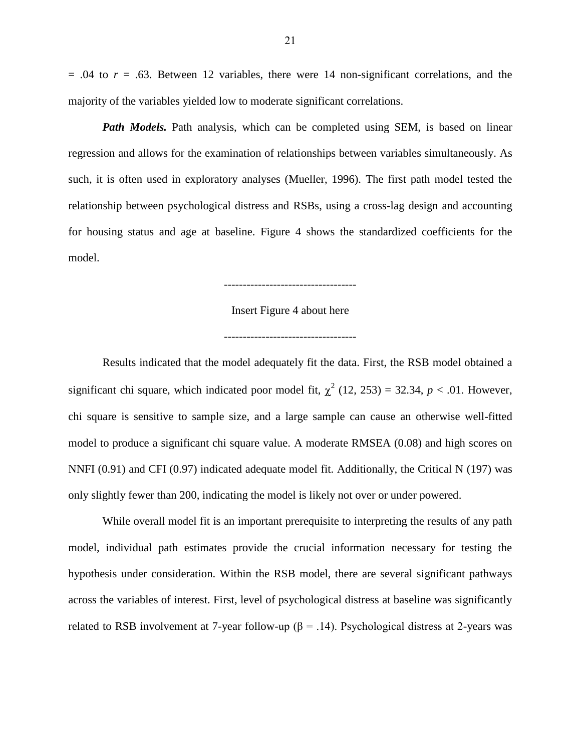= .04 to *r* = .63. Between 12 variables, there were 14 non-significant correlations, and the majority of the variables yielded low to moderate significant correlations.

***Path Models.*** Path analysis, which can be completed using SEM, is based on linear regression and allows for the examination of relationships between variables simultaneously. As such, it is often used in exploratory analyses (Mueller, 1996). The first path model tested the relationship between psychological distress and RSBs, using a cross-lag design and accounting for housing status and age at baseline. Figure 4 shows the standardized coefficients for the model.

-----------------------------------

Insert Figure 4 about here

-----------------------------------

Results indicated that the model adequately fit the data. First, the RSB model obtained a significant chi square, which indicated poor model fit, $\chi^2$ (12, 253) = 32.34, $p < .01$. However, chi square is sensitive to sample size, and a large sample can cause an otherwise well-fitted model to produce a significant chi square value. A moderate RMSEA (0.08) and high scores on NNFI (0.91) and CFI (0.97) indicated adequate model fit. Additionally, the Critical N (197) was only slightly fewer than 200, indicating the model is likely not over or under powered.

While overall model fit is an important prerequisite to interpreting the results of any path model, individual path estimates provide the crucial information necessary for testing the hypothesis under consideration. Within the RSB model, there are several significant pathways across the variables of interest. First, level of psychological distress at baseline was significantly related to RSB involvement at 7-year follow-up ($\beta = .14$). Psychological distress at 2-years was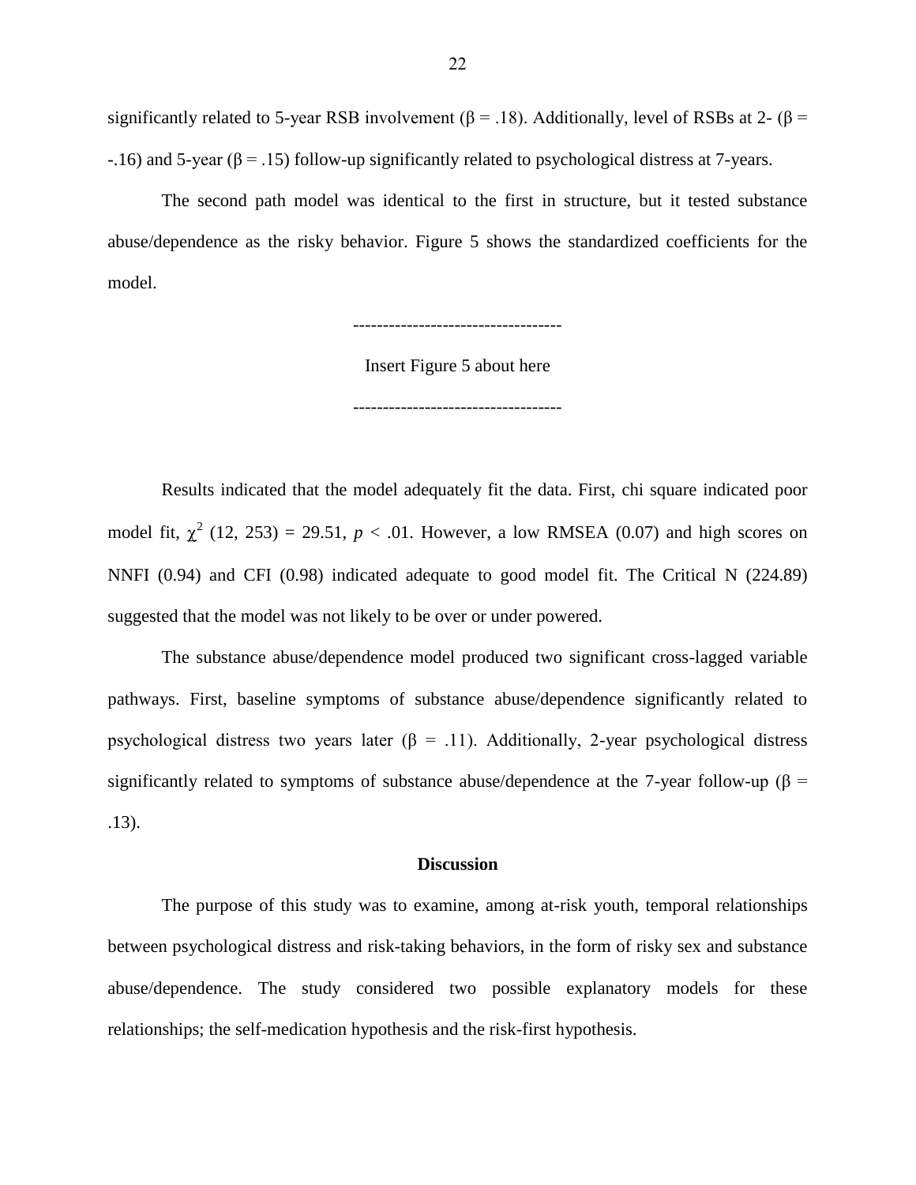significantly related to 5-year RSB involvement (β = .18). Additionally, level of RSBs at 2- (β = -.16) and 5-year (β = .15) follow-up significantly related to psychological distress at 7-years.

The second path model was identical to the first in structure, but it tested substance abuse/dependence as the risky behavior. Figure 5 shows the standardized coefficients for the model.

-----------------------------------

Insert Figure 5 about here

-----------------------------------

Results indicated that the model adequately fit the data. First, chi square indicated poor model fit, $\chi^2$ (12, 253) = 29.51, $p < .01$. However, a low RMSEA (0.07) and high scores on NNFI (0.94) and CFI (0.98) indicated adequate to good model fit. The Critical N (224.89) suggested that the model was not likely to be over or under powered.

The substance abuse/dependence model produced two significant cross-lagged variable pathways. First, baseline symptoms of substance abuse/dependence significantly related to psychological distress two years later (β = .11). Additionally, 2-year psychological distress significantly related to symptoms of substance abuse/dependence at the 7-year follow-up (β = .13).

## Discussion

The purpose of this study was to examine, among at-risk youth, temporal relationships between psychological distress and risk-taking behaviors, in the form of risky sex and substance abuse/dependence. The study considered two possible explanatory models for these relationships; the self-medication hypothesis and the risk-first hypothesis.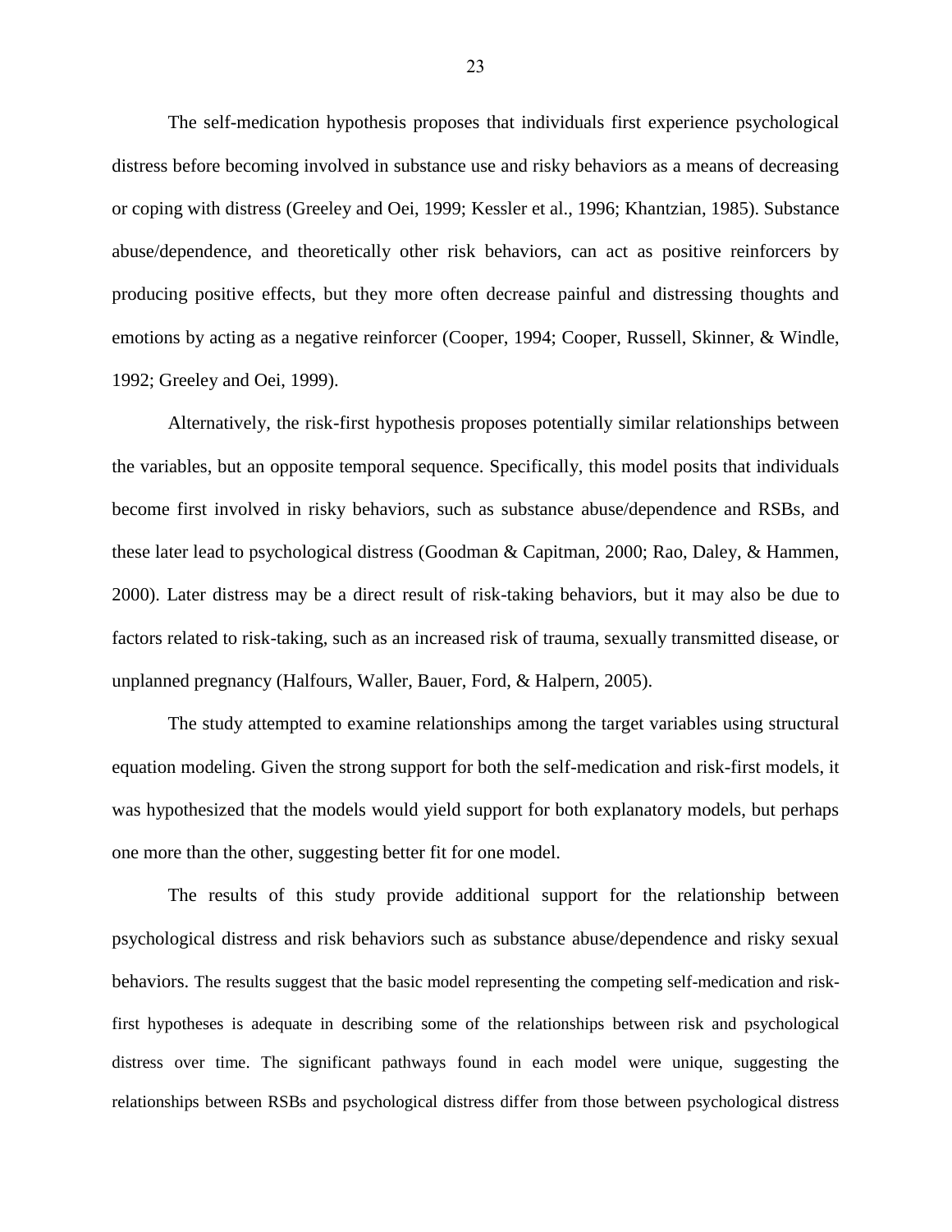The self-medication hypothesis proposes that individuals first experience psychological distress before becoming involved in substance use and risky behaviors as a means of decreasing or coping with distress (Greeley and Oei, 1999; Kessler et al., 1996; Khantzian, 1985). Substance abuse/dependence, and theoretically other risk behaviors, can act as positive reinforcers by producing positive effects, but they more often decrease painful and distressing thoughts and emotions by acting as a negative reinforcer (Cooper, 1994; Cooper, Russell, Skinner, & Windle, 1992; Greeley and Oei, 1999).

Alternatively, the risk-first hypothesis proposes potentially similar relationships between the variables, but an opposite temporal sequence. Specifically, this model posits that individuals become first involved in risky behaviors, such as substance abuse/dependence and RSBs, and these later lead to psychological distress (Goodman & Capitman, 2000; Rao, Daley, & Hammen, 2000). Later distress may be a direct result of risk-taking behaviors, but it may also be due to factors related to risk-taking, such as an increased risk of trauma, sexually transmitted disease, or unplanned pregnancy (Halfours, Waller, Bauer, Ford, & Halpern, 2005).

The study attempted to examine relationships among the target variables using structural equation modeling. Given the strong support for both the self-medication and risk-first models, it was hypothesized that the models would yield support for both explanatory models, but perhaps one more than the other, suggesting better fit for one model.

The results of this study provide additional support for the relationship between psychological distress and risk behaviors such as substance abuse/dependence and risky sexual behaviors. The results suggest that the basic model representing the competing self-medication and risk-first hypotheses is adequate in describing some of the relationships between risk and psychological distress over time. The significant pathways found in each model were unique, suggesting the relationships between RSBs and psychological distress differ from those between psychological distress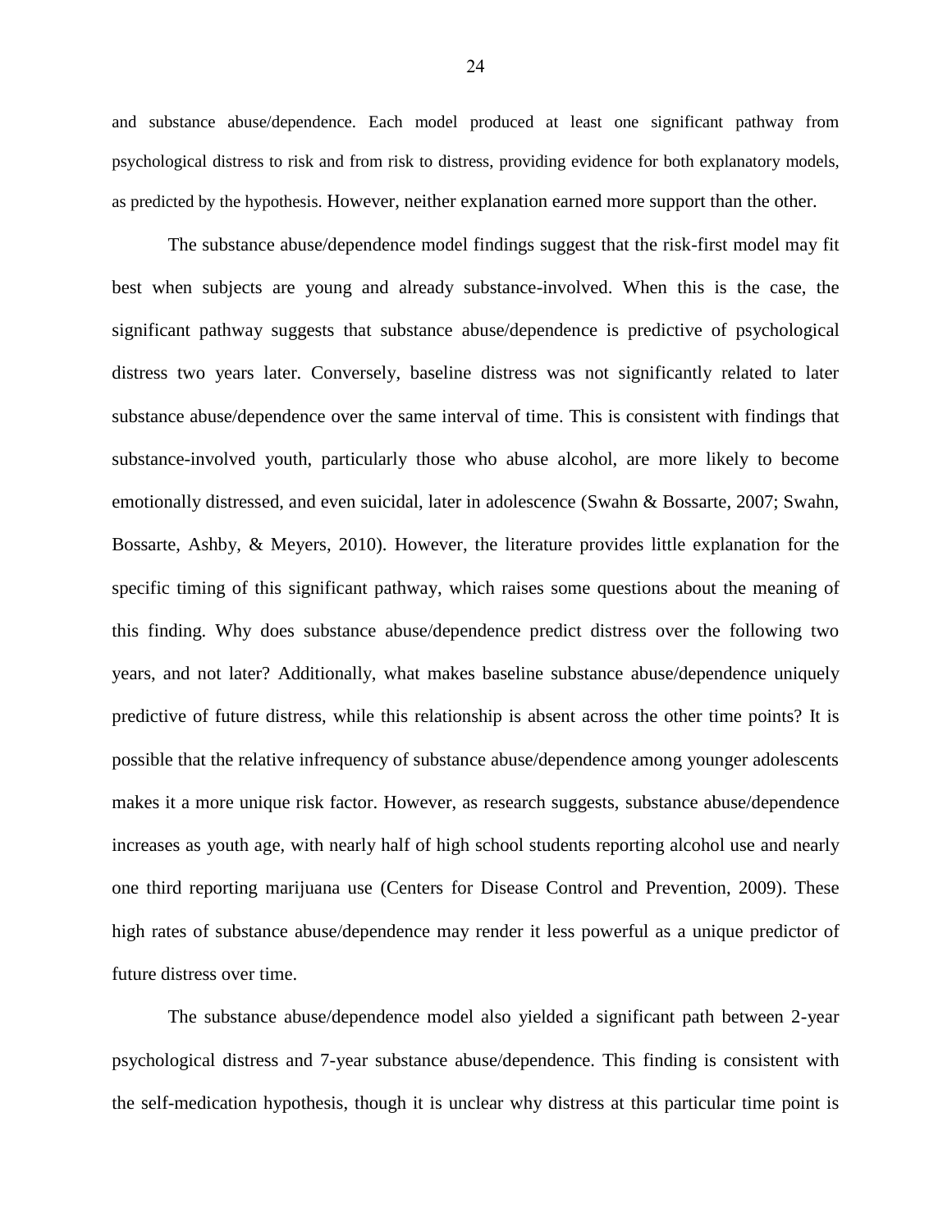and substance abuse/dependence. Each model produced at least one significant pathway from psychological distress to risk and from risk to distress, providing evidence for both explanatory models, as predicted by the hypothesis. However, neither explanation earned more support than the other.

The substance abuse/dependence model findings suggest that the risk-first model may fit best when subjects are young and already substance-involved. When this is the case, the significant pathway suggests that substance abuse/dependence is predictive of psychological distress two years later. Conversely, baseline distress was not significantly related to later substance abuse/dependence over the same interval of time. This is consistent with findings that substance-involved youth, particularly those who abuse alcohol, are more likely to become emotionally distressed, and even suicidal, later in adolescence (Swahn & Bossarte, 2007; Swahn, Bossarte, Ashby, & Meyers, 2010). However, the literature provides little explanation for the specific timing of this significant pathway, which raises some questions about the meaning of this finding. Why does substance abuse/dependence predict distress over the following two years, and not later? Additionally, what makes baseline substance abuse/dependence uniquely predictive of future distress, while this relationship is absent across the other time points? It is possible that the relative infrequency of substance abuse/dependence among younger adolescents makes it a more unique risk factor. However, as research suggests, substance abuse/dependence increases as youth age, with nearly half of high school students reporting alcohol use and nearly one third reporting marijuana use (Centers for Disease Control and Prevention, 2009). These high rates of substance abuse/dependence may render it less powerful as a unique predictor of future distress over time.

The substance abuse/dependence model also yielded a significant path between 2-year psychological distress and 7-year substance abuse/dependence. This finding is consistent with the self-medication hypothesis, though it is unclear why distress at this particular time point is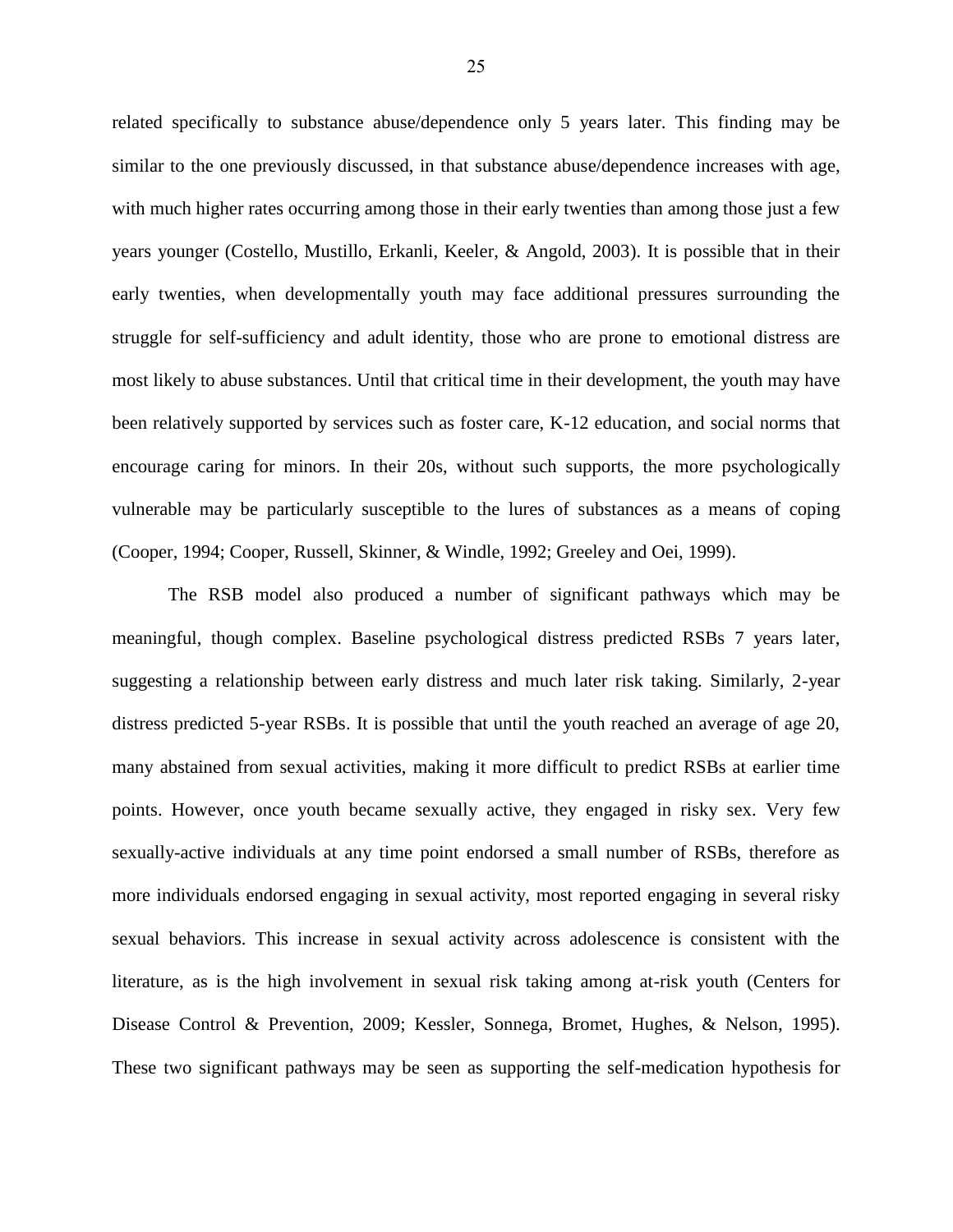related specifically to substance abuse/dependence only 5 years later. This finding may be similar to the one previously discussed, in that substance abuse/dependence increases with age, with much higher rates occurring among those in their early twenties than among those just a few years younger (Costello, Mustillo, Erkanli, Keeler, & Angold, 2003). It is possible that in their early twenties, when developmentally youth may face additional pressures surrounding the struggle for self-sufficiency and adult identity, those who are prone to emotional distress are most likely to abuse substances. Until that critical time in their development, the youth may have been relatively supported by services such as foster care, K-12 education, and social norms that encourage caring for minors. In their 20s, without such supports, the more psychologically vulnerable may be particularly susceptible to the lures of substances as a means of coping (Cooper, 1994; Cooper, Russell, Skinner, & Windle, 1992; Greeley and Oei, 1999).

The RSB model also produced a number of significant pathways which may be meaningful, though complex. Baseline psychological distress predicted RSBs 7 years later, suggesting a relationship between early distress and much later risk taking. Similarly, 2-year distress predicted 5-year RSBs. It is possible that until the youth reached an average of age 20, many abstained from sexual activities, making it more difficult to predict RSBs at earlier time points. However, once youth became sexually active, they engaged in risky sex. Very few sexually-active individuals at any time point endorsed a small number of RSBs, therefore as more individuals endorsed engaging in sexual activity, most reported engaging in several risky sexual behaviors. This increase in sexual activity across adolescence is consistent with the literature, as is the high involvement in sexual risk taking among at-risk youth (Centers for Disease Control & Prevention, 2009; Kessler, Sonnega, Bromet, Hughes, & Nelson, 1995). These two significant pathways may be seen as supporting the self-medication hypothesis for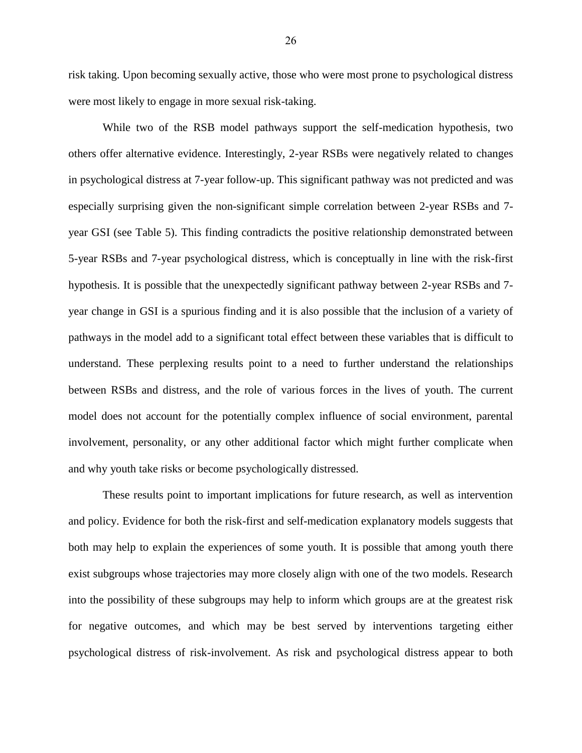risk taking. Upon becoming sexually active, those who were most prone to psychological distress were most likely to engage in more sexual risk-taking.

While two of the RSB model pathways support the self-medication hypothesis, two others offer alternative evidence. Interestingly, 2-year RSBs were negatively related to changes in psychological distress at 7-year follow-up. This significant pathway was not predicted and was especially surprising given the non-significant simple correlation between 2-year RSBs and 7-year GSI (see Table 5). This finding contradicts the positive relationship demonstrated between 5-year RSBs and 7-year psychological distress, which is conceptually in line with the risk-first hypothesis. It is possible that the unexpectedly significant pathway between 2-year RSBs and 7-year change in GSI is a spurious finding and it is also possible that the inclusion of a variety of pathways in the model add to a significant total effect between these variables that is difficult to understand. These perplexing results point to a need to further understand the relationships between RSBs and distress, and the role of various forces in the lives of youth. The current model does not account for the potentially complex influence of social environment, parental involvement, personality, or any other additional factor which might further complicate when and why youth take risks or become psychologically distressed.

These results point to important implications for future research, as well as intervention and policy. Evidence for both the risk-first and self-medication explanatory models suggests that both may help to explain the experiences of some youth. It is possible that among youth there exist subgroups whose trajectories may more closely align with one of the two models. Research into the possibility of these subgroups may help to inform which groups are at the greatest risk for negative outcomes, and which may be best served by interventions targeting either psychological distress of risk-involvement. As risk and psychological distress appear to both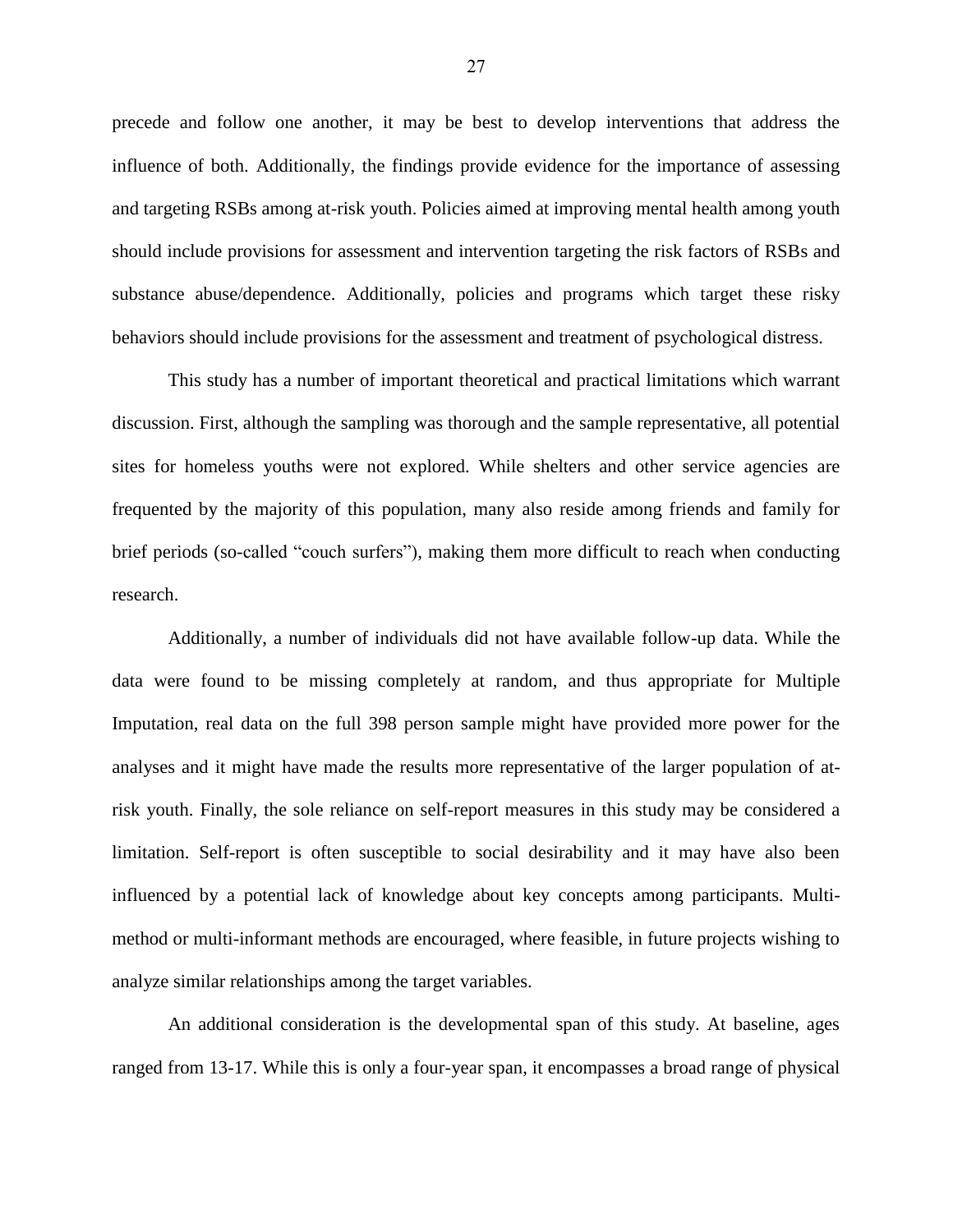precede and follow one another, it may be best to develop interventions that address the influence of both. Additionally, the findings provide evidence for the importance of assessing and targeting RSBs among at-risk youth. Policies aimed at improving mental health among youth should include provisions for assessment and intervention targeting the risk factors of RSBs and substance abuse/dependence. Additionally, policies and programs which target these risky behaviors should include provisions for the assessment and treatment of psychological distress.

This study has a number of important theoretical and practical limitations which warrant discussion. First, although the sampling was thorough and the sample representative, all potential sites for homeless youths were not explored. While shelters and other service agencies are frequented by the majority of this population, many also reside among friends and family for brief periods (so-called "couch surfers"), making them more difficult to reach when conducting research.

Additionally, a number of individuals did not have available follow-up data. While the data were found to be missing completely at random, and thus appropriate for Multiple Imputation, real data on the full 398 person sample might have provided more power for the analyses and it might have made the results more representative of the larger population of at-risk youth. Finally, the sole reliance on self-report measures in this study may be considered a limitation. Self-report is often susceptible to social desirability and it may have also been influenced by a potential lack of knowledge about key concepts among participants. Multi-method or multi-informant methods are encouraged, where feasible, in future projects wishing to analyze similar relationships among the target variables.

An additional consideration is the developmental span of this study. At baseline, ages ranged from 13-17. While this is only a four-year span, it encompasses a broad range of physical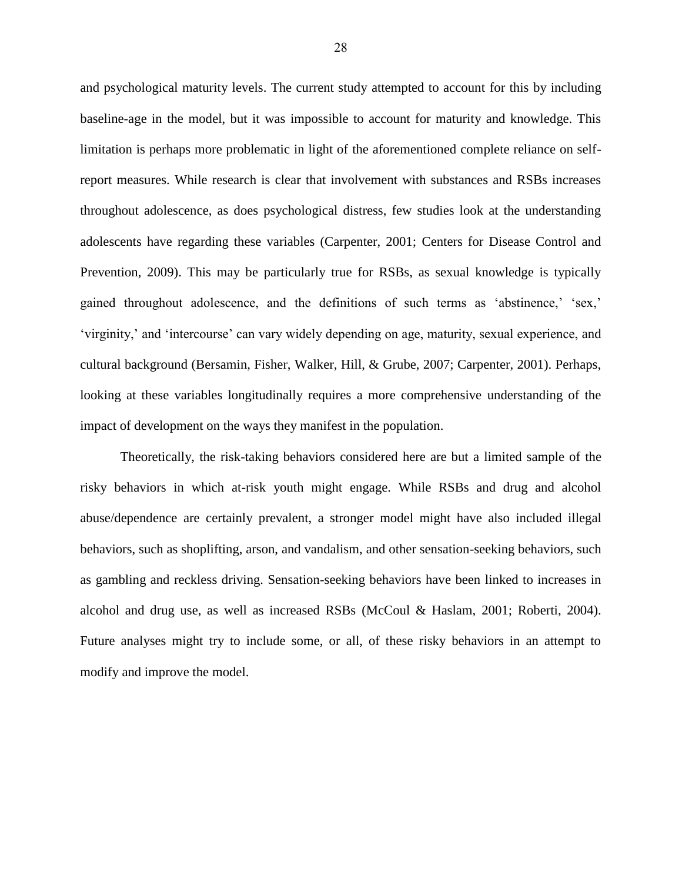and psychological maturity levels. The current study attempted to account for this by including baseline-age in the model, but it was impossible to account for maturity and knowledge. This limitation is perhaps more problematic in light of the aforementioned complete reliance on self-report measures. While research is clear that involvement with substances and RSBs increases throughout adolescence, as does psychological distress, few studies look at the understanding adolescents have regarding these variables (Carpenter, 2001; Centers for Disease Control and Prevention, 2009). This may be particularly true for RSBs, as sexual knowledge is typically gained throughout adolescence, and the definitions of such terms as 'abstinence,' 'sex,' 'virginity,' and 'intercourse' can vary widely depending on age, maturity, sexual experience, and cultural background (Bersamin, Fisher, Walker, Hill, & Grube, 2007; Carpenter, 2001). Perhaps, looking at these variables longitudinally requires a more comprehensive understanding of the impact of development on the ways they manifest in the population.

Theoretically, the risk-taking behaviors considered here are but a limited sample of the risky behaviors in which at-risk youth might engage. While RSBs and drug and alcohol abuse/dependence are certainly prevalent, a stronger model might have also included illegal behaviors, such as shoplifting, arson, and vandalism, and other sensation-seeking behaviors, such as gambling and reckless driving. Sensation-seeking behaviors have been linked to increases in alcohol and drug use, as well as increased RSBs (McCoul & Haslam, 2001; Roberti, 2004). Future analyses might try to include some, or all, of these risky behaviors in an attempt to modify and improve the model.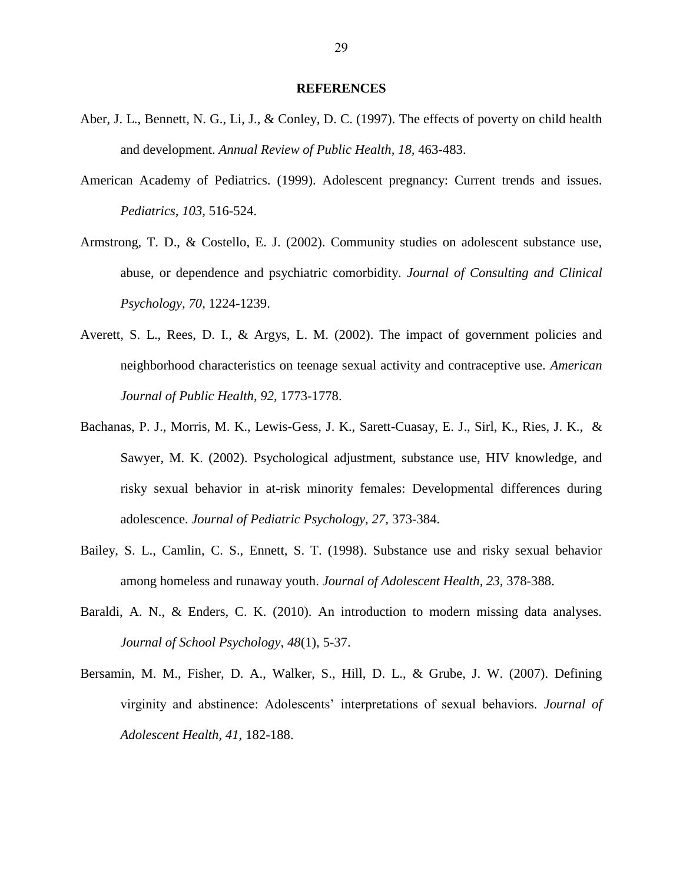# REFERENCES

Aber, J. L., Bennett, N. G., Li, J., & Conley, D. C. (1997). The effects of poverty on child health and development. *Annual Review of Public Health, 18*, 463-483.

American Academy of Pediatrics. (1999). Adolescent pregnancy: Current trends and issues. *Pediatrics, 103*, 516-524.

Armstrong, T. D., & Costello, E. J. (2002). Community studies on adolescent substance use, abuse, or dependence and psychiatric comorbidity. *Journal of Consulting and Clinical Psychology, 70,* 1224-1239.

Averett, S. L., Rees, D. I., & Argys, L. M. (2002). The impact of government policies and neighborhood characteristics on teenage sexual activity and contraceptive use. *American Journal of Public Health, 92,* 1773-1778.

Bachanas, P. J., Morris, M. K., Lewis-Gess, J. K., Sarett-Cuasay, E. J., Sirl, K., Ries, J. K., & Sawyer, M. K. (2002). Psychological adjustment, substance use, HIV knowledge, and risky sexual behavior in at-risk minority females: Developmental differences during adolescence. *Journal of Pediatric Psychology, 27,* 373-384.

Bailey, S. L., Camlin, C. S., Ennett, S. T. (1998). Substance use and risky sexual behavior among homeless and runaway youth. *Journal of Adolescent Health, 23,* 378-388.

Baraldi, A. N., & Enders, C. K. (2010). An introduction to modern missing data analyses. *Journal of School Psychology, 48*(1), 5-37.

Bersamin, M. M., Fisher, D. A., Walker, S., Hill, D. L., & Grube, J. W. (2007). Defining virginity and abstinence: Adolescents' interpretations of sexual behaviors. *Journal of Adolescent Health, 41,* 182-188.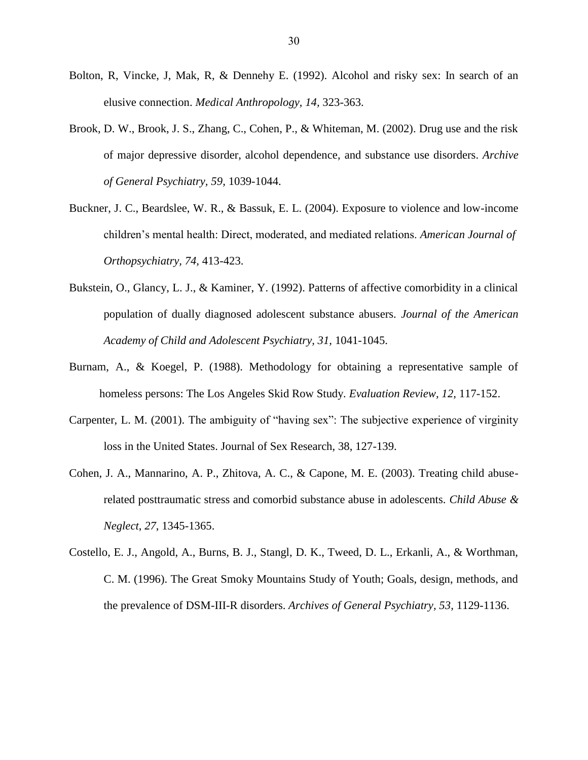Bolton, R, Vincke, J, Mak, R, & Dennehy E. (1992). Alcohol and risky sex: In search of an elusive connection. *Medical Anthropology, 14,* 323-363.

Brook, D. W., Brook, J. S., Zhang, C., Cohen, P., & Whiteman, M. (2002). Drug use and the risk of major depressive disorder, alcohol dependence, and substance use disorders. *Archive of General Psychiatry, 59,* 1039-1044.

Buckner, J. C., Beardslee, W. R., & Bassuk, E. L. (2004). Exposure to violence and low-income children's mental health: Direct, moderated, and mediated relations. *American Journal of Orthopsychiatry, 74,* 413-423.

Bukstein, O., Glancy, L. J., & Kaminer, Y. (1992). Patterns of affective comorbidity in a clinical population of dually diagnosed adolescent substance abusers. *Journal of the American Academy of Child and Adolescent Psychiatry, 31,* 1041-1045.

Burnam, A., & Koegel, P. (1988). Methodology for obtaining a representative sample of homeless persons: The Los Angeles Skid Row Study. *Evaluation Review, 12,* 117-152.

Carpenter, L. M. (2001). The ambiguity of "having sex": The subjective experience of virginity loss in the United States. Journal of Sex Research, 38, 127-139.

Cohen, J. A., Mannarino, A. P., Zhitova, A. C., & Capone, M. E. (2003). Treating child abuse-related posttraumatic stress and comorbid substance abuse in adolescents. *Child Abuse & Neglect*, *27*, 1345-1365.

Costello, E. J., Angold, A., Burns, B. J., Stangl, D. K., Tweed, D. L., Erkanli, A., & Worthman, C. M. (1996). The Great Smoky Mountains Study of Youth; Goals, design, methods, and the prevalence of DSM-III-R disorders. *Archives of General Psychiatry, 53,* 1129-1136.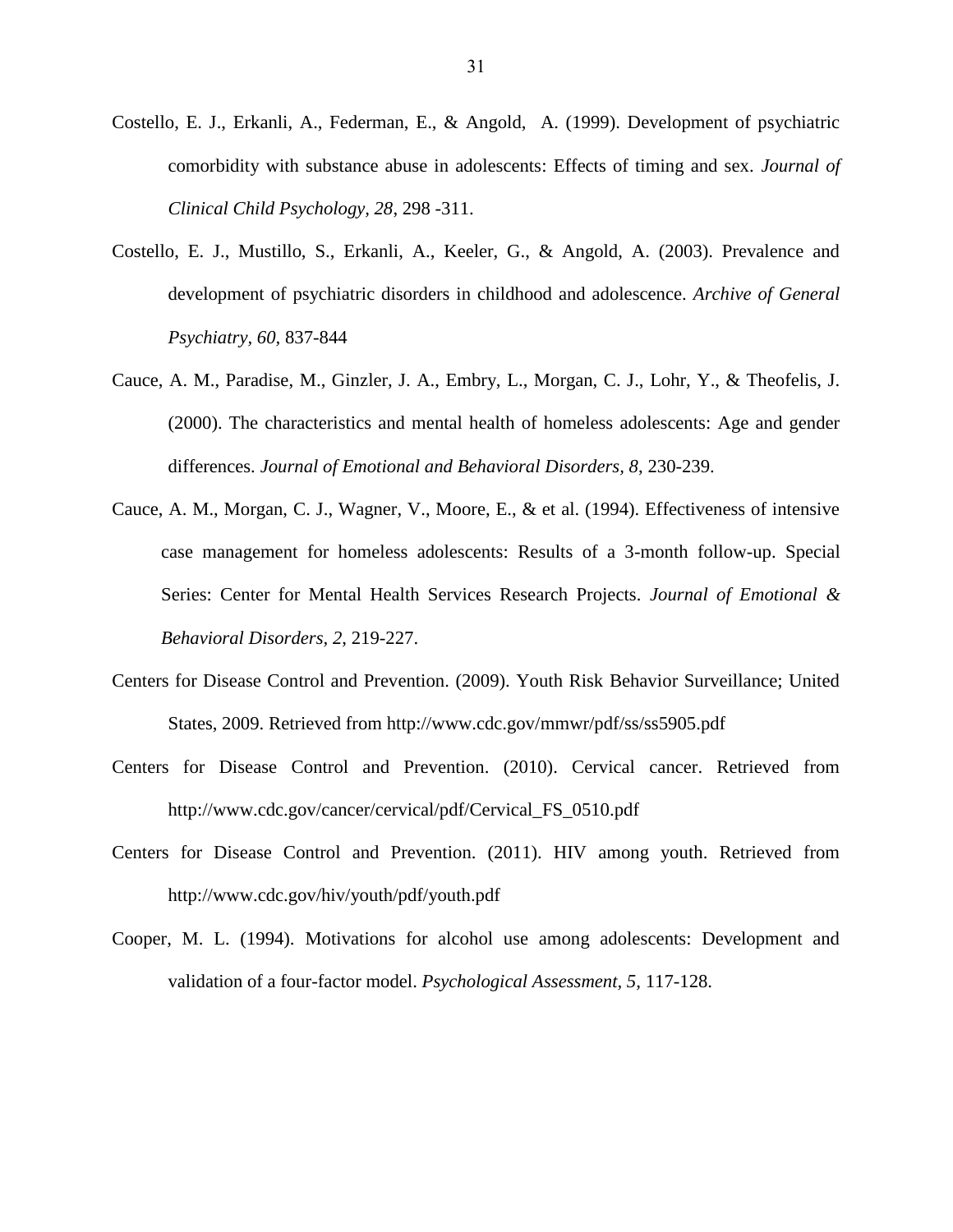Costello, E. J., Erkanli, A., Federman, E., & Angold,  A. (1999). Development of psychiatric comorbidity with substance abuse in adolescents: Effects of timing and sex. *Journal of Clinical Child Psychology, 28*, 298 -311.

Costello, E. J., Mustillo, S., Erkanli, A., Keeler, G., & Angold, A. (2003). Prevalence and development of psychiatric disorders in childhood and adolescence. *Archive of General Psychiatry, 60*, 837-844

Cauce, A. M., Paradise, M., Ginzler, J. A., Embry, L., Morgan, C. J., Lohr, Y., & Theofelis, J. (2000). The characteristics and mental health of homeless adolescents: Age and gender differences. *Journal of Emotional and Behavioral Disorders, 8*, 230-239.

Cauce, A. M., Morgan, C. J., Wagner, V., Moore, E., & et al. (1994). Effectiveness of intensive case management for homeless adolescents: Results of a 3-month follow-up. Special Series: Center for Mental Health Services Research Projects. *Journal of Emotional & Behavioral Disorders, 2*, 219-227.

Centers for Disease Control and Prevention. (2009). Youth Risk Behavior Surveillance; United States, 2009. Retrieved from http://www.cdc.gov/mmwr/pdf/ss/ss5905.pdf

Centers for Disease Control and Prevention. (2010). Cervical cancer. Retrieved from http://www.cdc.gov/cancer/cervical/pdf/Cervical_FS_0510.pdf

Centers for Disease Control and Prevention. (2011). HIV among youth. Retrieved from http://www.cdc.gov/hiv/youth/pdf/youth.pdf

Cooper, M. L. (1994). Motivations for alcohol use among adolescents: Development and validation of a four-factor model. *Psychological Assessment, 5*, 117-128.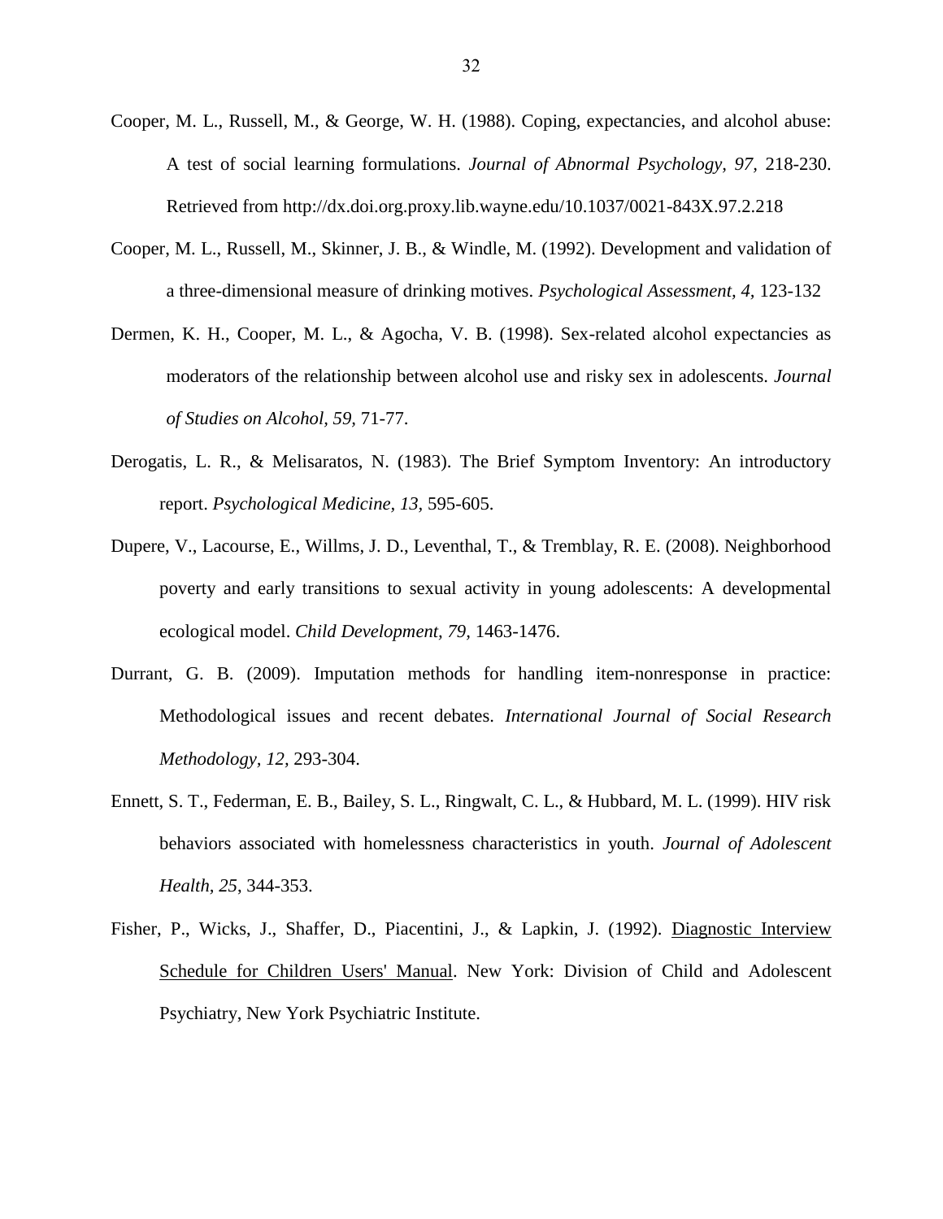Cooper, M. L., Russell, M., & George, W. H. (1988). Coping, expectancies, and alcohol abuse: A test of social learning formulations. *Journal of Abnormal Psychology, 97,* 218-230. Retrieved from http://dx.doi.org.proxy.lib.wayne.edu/10.1037/0021-843X.97.2.218

Cooper, M. L., Russell, M., Skinner, J. B., & Windle, M. (1992). Development and validation of a three-dimensional measure of drinking motives. *Psychological Assessment, 4,* 123-132

Dermen, K. H., Cooper, M. L., & Agocha, V. B. (1998). Sex-related alcohol expectancies as moderators of the relationship between alcohol use and risky sex in adolescents. *Journal of Studies on Alcohol, 59,* 71-77.

Derogatis, L. R., & Melisaratos, N. (1983). The Brief Symptom Inventory: An introductory report. *Psychological Medicine, 13,* 595-605.

Dupere, V., Lacourse, E., Willms, J. D., Leventhal, T., & Tremblay, R. E. (2008). Neighborhood poverty and early transitions to sexual activity in young adolescents: A developmental ecological model. *Child Development, 79,* 1463-1476.

Durrant, G. B. (2009). Imputation methods for handling item-nonresponse in practice: Methodological issues and recent debates. *International Journal of Social Research Methodology, 12,* 293-304.

Ennett, S. T., Federman, E. B., Bailey, S. L., Ringwalt, C. L., & Hubbard, M. L. (1999). HIV risk behaviors associated with homelessness characteristics in youth. *Journal of Adolescent Health, 25,* 344-353.

Fisher, P., Wicks, J., Shaffer, D., Piacentini, J., & Lapkin, J. (1992). Diagnostic Interview Schedule for Children Users' Manual. New York: Division of Child and Adolescent Psychiatry, New York Psychiatric Institute.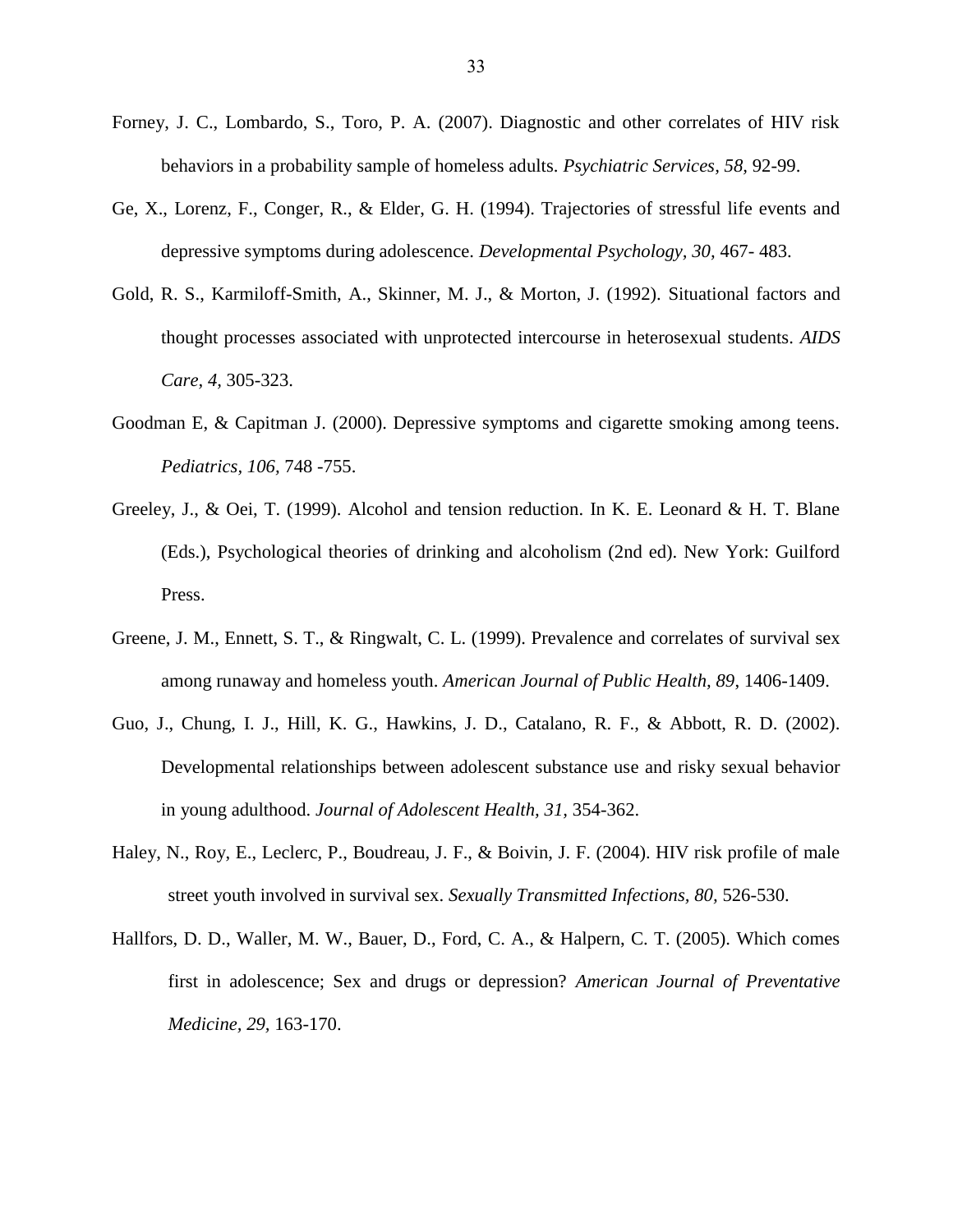Forney, J. C., Lombardo, S., Toro, P. A. (2007). Diagnostic and other correlates of HIV risk behaviors in a probability sample of homeless adults. *Psychiatric Services, 58,* 92-99.

Ge, X., Lorenz, F., Conger, R., & Elder, G. H. (1994). Trajectories of stressful life events and depressive symptoms during adolescence. *Developmental Psychology, 30,* 467- 483.

Gold, R. S., Karmiloff-Smith, A., Skinner, M. J., & Morton, J. (1992). Situational factors and thought processes associated with unprotected intercourse in heterosexual students. *AIDS Care, 4,* 305-323.

Goodman E, & Capitman J. (2000). Depressive symptoms and cigarette smoking among teens. *Pediatrics, 106,* 748 -755.

Greeley, J., & Oei, T. (1999). Alcohol and tension reduction. In K. E. Leonard & H. T. Blane (Eds.), Psychological theories of drinking and alcoholism (2nd ed). New York: Guilford Press.

Greene, J. M., Ennett, S. T., & Ringwalt, C. L. (1999). Prevalence and correlates of survival sex among runaway and homeless youth. *American Journal of Public Health, 89,* 1406-1409.

Guo, J., Chung, I. J., Hill, K. G., Hawkins, J. D., Catalano, R. F., & Abbott, R. D. (2002). Developmental relationships between adolescent substance use and risky sexual behavior in young adulthood. *Journal of Adolescent Health, 31,* 354-362.

Haley, N., Roy, E., Leclerc, P., Boudreau, J. F., & Boivin, J. F. (2004). HIV risk profile of male street youth involved in survival sex. *Sexually Transmitted Infections, 80,* 526-530.

Hallfors, D. D., Waller, M. W., Bauer, D., Ford, C. A., & Halpern, C. T. (2005). Which comes first in adolescence; Sex and drugs or depression? *American Journal of Preventative Medicine, 29,* 163-170.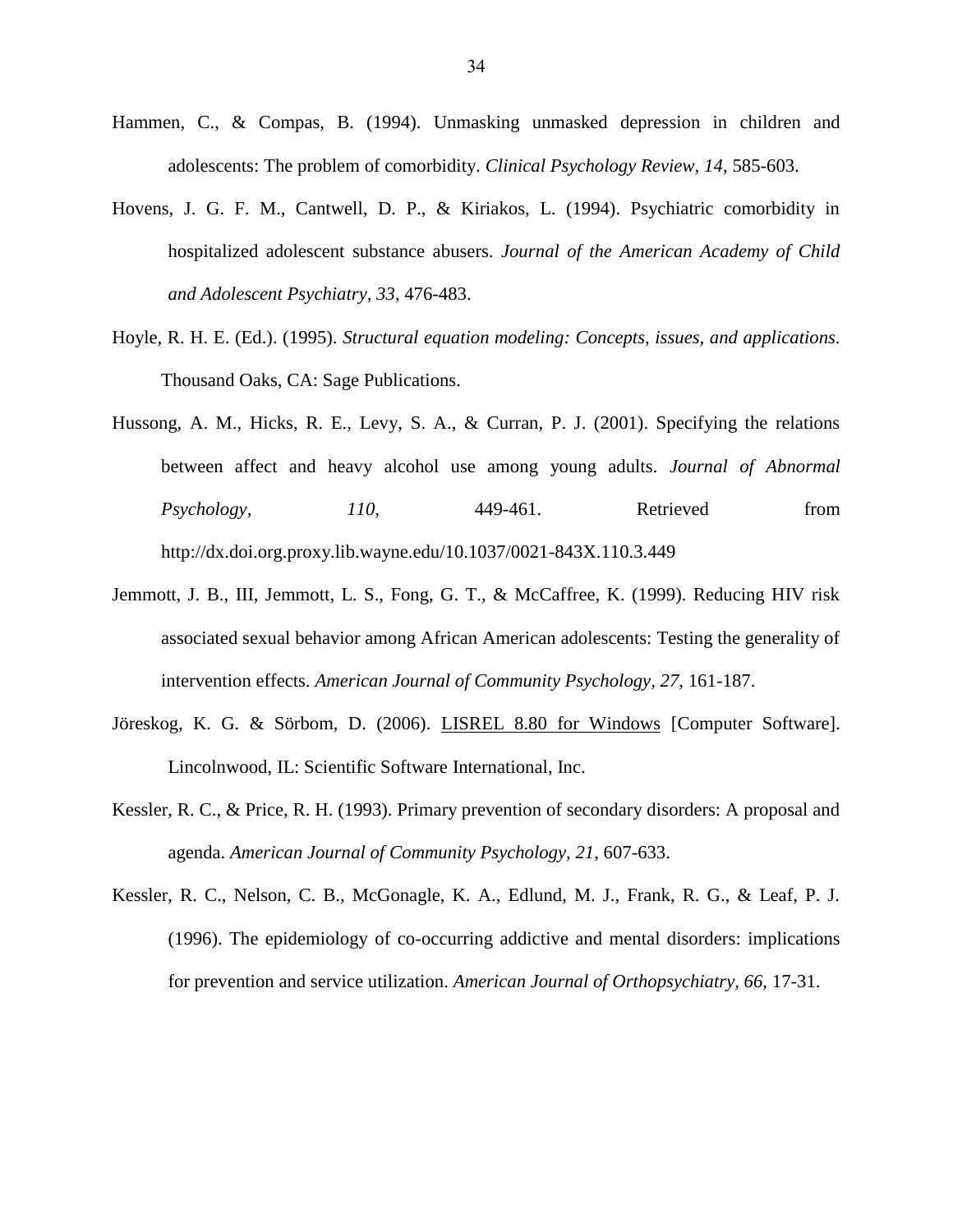Hammen, C., & Compas, B. (1994). Unmasking unmasked depression in children and adolescents: The problem of comorbidity. *Clinical Psychology Review, 14*, 585-603.

Hovens, J. G. F. M., Cantwell, D. P., & Kiriakos, L. (1994). Psychiatric comorbidity in hospitalized adolescent substance abusers. *Journal of the American Academy of Child and Adolescent Psychiatry, 33*, 476-483.

Hoyle, R. H. E. (Ed.). (1995). *Structural equation modeling: Concepts, issues, and applications*. Thousand Oaks, CA: Sage Publications.

Hussong, A. M., Hicks, R. E., Levy, S. A., & Curran, P. J. (2001). Specifying the relations between affect and heavy alcohol use among young adults. *Journal of Abnormal Psychology, 110,* 449-461. Retrieved from http://dx.doi.org.proxy.lib.wayne.edu/10.1037/0021-843X.110.3.449

Jemmott, J. B., III, Jemmott, L. S., Fong, G. T., & McCaffree, K. (1999). Reducing HIV risk associated sexual behavior among African American adolescents: Testing the generality of intervention effects. *American Journal of Community Psychology, 27*, 161-187.

Jöreskog, K. G. & Sörbom, D. (2006). <u>LISREL 8.80 for Windows</u> [Computer Software]. Lincolnwood, IL: Scientific Software International, Inc.

Kessler, R. C., & Price, R. H. (1993). Primary prevention of secondary disorders: A proposal and agenda. *American Journal of Community Psychology, 21,* 607-633.

Kessler, R. C., Nelson, C. B., McGonagle, K. A., Edlund, M. J., Frank, R. G., & Leaf, P. J. (1996). The epidemiology of co-occurring addictive and mental disorders: implications for prevention and service utilization. *American Journal of Orthopsychiatry, 66,* 17-31.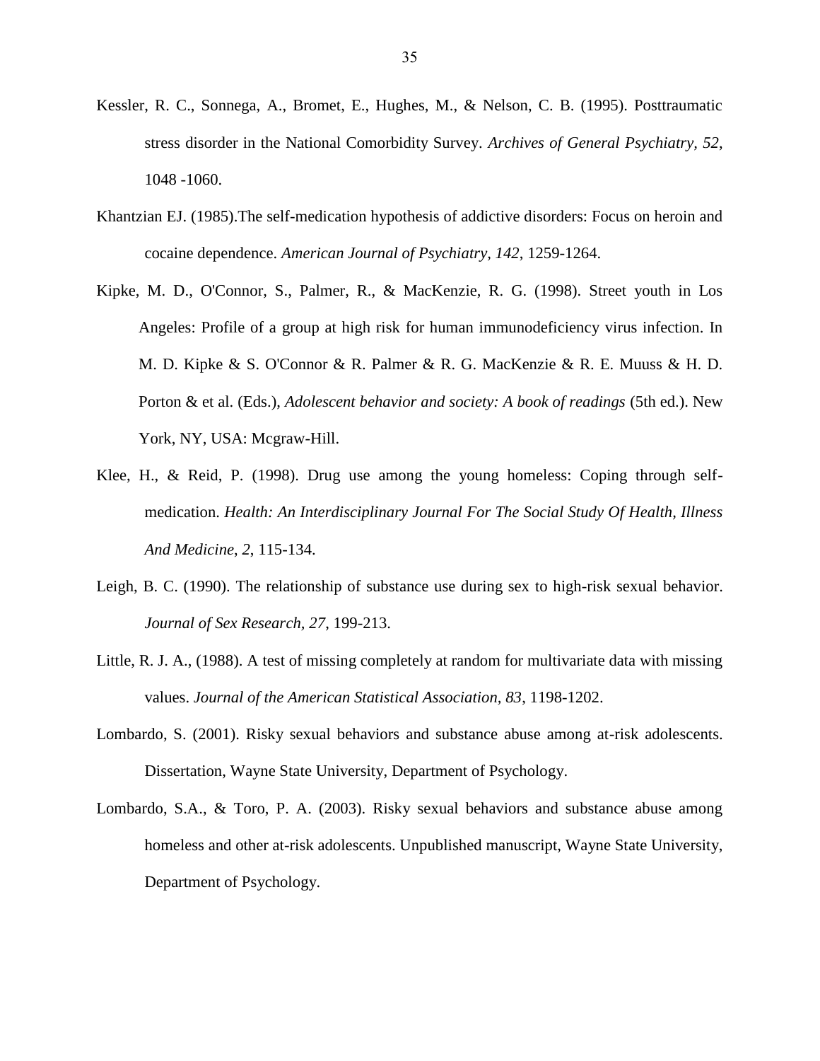Kessler, R. C., Sonnega, A., Bromet, E., Hughes, M., & Nelson, C. B. (1995). Posttraumatic stress disorder in the National Comorbidity Survey. *Archives of General Psychiatry, 52*, 1048 -1060.

Khantzian EJ. (1985).The self-medication hypothesis of addictive disorders: Focus on heroin and cocaine dependence. *American Journal of Psychiatry, 142*, 1259-1264.

Kipke, M. D., O'Connor, S., Palmer, R., & MacKenzie, R. G. (1998). Street youth in Los Angeles: Profile of a group at high risk for human immunodeficiency virus infection. In M. D. Kipke & S. O'Connor & R. Palmer & R. G. MacKenzie & R. E. Muuss & H. D. Porton & et al. (Eds.), *Adolescent behavior and society: A book of readings* (5th ed.). New York, NY, USA: Mcgraw-Hill.

Klee, H., & Reid, P. (1998). Drug use among the young homeless: Coping through self-medication. *Health: An Interdisciplinary Journal For The Social Study Of Health, Illness And Medicine, 2*, 115-134.

Leigh, B. C. (1990). The relationship of substance use during sex to high-risk sexual behavior. *Journal of Sex Research, 27*, 199-213.

Little, R. J. A., (1988). A test of missing completely at random for multivariate data with missing values. *Journal of the American Statistical Association, 83*, 1198-1202.

Lombardo, S. (2001). Risky sexual behaviors and substance abuse among at-risk adolescents. Dissertation, Wayne State University, Department of Psychology.

Lombardo, S.A., & Toro, P. A. (2003). Risky sexual behaviors and substance abuse among homeless and other at-risk adolescents. Unpublished manuscript, Wayne State University, Department of Psychology.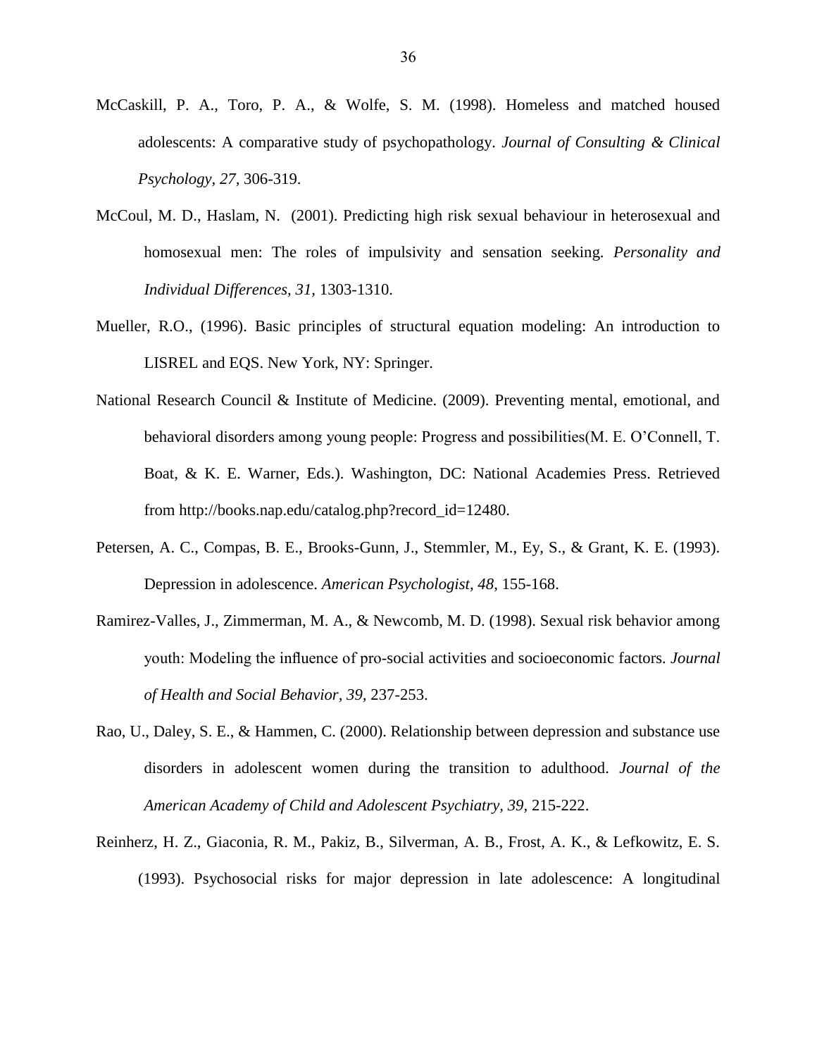McCaskill, P. A., Toro, P. A., & Wolfe, S. M. (1998). Homeless and matched housed adolescents: A comparative study of psychopathology. *Journal of Consulting & Clinical Psychology*, *27*, 306-319.

McCoul, M. D., Haslam, N. (2001). Predicting high risk sexual behaviour in heterosexual and homosexual men: The roles of impulsivity and sensation seeking. *Personality and Individual Differences*, *31*, 1303-1310.

Mueller, R.O., (1996). Basic principles of structural equation modeling: An introduction to LISREL and EQS. New York, NY: Springer.

National Research Council & Institute of Medicine. (2009). Preventing mental, emotional, and behavioral disorders among young people: Progress and possibilities(M. E. O'Connell, T. Boat, & K. E. Warner, Eds.). Washington, DC: National Academies Press. Retrieved from http://books.nap.edu/catalog.php?record_id=12480.

Petersen, A. C., Compas, B. E., Brooks-Gunn, J., Stemmler, M., Ey, S., & Grant, K. E. (1993). Depression in adolescence. *American Psychologist*, *48*, 155-168.

Ramirez-Valles, J., Zimmerman, M. A., & Newcomb, M. D. (1998). Sexual risk behavior among youth: Modeling the influence of pro-social activities and socioeconomic factors. *Journal of Health and Social Behavior*, *39*, 237-253.

Rao, U., Daley, S. E., & Hammen, C. (2000). Relationship between depression and substance use disorders in adolescent women during the transition to adulthood. *Journal of the American Academy of Child and Adolescent Psychiatry*, *39*, 215-222.

Reinherz, H. Z., Giaconia, R. M., Pakiz, B., Silverman, A. B., Frost, A. K., & Lefkowitz, E. S. (1993). Psychosocial risks for major depression in late adolescence: A longitudinal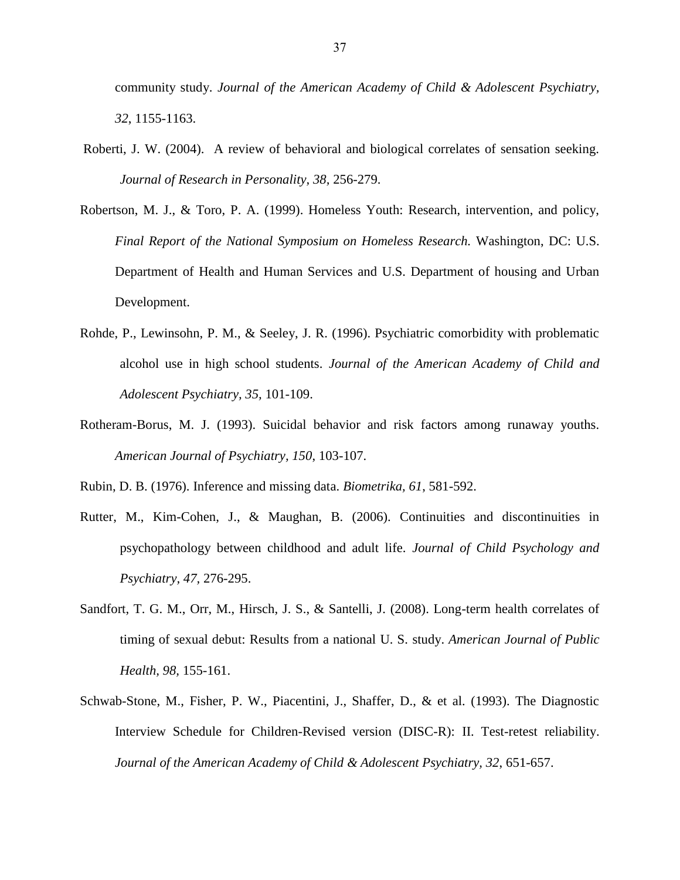community study. *Journal of the American Academy of Child & Adolescent Psychiatry, 32*, 1155-1163.

Roberti, J. W. (2004). A review of behavioral and biological correlates of sensation seeking. *Journal of Research in Personality, 38,* 256-279.

Robertson, M. J., & Toro, P. A. (1999). Homeless Youth: Research, intervention, and policy, *Final Report of the National Symposium on Homeless Research.* Washington, DC: U.S. Department of Health and Human Services and U.S. Department of housing and Urban Development.

Rohde, P., Lewinsohn, P. M., & Seeley, J. R. (1996). Psychiatric comorbidity with problematic alcohol use in high school students. *Journal of the American Academy of Child and Adolescent Psychiatry, 35,* 101-109.

Rotheram-Borus, M. J. (1993). Suicidal behavior and risk factors among runaway youths. *American Journal of Psychiatry, 150*, 103-107.

Rubin, D. B. (1976). Inference and missing data. *Biometrika, 61*, 581-592.

Rutter, M., Kim-Cohen, J., & Maughan, B. (2006). Continuities and discontinuities in psychopathology between childhood and adult life. *Journal of Child Psychology and Psychiatry, 47*, 276-295.

Sandfort, T. G. M., Orr, M., Hirsch, J. S., & Santelli, J. (2008). Long-term health correlates of timing of sexual debut: Results from a national U. S. study. *American Journal of Public Health, 98,* 155-161.

Schwab-Stone, M., Fisher, P. W., Piacentini, J., Shaffer, D., & et al. (1993). The Diagnostic Interview Schedule for Children-Revised version (DISC-R): II. Test-retest reliability. *Journal of the American Academy of Child & Adolescent Psychiatry, 32*, 651-657.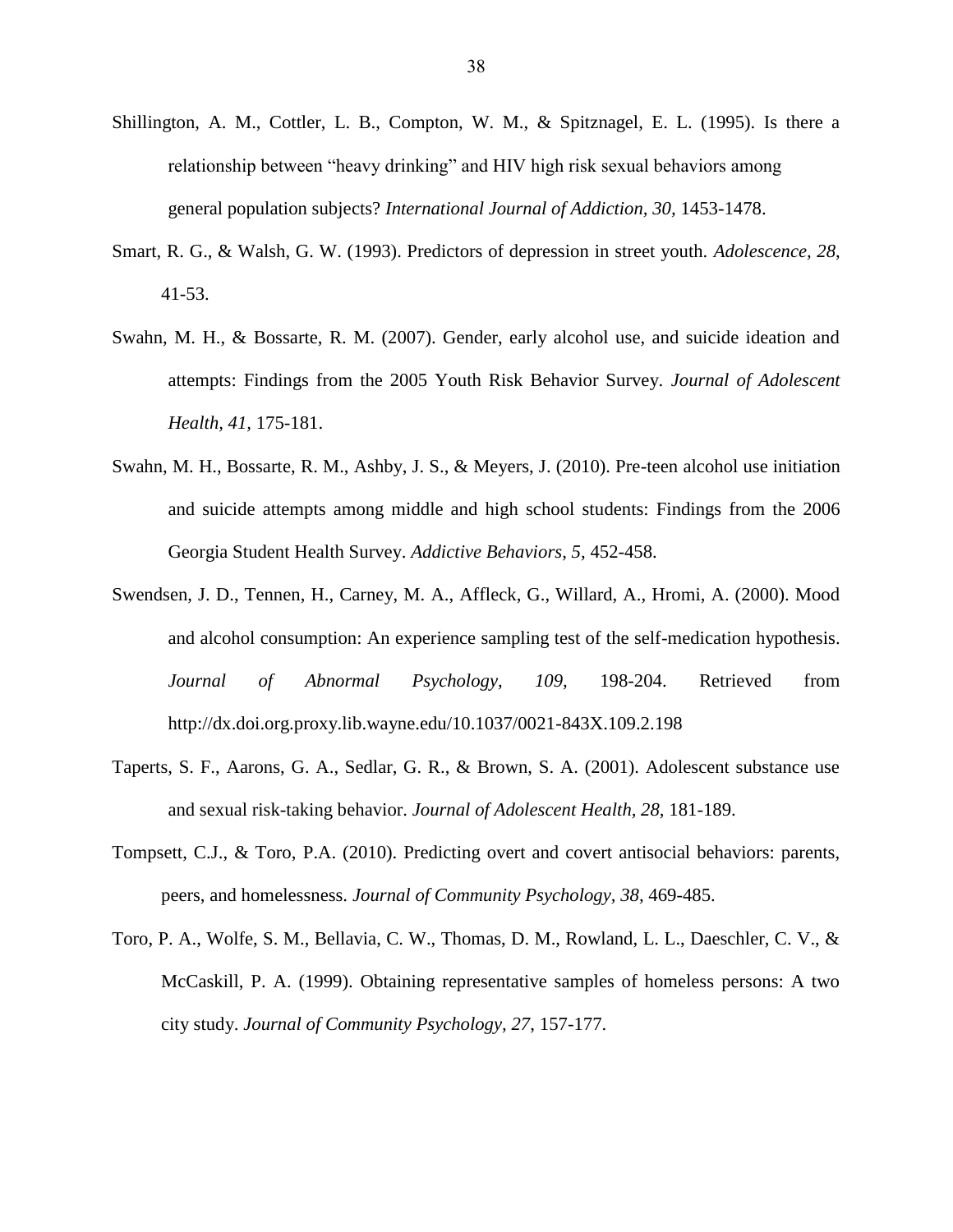Shillington, A. M., Cottler, L. B., Compton, W. M., & Spitznagel, E. L. (1995). Is there a relationship between "heavy drinking" and HIV high risk sexual behaviors among general population subjects? *International Journal of Addiction, 30,* 1453-1478.

Smart, R. G., & Walsh, G. W. (1993). Predictors of depression in street youth. *Adolescence, 28*, 41-53.

Swahn, M. H., & Bossarte, R. M. (2007). Gender, early alcohol use, and suicide ideation and attempts: Findings from the 2005 Youth Risk Behavior Survey. *Journal of Adolescent Health, 41,* 175-181.

Swahn, M. H., Bossarte, R. M., Ashby, J. S., & Meyers, J. (2010). Pre-teen alcohol use initiation and suicide attempts among middle and high school students: Findings from the 2006 Georgia Student Health Survey. *Addictive Behaviors, 5,* 452-458.

Swendsen, J. D., Tennen, H., Carney, M. A., Affleck, G., Willard, A., Hromi, A. (2000). Mood and alcohol consumption: An experience sampling test of the self-medication hypothesis. *Journal of Abnormal Psychology, 109,* 198-204. Retrieved from http://dx.doi.org.proxy.lib.wayne.edu/10.1037/0021-843X.109.2.198

Taperts, S. F., Aarons, G. A., Sedlar, G. R., & Brown, S. A. (2001). Adolescent substance use and sexual risk-taking behavior. *Journal of Adolescent Health, 28*, 181-189.

Tompsett, C.J., & Toro, P.A. (2010). Predicting overt and covert antisocial behaviors: parents, peers, and homelessness. *Journal of Community Psychology*, *38*, 469-485.

Toro, P. A., Wolfe, S. M., Bellavia, C. W., Thomas, D. M., Rowland, L. L., Daeschler, C. V., & McCaskill, P. A. (1999). Obtaining representative samples of homeless persons: A two city study. *Journal of Community Psychology, 27*, 157-177.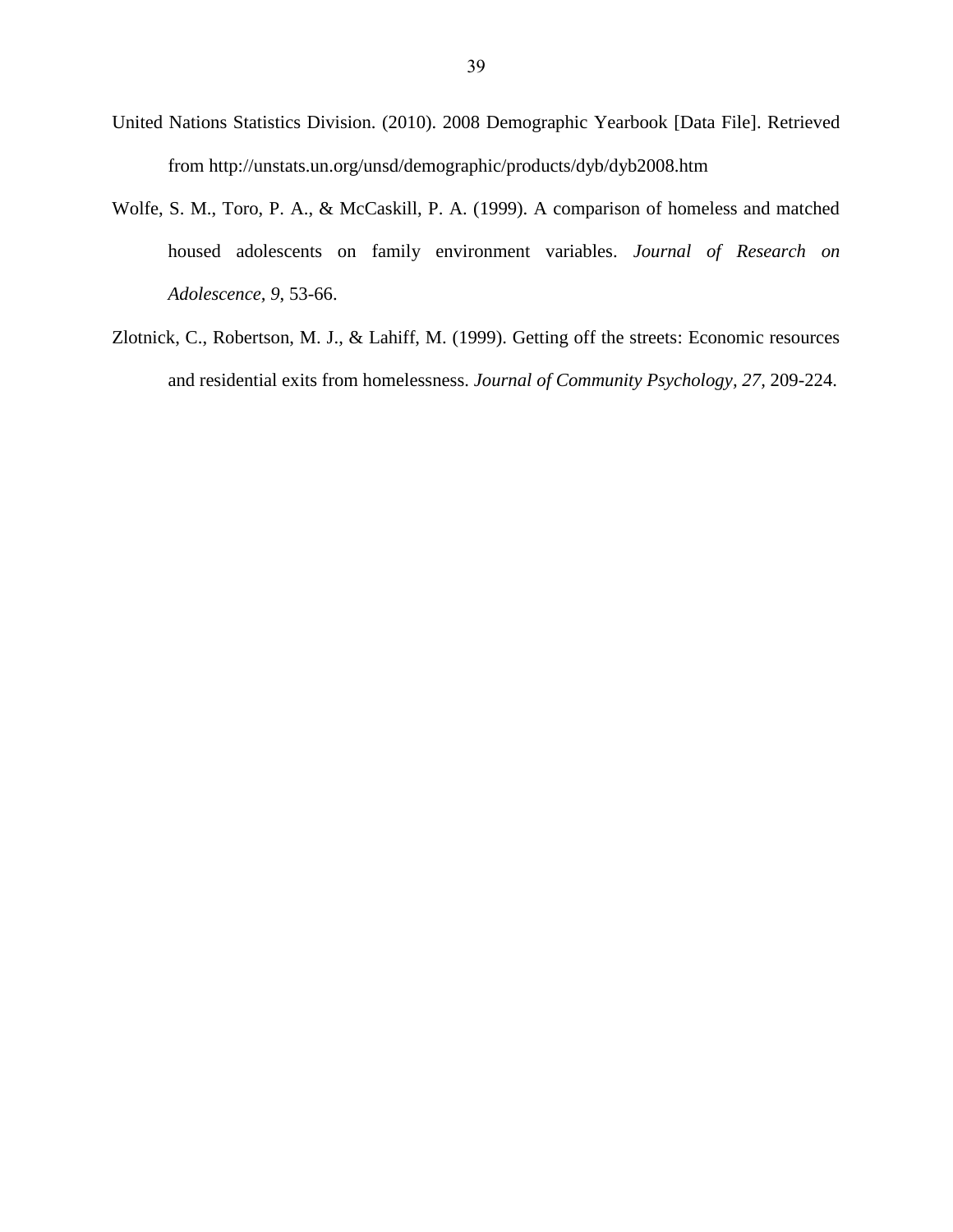United Nations Statistics Division. (2010). 2008 Demographic Yearbook [Data File]. Retrieved from http://unstats.un.org/unsd/demographic/products/dyb/dyb2008.htm

Wolfe, S. M., Toro, P. A., & McCaskill, P. A. (1999). A comparison of homeless and matched housed adolescents on family environment variables. *Journal of Research on Adolescence, 9*, 53-66.

Zlotnick, C., Robertson, M. J., & Lahiff, M. (1999). Getting off the streets: Economic resources and residential exits from homelessness. *Journal of Community Psychology, 27*, 209-224.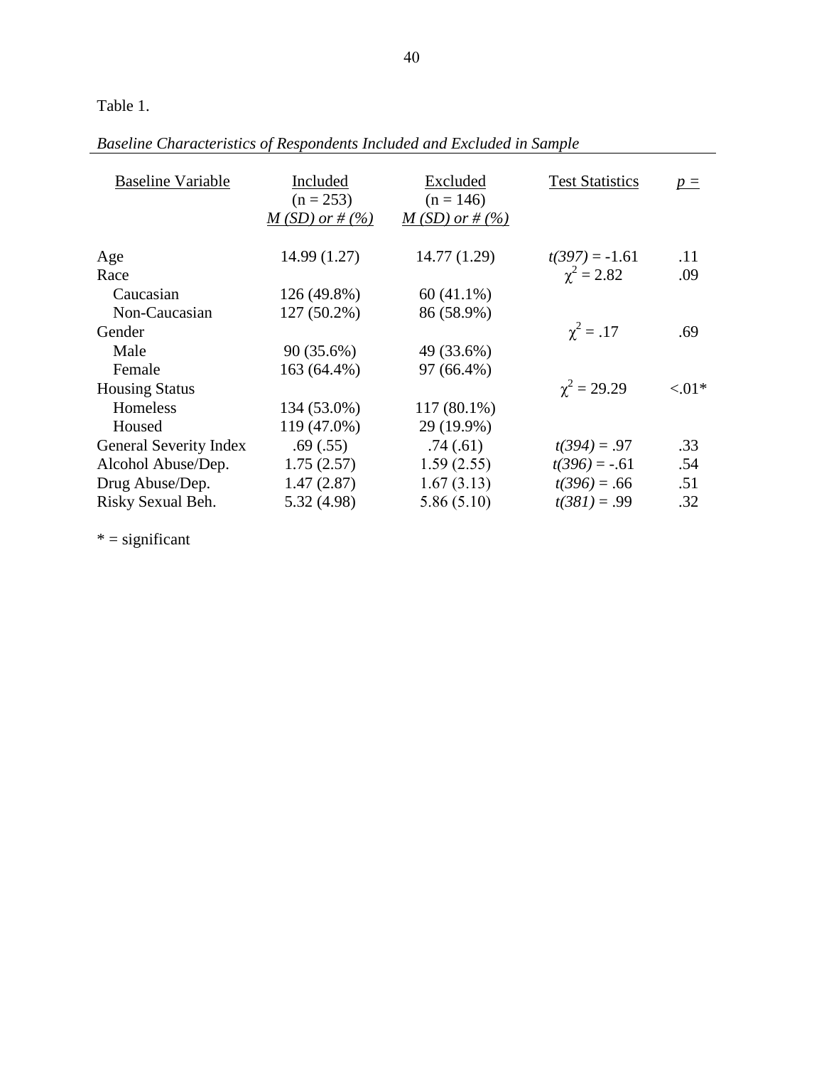Table 1.

*Baseline Characteristics of Respondents Included and Excluded in Sample*

| Baseline Variable | Included (n = 253) *M (SD) or # (%)* | Excluded (n = 146) *M (SD) or # (%)* | Test Statistics | *p =* |
|---|---|---|---|---|
| Age | 14.99 (1.27) | 14.77 (1.29) | $t(397) = -1.61$ | .11 |
| Race | | | $\chi^2 = 2.82$ | .09 |
| Caucasian | 126 (49.8%) | 60 (41.1%) | | |
| Non-Caucasian | 127 (50.2%) | 86 (58.9%) | | |
| Gender | | | $\chi^2 = .17$ | .69 |
| Male | 90 (35.6%) | 49 (33.6%) | | |
| Female | 163 (64.4%) | 97 (66.4%) | | |
| Housing Status | | | $\chi^2 = 29.29$ | <.01* |
| Homeless | 134 (53.0%) | 117 (80.1%) | | |
| Housed | 119 (47.0%) | 29 (19.9%) | | |
| General Severity Index | .69 (.55) | .74 (.61) | $t(394) = .97$ | .33 |
| Alcohol Abuse/Dep. | 1.75 (2.57) | 1.59 (2.55) | $t(396) = -.61$ | .54 |
| Drug Abuse/Dep. | 1.47 (2.87) | 1.67 (3.13) | $t(396) = .66$ | .51 |
| Risky Sexual Beh. | 5.32 (4.98) | 5.86 (5.10) | $t(381) = .99$ | .32 |

* = significant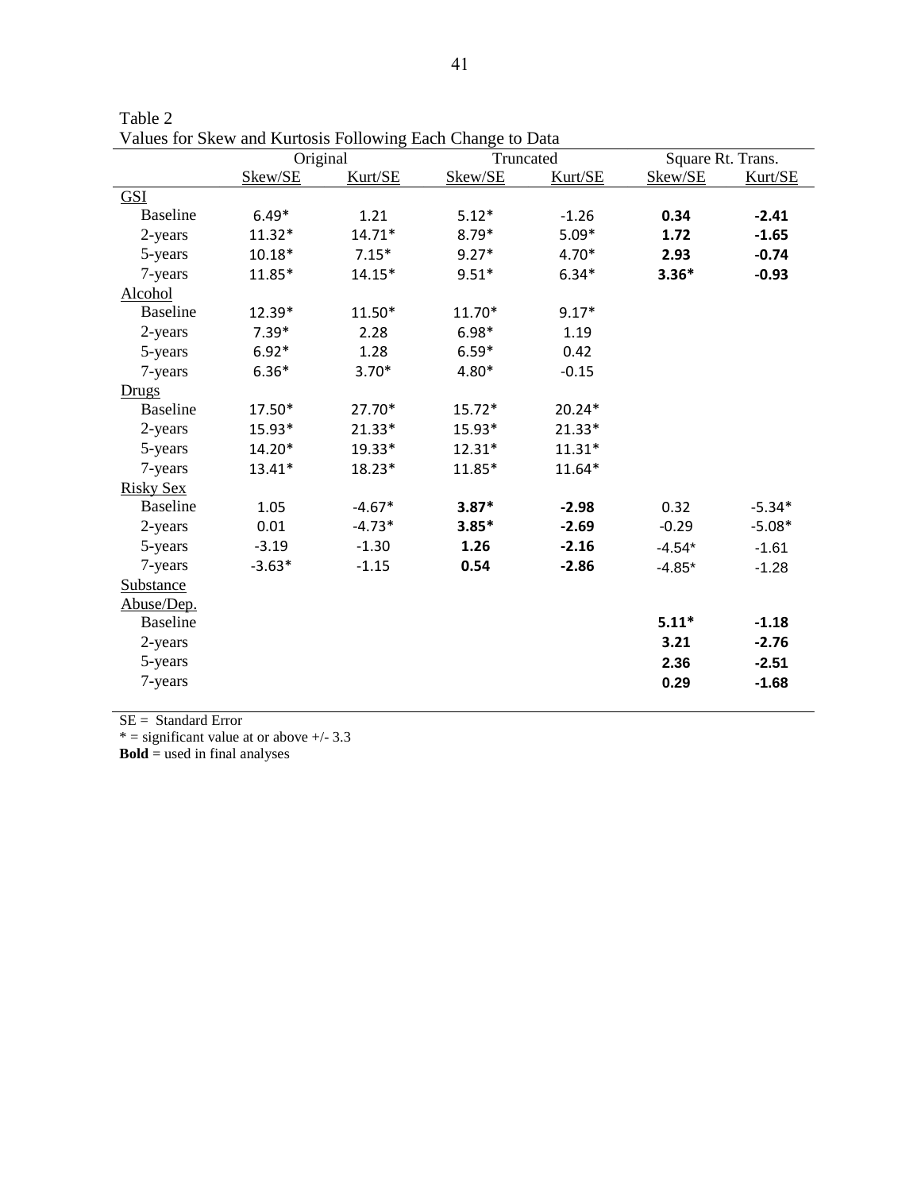Table 2
Values for Skew and Kurtosis Following Each Change to Data

| | Original | | Truncated | | Square Rt. Trans. | |
|---|---|---|---|---|---|---|
| | Skew/SE | Kurt/SE | Skew/SE | Kurt/SE | Skew/SE | Kurt/SE |
| GSI | | | | | | |
| Baseline | 6.49* | 1.21 | 5.12* | -1.26 | **0.34** | **-2.41** |
| 2-years | 11.32* | 14.71* | 8.79* | 5.09* | **1.72** | **-1.65** |
| 5-years | 10.18* | 7.15* | 9.27* | 4.70* | **2.93** | **-0.74** |
| 7-years | 11.85* | 14.15* | 9.51* | 6.34* | **3.36*** | **-0.93** |
| Alcohol | | | | | | |
| Baseline | 12.39* | 11.50* | 11.70* | 9.17* | | |
| 2-years | 7.39* | 2.28 | 6.98* | 1.19 | | |
| 5-years | 6.92* | 1.28 | 6.59* | 0.42 | | |
| 7-years | 6.36* | 3.70* | 4.80* | -0.15 | | |
| Drugs | | | | | | |
| Baseline | 17.50* | 27.70* | 15.72* | 20.24* | | |
| 2-years | 15.93* | 21.33* | 15.93* | 21.33* | | |
| 5-years | 14.20* | 19.33* | 12.31* | 11.31* | | |
| 7-years | 13.41* | 18.23* | 11.85* | 11.64* | | |
| Risky Sex | | | | | | |
| Baseline | 1.05 | -4.67* | **3.87*** | **-2.98** | 0.32 | -5.34* |
| 2-years | 0.01 | -4.73* | **3.85*** | **-2.69** | -0.29 | -5.08* |
| 5-years | -3.19 | -1.30 | **1.26** | **-2.16** | -4.54* | -1.61 |
| 7-years | -3.63* | -1.15 | **0.54** | **-2.86** | -4.85* | -1.28 |
| Substance Abuse/Dep. | | | | | | |
| Baseline | | | | | **5.11*** | **-1.18** |
| 2-years | | | | | **3.21** | **-2.76** |
| 5-years | | | | | **2.36** | **-2.51** |
| 7-years | | | | | **0.29** | **-1.68** |

SE = Standard Error
* = significant value at or above +/- 3.3
**Bold** = used in final analyses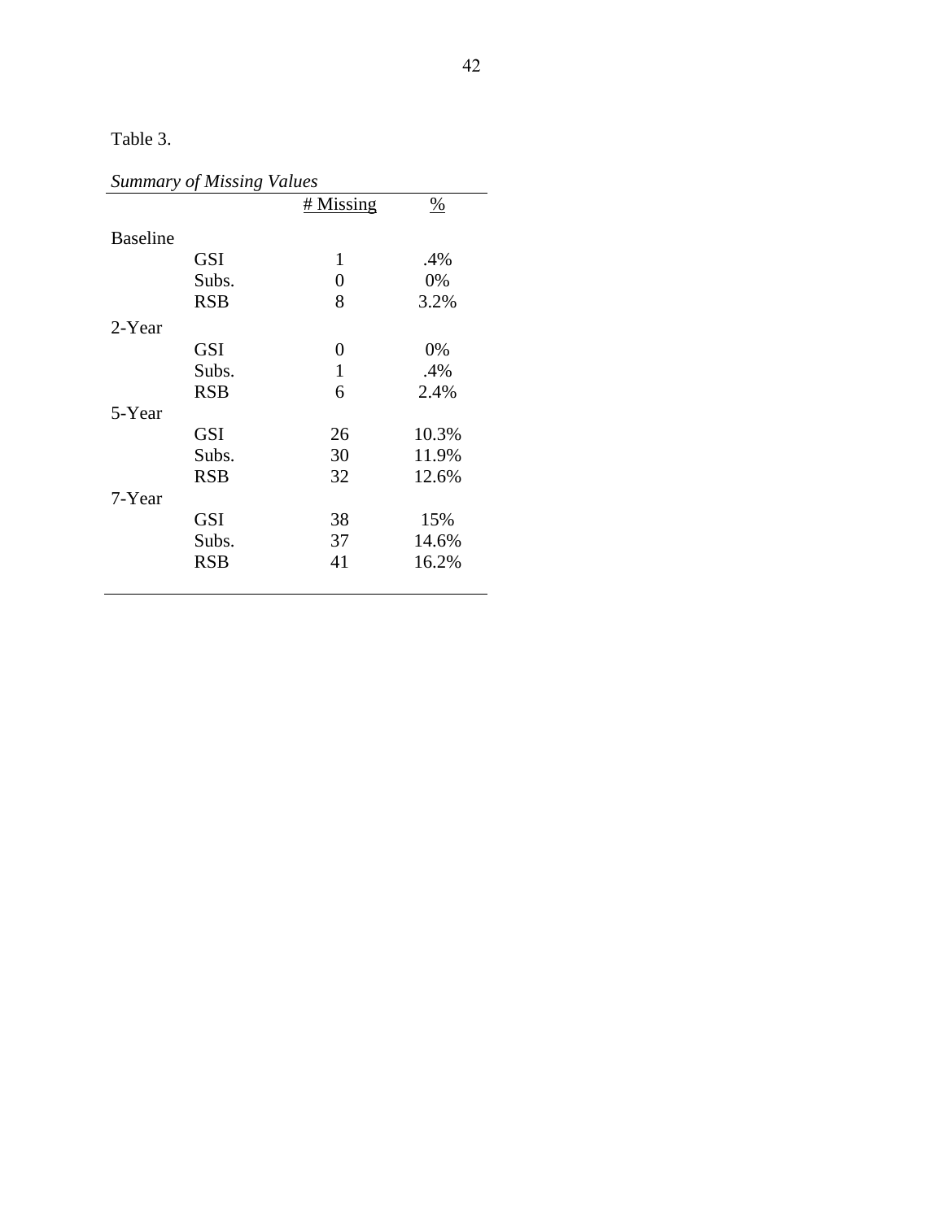Table 3.

*Summary of Missing Values*

| | | # Missing | % |
|---|---|---|---|
| Baseline | | | |
| | GSI | 1 | .4% |
| | Subs. | 0 | 0% |
| | RSB | 8 | 3.2% |
| 2-Year | | | |
| | GSI | 0 | 0% |
| | Subs. | 1 | .4% |
| | RSB | 6 | 2.4% |
| 5-Year | | | |
| | GSI | 26 | 10.3% |
| | Subs. | 30 | 11.9% |
| | RSB | 32 | 12.6% |
| 7-Year | | | |
| | GSI | 38 | 15% |
| | Subs. | 37 | 14.6% |
| | RSB | 41 | 16.2% |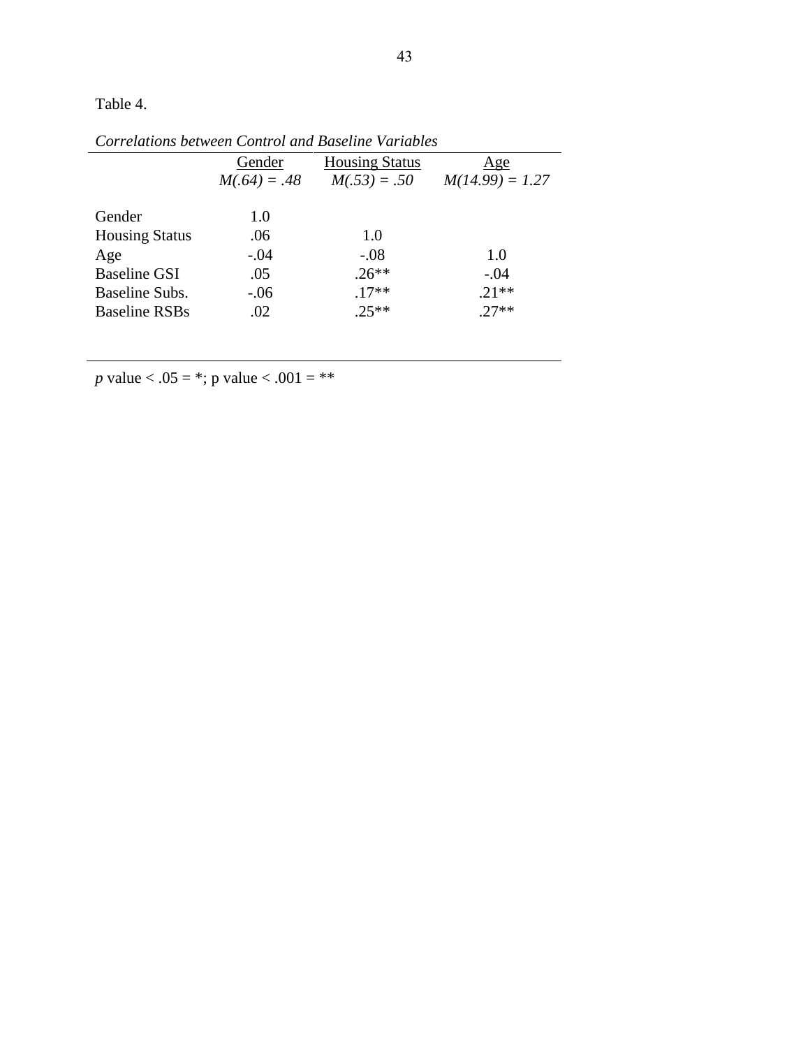Table 4.

*Correlations between Control and Baseline Variables*

| | Gender<br>*M(.64) = .48* | Housing Status<br>*M(.53) = .50* | Age<br>*M(14.99) = 1.27* |
|---|---|---|---|
| Gender | 1.0 | | |
| Housing Status | .06 | 1.0 | |
| Age | -.04 | -.08 | 1.0 |
| Baseline GSI | .05 | .26** | -.04 |
| Baseline Subs. | -.06 | .17** | .21** |
| Baseline RSBs | .02 | .25** | .27** |

*p* value < .05 = *; p value < .001 = **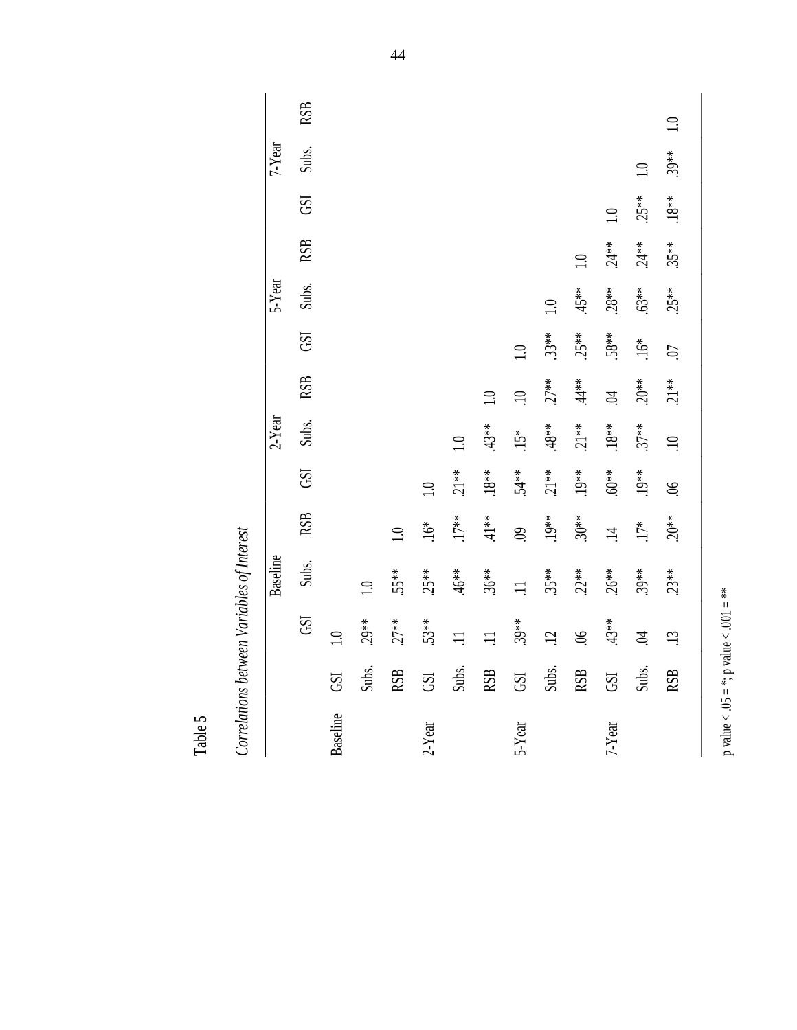Table 5

*Correlations between Variables of Interest*

| | | Baseline | | | 2-Year | | | 5-Year | | | 7-Year | | |
|---|---|---|---|---|---|---|---|---|---|---|---|---|---|
| | | GSI | Subs. | RSB | GSI | Subs. | RSB | GSI | Subs. | RSB | GSI | Subs. | RSB |
| Baseline | GSI | 1.0 | | | | | | | | | | | |
| | Subs. | .29** | 1.0 | | | | | | | | | | |
| | RSB | .27** | .55** | 1.0 | | | | | | | | | |
| 2-Year | GSI | .53** | .25** | .16* | 1.0 | | | | | | | | |
| | Subs. | .11 | .46** | .17** | .21** | 1.0 | | | | | | | |
| | RSB | .11 | .36** | .41** | .18** | .43** | 1.0 | | | | | | |
| 5-Year | GSI | .39** | .11 | .09 | .54** | .15* | .10 | 1.0 | | | | | |
| | Subs. | .12 | .35** | .19** | .21** | .48** | .27** | .33** | 1.0 | | | | |
| | RSB | .06 | .22** | .30** | .19** | .21** | .44** | .25** | .45** | 1.0 | | | |
| 7-Year | GSI | .43** | .26** | .14 | .60** | .18** | .04 | .58** | .28** | .24** | 1.0 | | |
| | Subs. | .04 | .39** | .17* | .19** | .37** | .20** | .16* | .63** | .24** | .25** | 1.0 | |
| | RSB | .13 | .23** | .20** | .06 | .10 | .21** | .07 | .25** | .35** | .18** | .39** | 1.0 |

p value < .05 = *; p value < .001 = **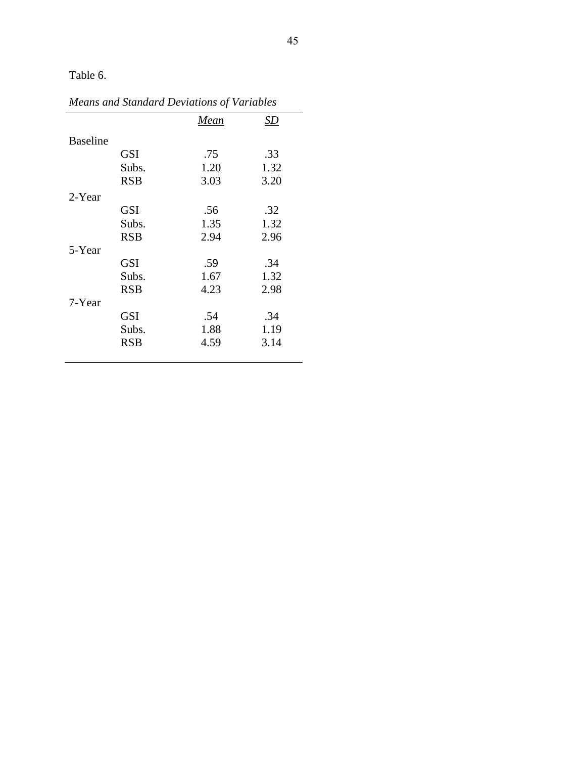Table 6.

*Means and Standard Deviations of Variables*

| | | *Mean* | *SD* |
|---|---|---|---|
| Baseline | | | |
| | GSI | .75 | .33 |
| | Subs. | 1.20 | 1.32 |
| | RSB | 3.03 | 3.20 |
| 2-Year | | | |
| | GSI | .56 | .32 |
| | Subs. | 1.35 | 1.32 |
| | RSB | 2.94 | 2.96 |
| 5-Year | | | |
| | GSI | .59 | .34 |
| | Subs. | 1.67 | 1.32 |
| | RSB | 4.23 | 2.98 |
| 7-Year | | | |
| | GSI | .54 | .34 |
| | Subs. | 1.88 | 1.19 |
| | RSB | 4.59 | 3.14 |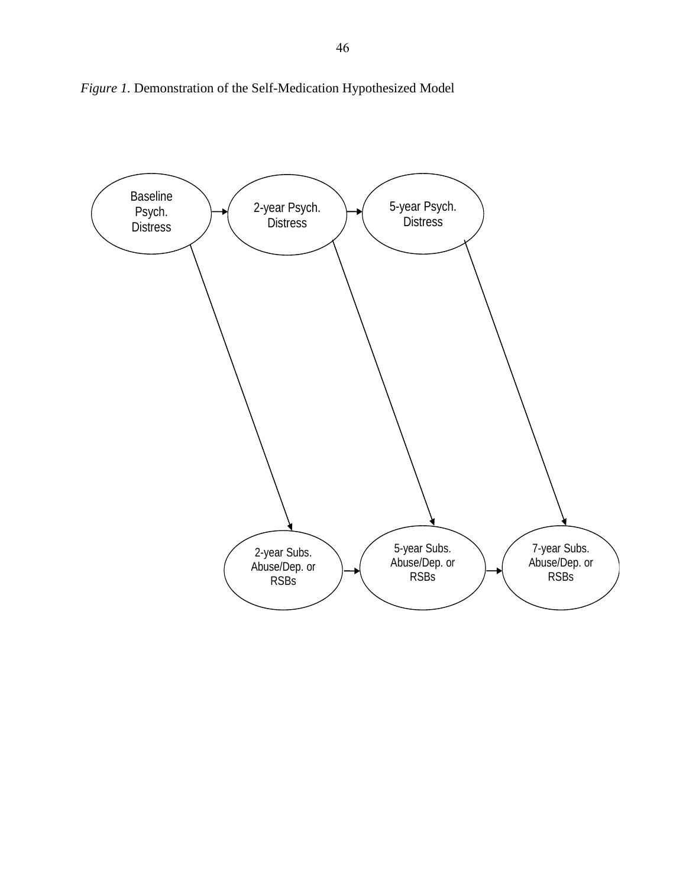*Figure 1.* Demonstration of the Self-Medication Hypothesized Model

Baseline Psych. Distress

2-year Psych. Distress

5-year Psych. Distress

2-year Subs. Abuse/Dep. or RSBs

5-year Subs. Abuse/Dep. or RSBs

7-year Subs. Abuse/Dep. or RSBs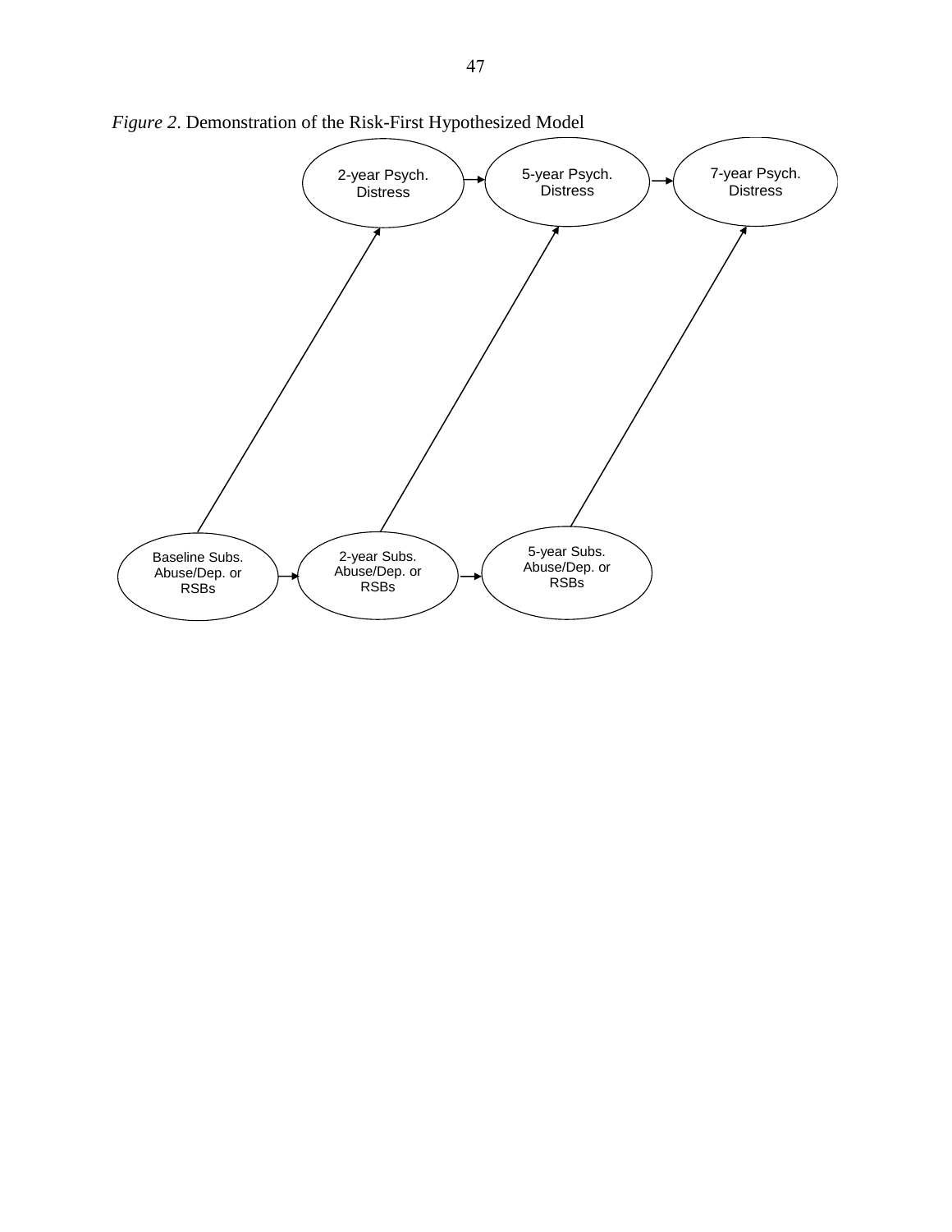*Figure 2*. Demonstration of the Risk-First Hypothesized Model

2-year Psych. Distress

5-year Psych. Distress

7-year Psych. Distress

Baseline Subs. Abuse/Dep. or RSBs

2-year Subs. Abuse/Dep. or RSBs

5-year Subs. Abuse/Dep. or RSBs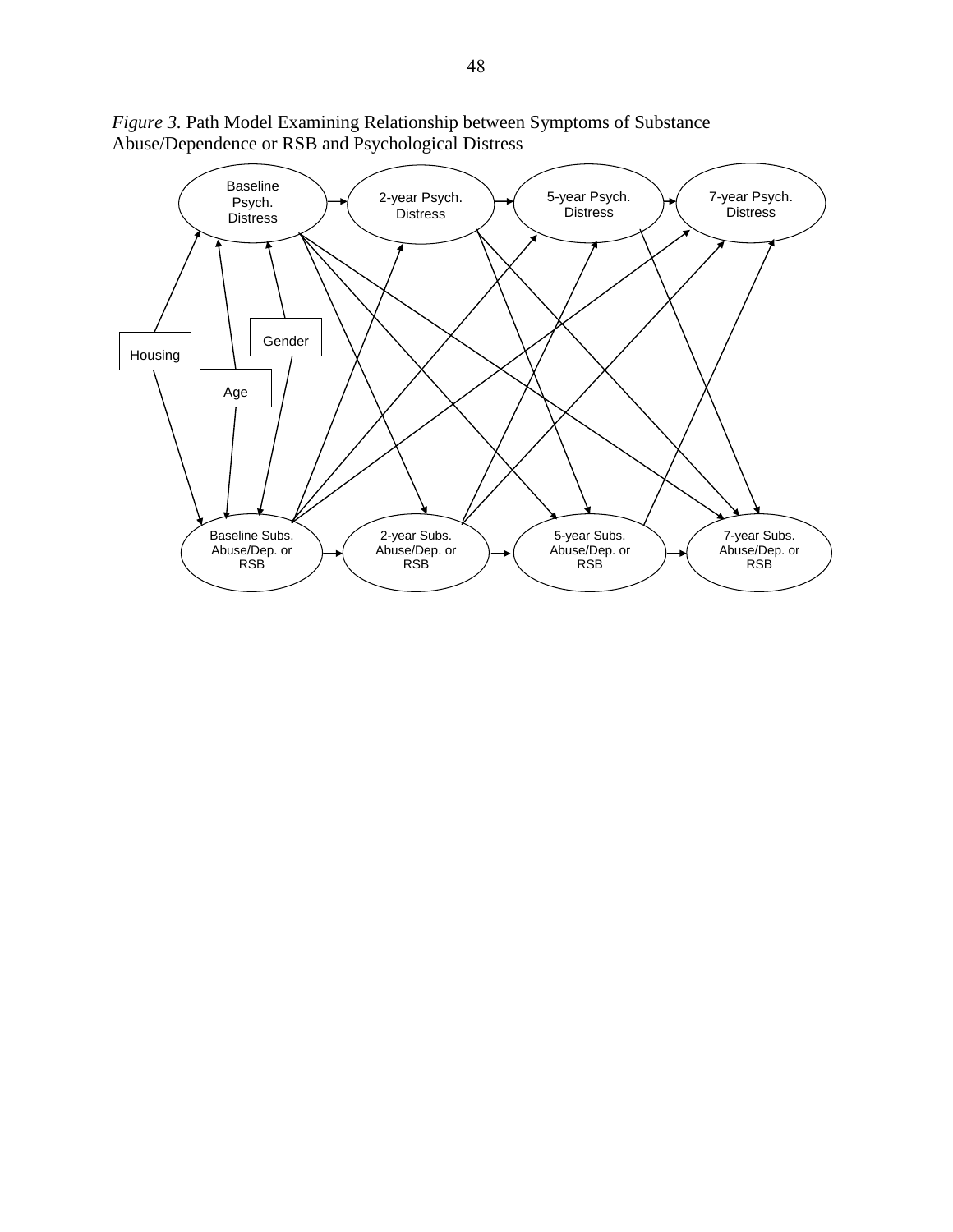*Figure 3.* Path Model Examining Relationship between Symptoms of Substance Abuse/Dependence or RSB and Psychological Distress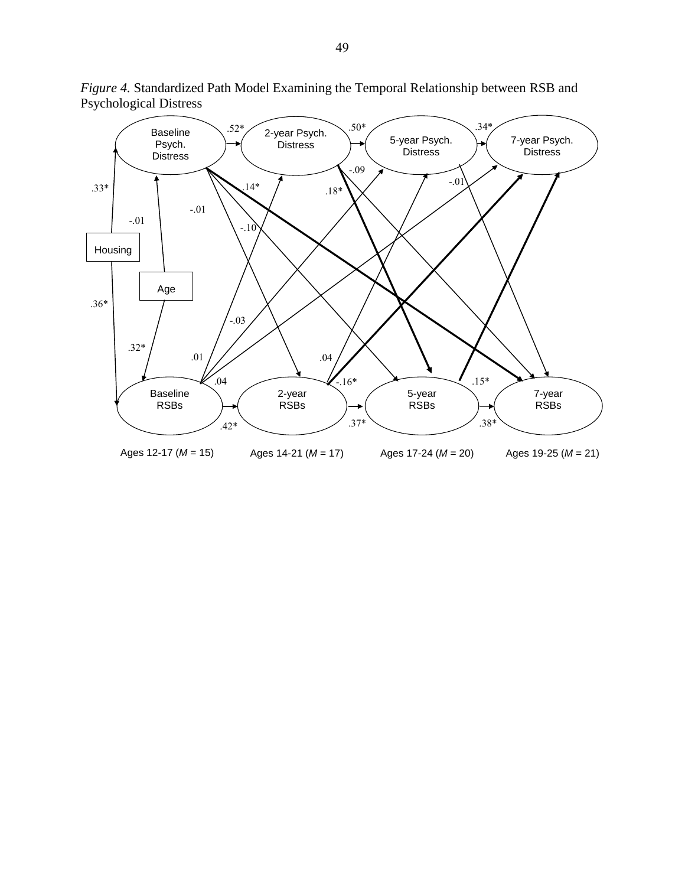*Figure 4.* Standardized Path Model Examining the Temporal Relationship between RSB and Psychological Distress

Baseline Psych. Distress
2-year Psych. Distress
5-year Psych. Distress
7-year Psych. Distress

.52* .50* .34*

.33* .14* .18* -.09 -.01

-.01 -.01 -.10

Housing

Age

.36*

-.03

.32* .01 .04

.04 -.16* .15*

Baseline RSBs
2-year RSBs
5-year RSBs
7-year RSBs

.42* .37* .38*

Ages 12-17 (*M* = 15) Ages 14-21 (*M* = 17) Ages 17-24 (*M* = 20) Ages 19-25 (*M* = 21)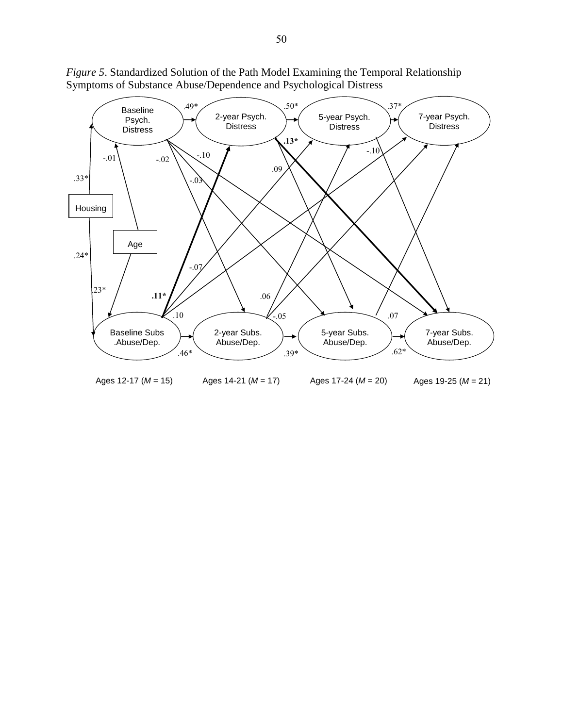*Figure 5*. Standardized Solution of the Path Model Examining the Temporal Relationship Symptoms of Substance Abuse/Dependence and Psychological Distress

Baseline Psych. Distress

2-year Psych. Distress

5-year Psych. Distress

7-year Psych. Distress

Housing

Age

Baseline Subs .Abuse/Dep.

2-year Subs. Abuse/Dep.

5-year Subs. Abuse/Dep.

7-year Subs. Abuse/Dep.

.49* .50* .37* .13* -.10 -.01 -.02 -.10 .09 .33* -.03 .24* -.07 .23* .11* .06 .10 -.05 .07 .46* .39* .62*

Ages 12-17 (*M* = 15) Ages 14-21 (*M* = 17) Ages 17-24 (*M* = 20) Ages 19-25 (*M* = 21)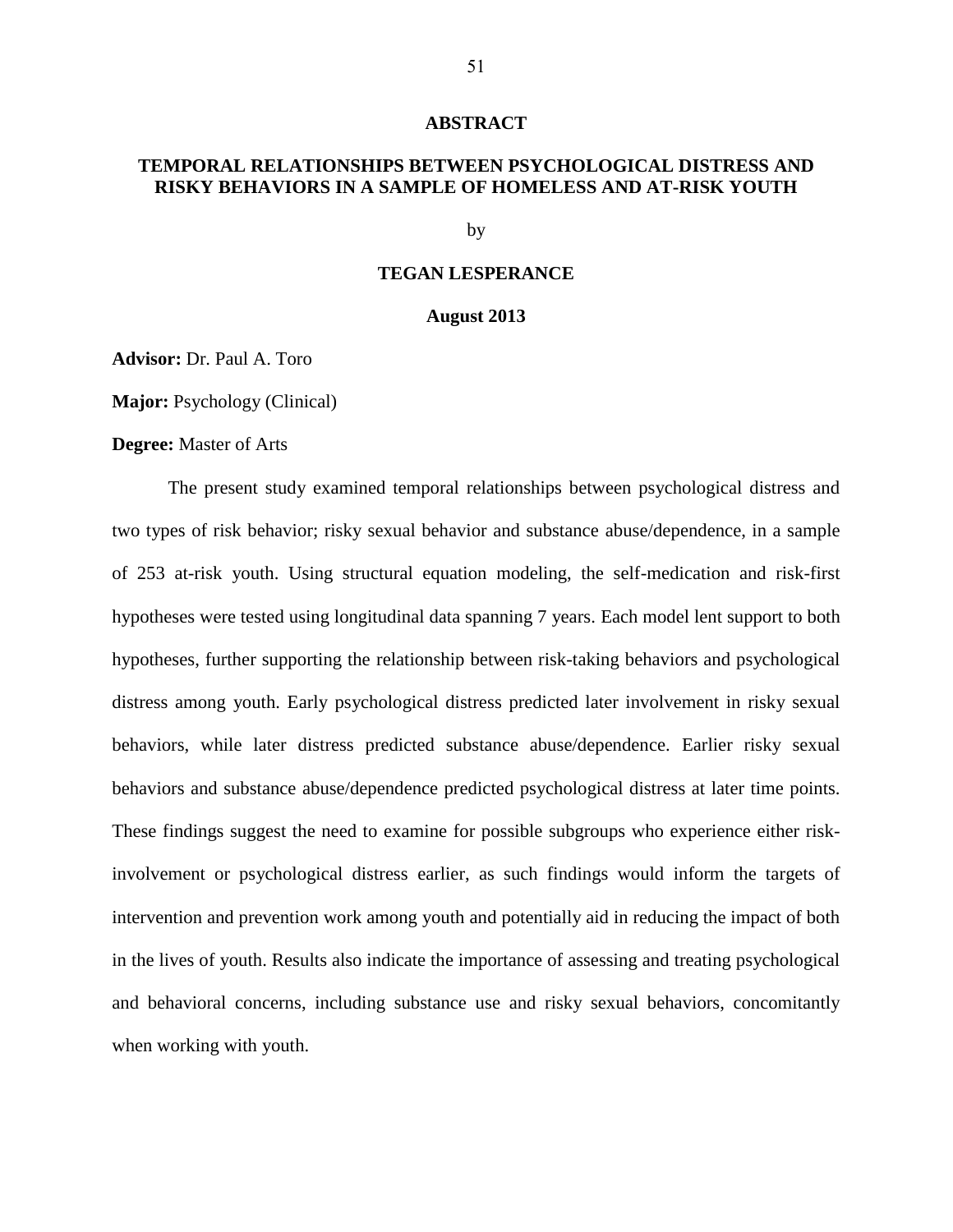# ABSTRACT

## TEMPORAL RELATIONSHIPS BETWEEN PSYCHOLOGICAL DISTRESS AND RISKY BEHAVIORS IN A SAMPLE OF HOMELESS AND AT-RISK YOUTH

by

**TEGAN LESPERANCE**

**August 2013**

**Advisor:** Dr. Paul A. Toro

**Major:** Psychology (Clinical)

**Degree:** Master of Arts

The present study examined temporal relationships between psychological distress and two types of risk behavior; risky sexual behavior and substance abuse/dependence, in a sample of 253 at-risk youth. Using structural equation modeling, the self-medication and risk-first hypotheses were tested using longitudinal data spanning 7 years. Each model lent support to both hypotheses, further supporting the relationship between risk-taking behaviors and psychological distress among youth. Early psychological distress predicted later involvement in risky sexual behaviors, while later distress predicted substance abuse/dependence. Earlier risky sexual behaviors and substance abuse/dependence predicted psychological distress at later time points. These findings suggest the need to examine for possible subgroups who experience either risk-involvement or psychological distress earlier, as such findings would inform the targets of intervention and prevention work among youth and potentially aid in reducing the impact of both in the lives of youth. Results also indicate the importance of assessing and treating psychological and behavioral concerns, including substance use and risky sexual behaviors, concomitantly when working with youth.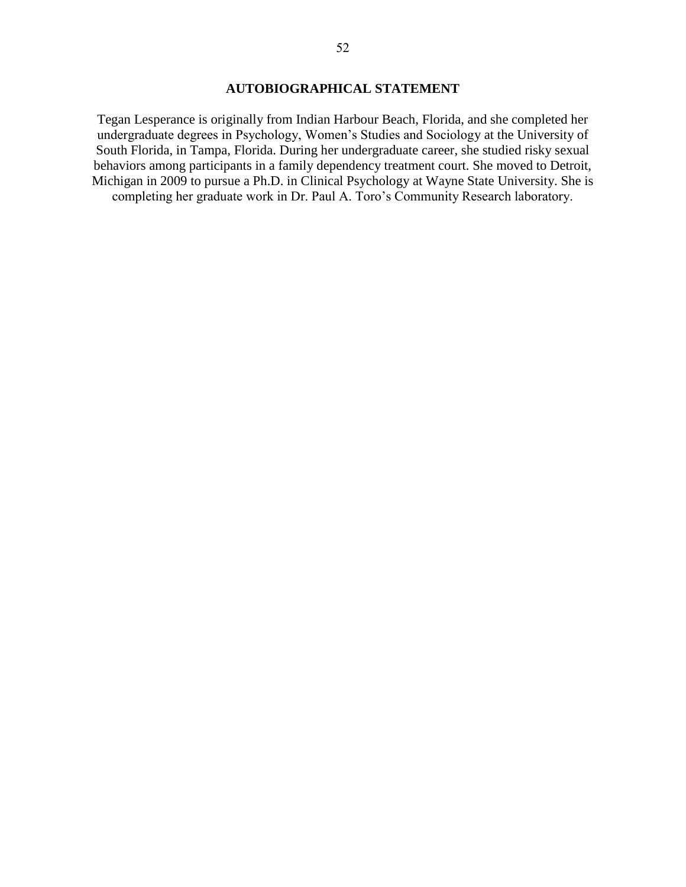## AUTOBIOGRAPHICAL STATEMENT

Tegan Lesperance is originally from Indian Harbour Beach, Florida, and she completed her undergraduate degrees in Psychology, Women's Studies and Sociology at the University of South Florida, in Tampa, Florida. During her undergraduate career, she studied risky sexual behaviors among participants in a family dependency treatment court. She moved to Detroit, Michigan in 2009 to pursue a Ph.D. in Clinical Psychology at Wayne State University. She is completing her graduate work in Dr. Paul A. Toro's Community Research laboratory.